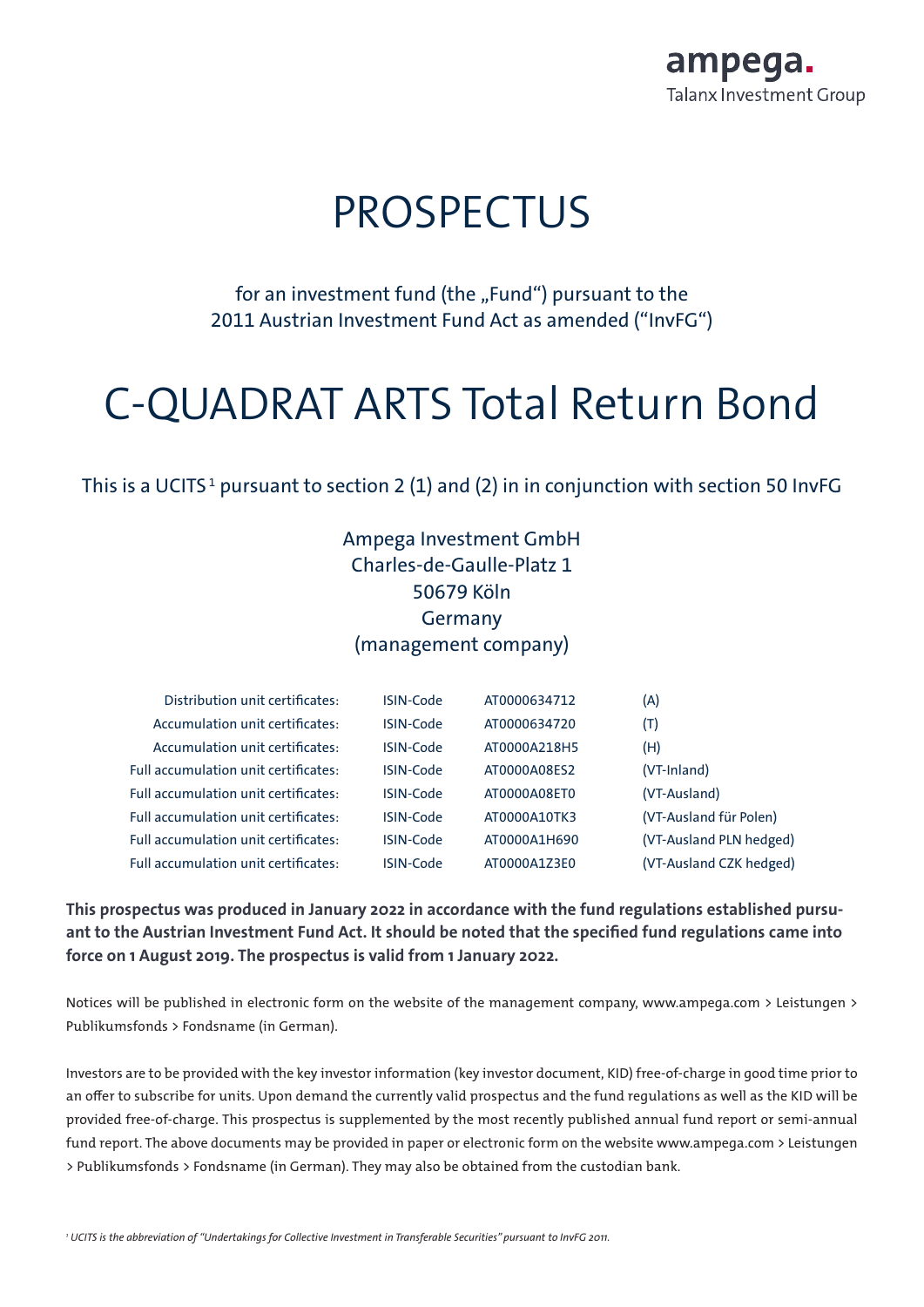ampega.
Talanx Investment Group

# PROSPECTUS

for an investment fund (the „Fund“) pursuant to the 2011 Austrian Investment Fund Act as amended (“InvFG“)

# C-QUADRAT ARTS Total Return Bond

This is a UCITS[1] pursuant to section 2 (1) and (2) in in conjunction with section 50 InvFG

Ampega Investment GmbH
Charles-de-Gaulle-Platz 1
50679 Köln
Germany
(management company)

| | | | |
|---|---|---|---|
| Distribution unit certificates: | ISIN-Code | AT0000634712 | (A) |
| Accumulation unit certificates: | ISIN-Code | AT0000634720 | (T) |
| Accumulation unit certificates: | ISIN-Code | AT0000A218H5 | (H) |
| Full accumulation unit certificates: | ISIN-Code | AT0000A08ES2 | (VT-Inland) |
| Full accumulation unit certificates: | ISIN-Code | AT0000A08ET0 | (VT-Ausland) |
| Full accumulation unit certificates: | ISIN-Code | AT0000A10TK3 | (VT-Ausland für Polen) |
| Full accumulation unit certificates: | ISIN-Code | AT0000A1H690 | (VT-Ausland PLN hedged) |
| Full accumulation unit certificates: | ISIN-Code | AT0000A1Z3E0 | (VT-Ausland CZK hedged) |

**This prospectus was produced in January 2022 in accordance with the fund regulations established pursuant to the Austrian Investment Fund Act. It should be noted that the specified fund regulations came into force on 1 August 2019. The prospectus is valid from 1 January 2022.**

Notices will be published in electronic form on the website of the management company, www.ampega.com > Leistungen > Publikumsfonds > Fondsname (in German).

Investors are to be provided with the key investor information (key investor document, KID) free-of-charge in good time prior to an offer to subscribe for units. Upon demand the currently valid prospectus and the fund regulations as well as the KID will be provided free-of-charge. This prospectus is supplemented by the most recently published annual fund report or semi-annual fund report. The above documents may be provided in paper or electronic form on the website www.ampega.com > Leistungen > Publikumsfonds > Fondsname (in German). They may also be obtained from the custodian bank.

[1] *UCITS is the abbreviation of “Undertakings for Collective Investment in Transferable Securities” pursuant to InvFG 2011.*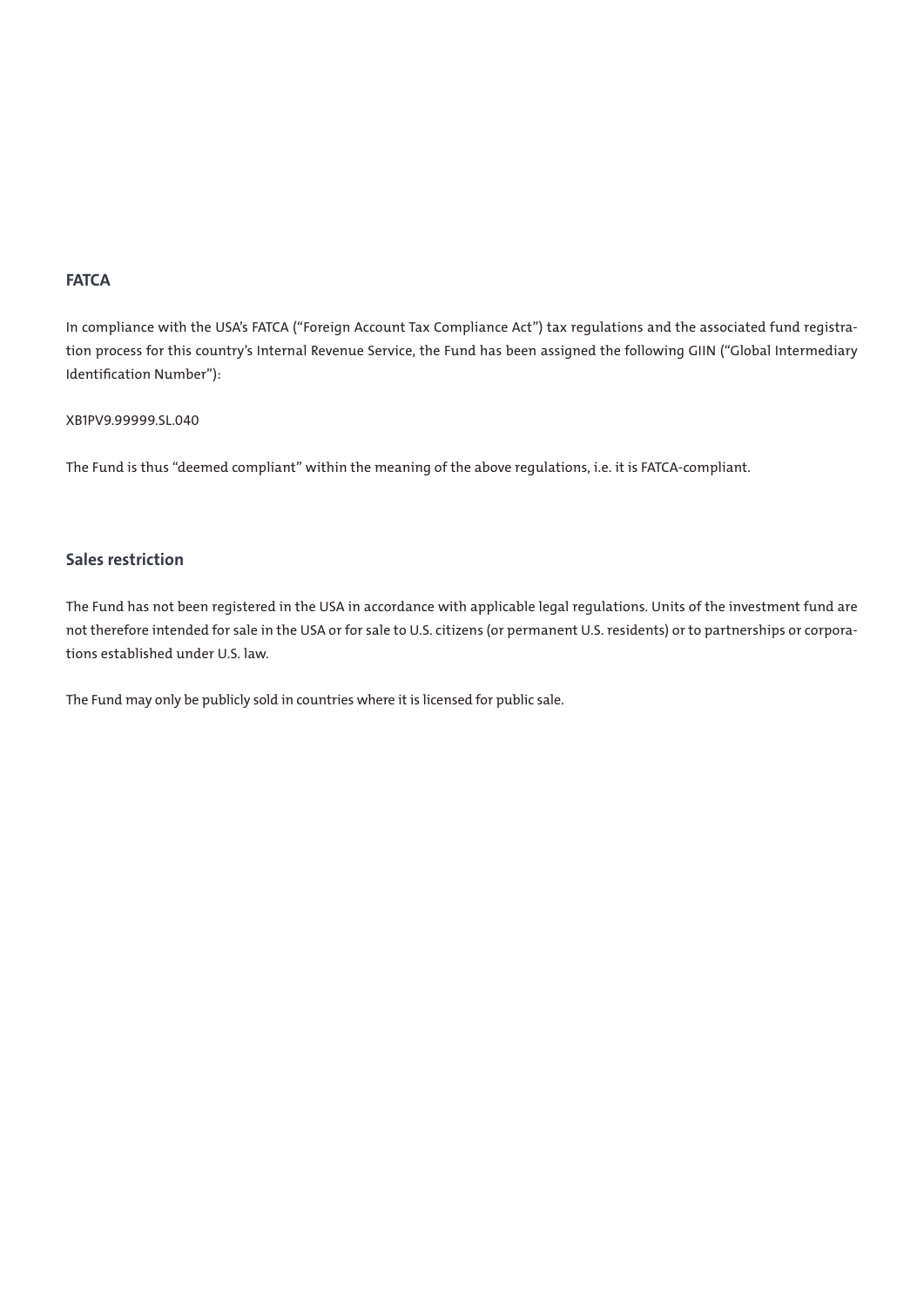## FATCA

In compliance with the USA's FATCA ("Foreign Account Tax Compliance Act") tax regulations and the associated fund registration process for this country's Internal Revenue Service, the Fund has been assigned the following GIIN ("Global Intermediary Identification Number"):

XB1PV9.99999.SL.040

The Fund is thus "deemed compliant" within the meaning of the above regulations, i.e. it is FATCA-compliant.

## Sales restriction

The Fund has not been registered in the USA in accordance with applicable legal regulations. Units of the investment fund are not therefore intended for sale in the USA or for sale to U.S. citizens (or permanent U.S. residents) or to partnerships or corporations established under U.S. law.

The Fund may only be publicly sold in countries where it is licensed for public sale.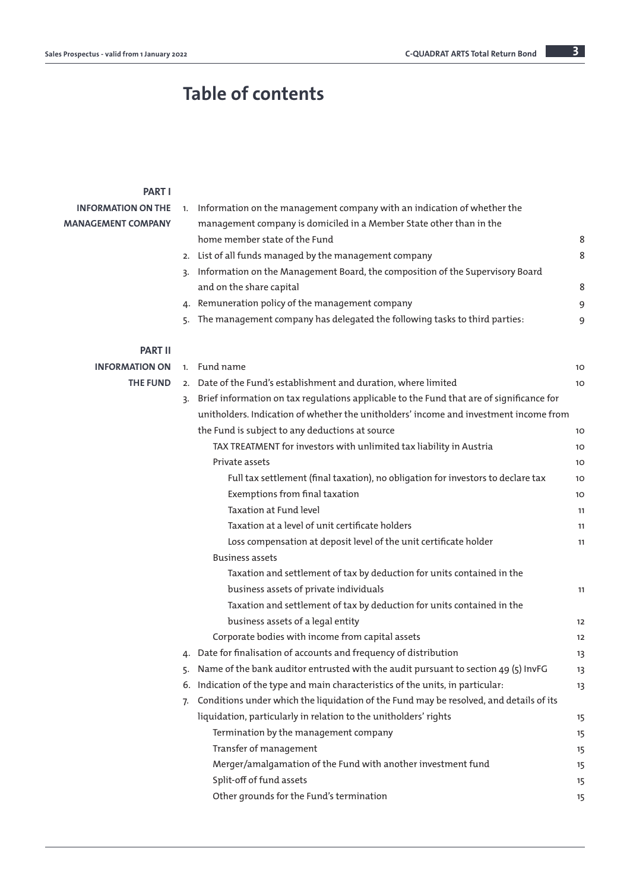# Table of contents

**PART I**

**INFORMATION ON THE MANAGEMENT COMPANY**

1. Information on the management company with an indication of whether the management company is domiciled in a Member State other than in the home member state of the Fund 8
2. List of all funds managed by the management company 8
3. Information on the Management Board, the composition of the Supervisory Board and on the share capital 8
4. Remuneration policy of the management company 9
5. The management company has delegated the following tasks to third parties: 9

**PART II**

**INFORMATION ON THE FUND**

1. Fund name 10
2. Date of the Fund's establishment and duration, where limited 10
3. Brief information on tax regulations applicable to the Fund that are of significance for unitholders. Indication of whether the unitholders' income and investment income from the Fund is subject to any deductions at source 10
   - TAX TREATMENT for investors with unlimited tax liability in Austria 10
   - Private assets 10
     - Full tax settlement (final taxation), no obligation for investors to declare tax 10
     - Exemptions from final taxation 10
     - Taxation at Fund level 11
     - Taxation at a level of unit certificate holders 11
     - Loss compensation at deposit level of the unit certificate holder 11
   - Business assets
     - Taxation and settlement of tax by deduction for units contained in the business assets of private individuals 11
     - Taxation and settlement of tax by deduction for units contained in the business assets of a legal entity 12
   - Corporate bodies with income from capital assets 12
4. Date for finalisation of accounts and frequency of distribution 13
5. Name of the bank auditor entrusted with the audit pursuant to section 49 (5) InvFG 13
6. Indication of the type and main characteristics of the units, in particular: 13
7. Conditions under which the liquidation of the Fund may be resolved, and details of its liquidation, particularly in relation to the unitholders' rights 15
   - Termination by the management company 15
   - Transfer of management 15
   - Merger/amalgamation of the Fund with another investment fund 15
   - Split-off of fund assets 15
   - Other grounds for the Fund's termination 15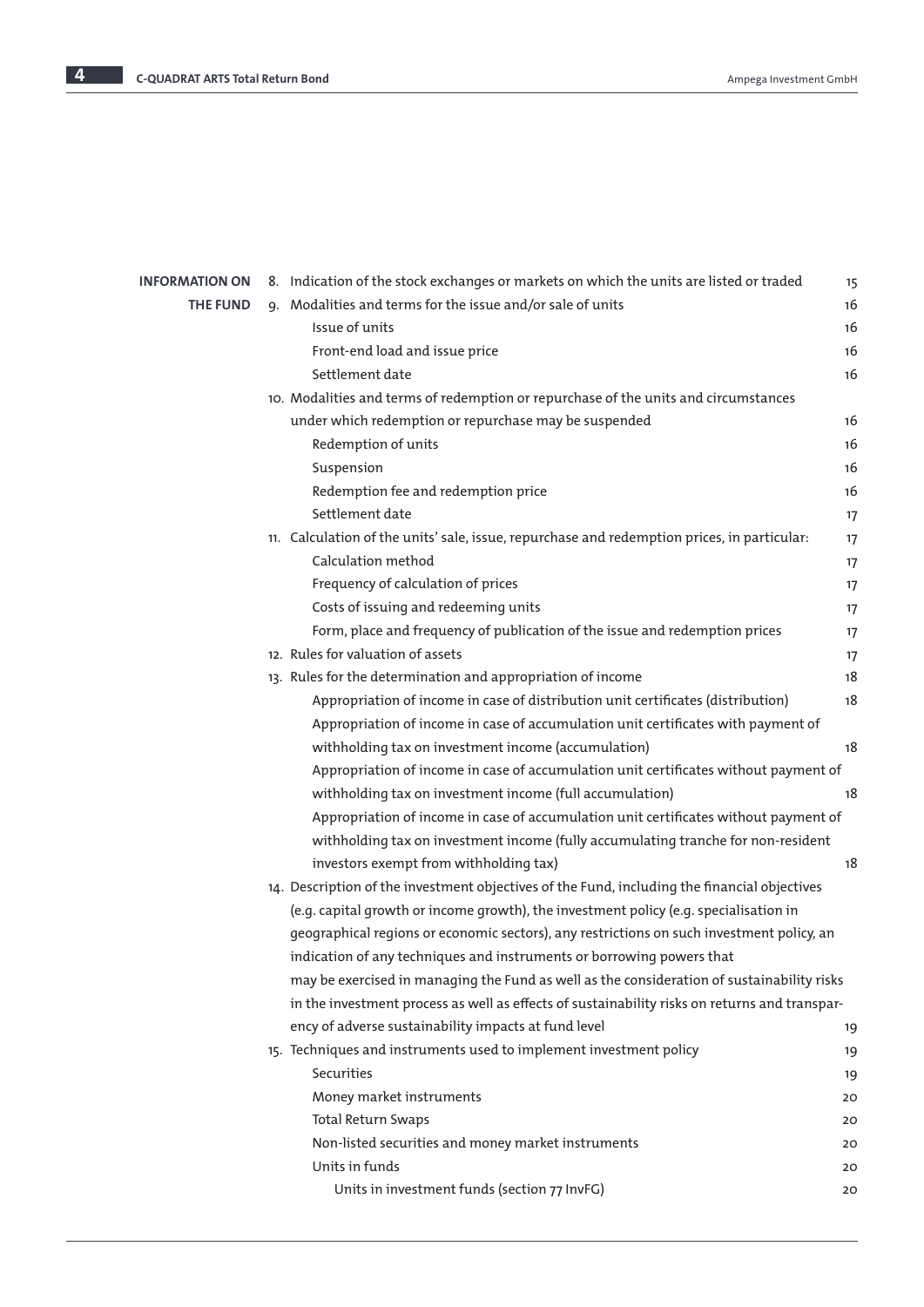**INFORMATION ON THE FUND**

| | |
|---|---|
| 8. Indication of the stock exchanges or markets on which the units are listed or traded | 15 |
| 9. Modalities and terms for the issue and/or sale of units | 16 |
| Issue of units | 16 |
| Front-end load and issue price | 16 |
| Settlement date | 16 |
| 10. Modalities and terms of redemption or repurchase of the units and circumstances under which redemption or repurchase may be suspended | 16 |
| Redemption of units | 16 |
| Suspension | 16 |
| Redemption fee and redemption price | 16 |
| Settlement date | 17 |
| 11. Calculation of the units' sale, issue, repurchase and redemption prices, in particular: | 17 |
| Calculation method | 17 |
| Frequency of calculation of prices | 17 |
| Costs of issuing and redeeming units | 17 |
| Form, place and frequency of publication of the issue and redemption prices | 17 |
| 12. Rules for valuation of assets | 17 |
| 13. Rules for the determination and appropriation of income | 18 |
| Appropriation of income in case of distribution unit certificates (distribution) | 18 |
| Appropriation of income in case of accumulation unit certificates with payment of withholding tax on investment income (accumulation) | 18 |
| Appropriation of income in case of accumulation unit certificates without payment of withholding tax on investment income (full accumulation) | 18 |
| Appropriation of income in case of accumulation unit certificates without payment of withholding tax on investment income (fully accumulating tranche for non-resident investors exempt from withholding tax) | 18 |
| 14. Description of the investment objectives of the Fund, including the financial objectives (e.g. capital growth or income growth), the investment policy (e.g. specialisation in geographical regions or economic sectors), any restrictions on such investment policy, an indication of any techniques and instruments or borrowing powers that may be exercised in managing the Fund as well as the consideration of sustainability risks in the investment process as well as effects of sustainability risks on returns and transparency of adverse sustainability impacts at fund level | 19 |
| 15. Techniques and instruments used to implement investment policy | 19 |
| Securities | 19 |
| Money market instruments | 20 |
| Total Return Swaps | 20 |
| Non-listed securities and money market instruments | 20 |
| Units in funds | 20 |
| Units in investment funds (section 77 InvFG) | 20 |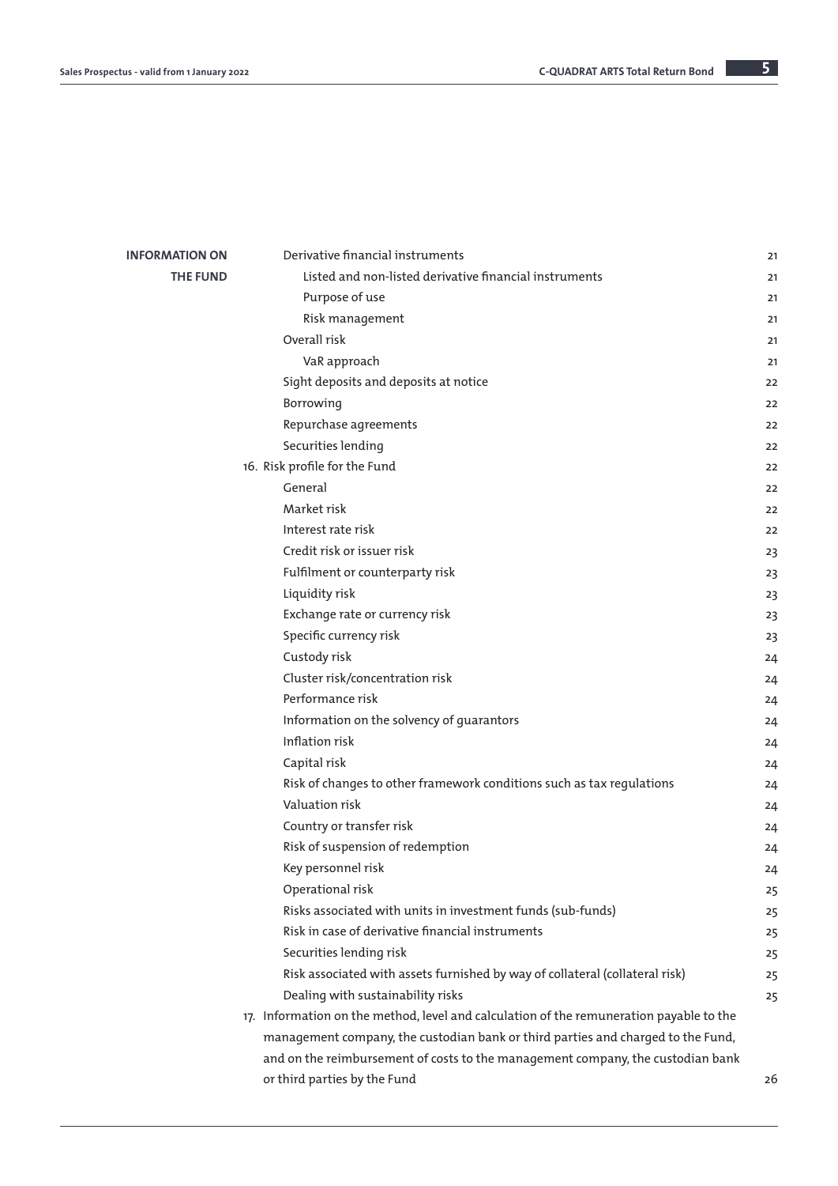**INFORMATION ON THE FUND**

| | |
|---|---|
| Derivative financial instruments | 21 |
| Listed and non-listed derivative financial instruments | 21 |
| Purpose of use | 21 |
| Risk management | 21 |
| Overall risk | 21 |
| VaR approach | 21 |
| Sight deposits and deposits at notice | 22 |
| Borrowing | 22 |
| Repurchase agreements | 22 |
| Securities lending | 22 |
| 16. Risk profile for the Fund | 22 |
| General | 22 |
| Market risk | 22 |
| Interest rate risk | 22 |
| Credit risk or issuer risk | 23 |
| Fulfilment or counterparty risk | 23 |
| Liquidity risk | 23 |
| Exchange rate or currency risk | 23 |
| Specific currency risk | 23 |
| Custody risk | 24 |
| Cluster risk/concentration risk | 24 |
| Performance risk | 24 |
| Information on the solvency of guarantors | 24 |
| Inflation risk | 24 |
| Capital risk | 24 |
| Risk of changes to other framework conditions such as tax regulations | 24 |
| Valuation risk | 24 |
| Country or transfer risk | 24 |
| Risk of suspension of redemption | 24 |
| Key personnel risk | 24 |
| Operational risk | 25 |
| Risks associated with units in investment funds (sub-funds) | 25 |
| Risk in case of derivative financial instruments | 25 |
| Securities lending risk | 25 |
| Risk associated with assets furnished by way of collateral (collateral risk) | 25 |
| Dealing with sustainability risks | 25 |
| 17. Information on the method, level and calculation of the remuneration payable to the management company, the custodian bank or third parties and charged to the Fund, and on the reimbursement of costs to the management company, the custodian bank or third parties by the Fund | 26 |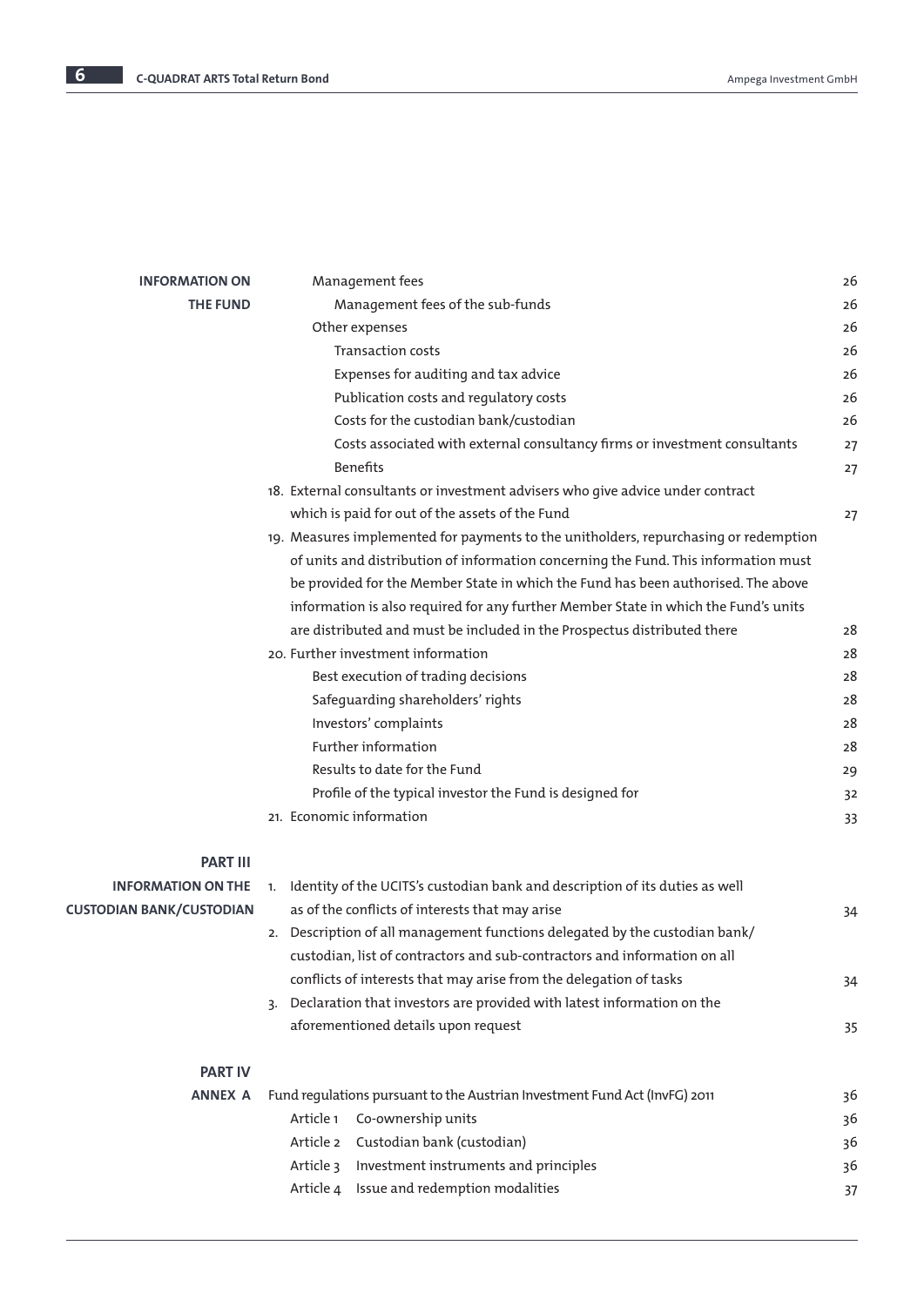**INFORMATION ON THE FUND**

| | | |
|---|---|---|
| | Management fees | 26 |
| | Management fees of the sub-funds | 26 |
| | Other expenses | 26 |
| | Transaction costs | 26 |
| | Expenses for auditing and tax advice | 26 |
| | Publication costs and regulatory costs | 26 |
| | Costs for the custodian bank/custodian | 26 |
| | Costs associated with external consultancy firms or investment consultants | 27 |
| | Benefits | 27 |
| 18. | External consultants or investment advisers who give advice under contract which is paid for out of the assets of the Fund | 27 |
| 19. | Measures implemented for payments to the unitholders, repurchasing or redemption of units and distribution of information concerning the Fund. This information must be provided for the Member State in which the Fund has been authorised. The above information is also required for any further Member State in which the Fund's units are distributed and must be included in the Prospectus distributed there | 28 |
| 20. | Further investment information | 28 |
| | Best execution of trading decisions | 28 |
| | Safeguarding shareholders' rights | 28 |
| | Investors' complaints | 28 |
| | Further information | 28 |
| | Results to date for the Fund | 29 |
| | Profile of the typical investor the Fund is designed for | 32 |
| 21. | Economic information | 33 |

**PART III**

**INFORMATION ON THE CUSTODIAN BANK/CUSTODIAN**

| | | |
|---|---|---|
| 1. | Identity of the UCITS's custodian bank and description of its duties as well as of the conflicts of interests that may arise | 34 |
| 2. | Description of all management functions delegated by the custodian bank/custodian, list of contractors and sub-contractors and information on all conflicts of interests that may arise from the delegation of tasks | 34 |
| 3. | Declaration that investors are provided with latest information on the aforementioned details upon request | 35 |

**PART IV**

**ANNEX A**

| | | |
|---|---|---|
| | Fund regulations pursuant to the Austrian Investment Fund Act (InvFG) 2011 | 36 |
| Article 1 | Co-ownership units | 36 |
| Article 2 | Custodian bank (custodian) | 36 |
| Article 3 | Investment instruments and principles | 36 |
| Article 4 | Issue and redemption modalities | 37 |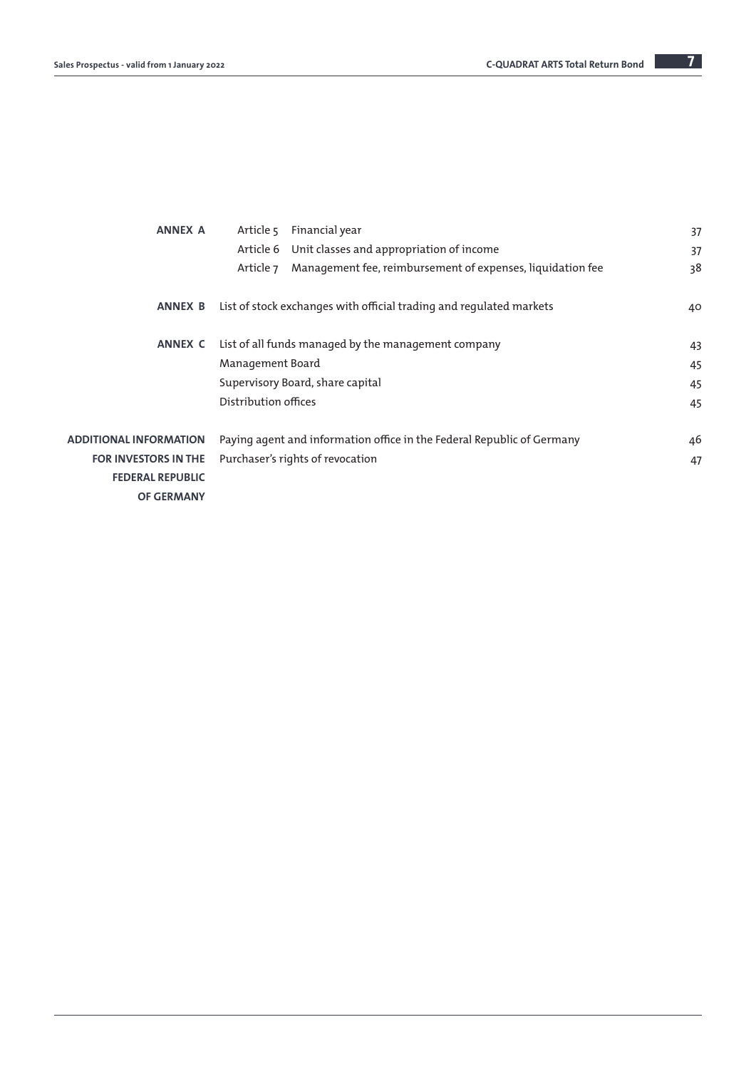| | | | |
|---|---|---|---|
| **ANNEX A** | Article 5 | Financial year | 37 |
| | Article 6 | Unit classes and appropriation of income | 37 |
| | Article 7 | Management fee, reimbursement of expenses, liquidation fee | 38 |
| **ANNEX B** | List of stock exchanges with official trading and regulated markets | | 40 |
| **ANNEX C** | List of all funds managed by the management company | | 43 |
| | Management Board | | 45 |
| | Supervisory Board, share capital | | 45 |
| | Distribution offices | | 45 |
| **ADDITIONAL INFORMATION FOR INVESTORS IN THE FEDERAL REPUBLIC OF GERMANY** | Paying agent and information office in the Federal Republic of Germany | | 46 |
| | Purchaser's rights of revocation | | 47 |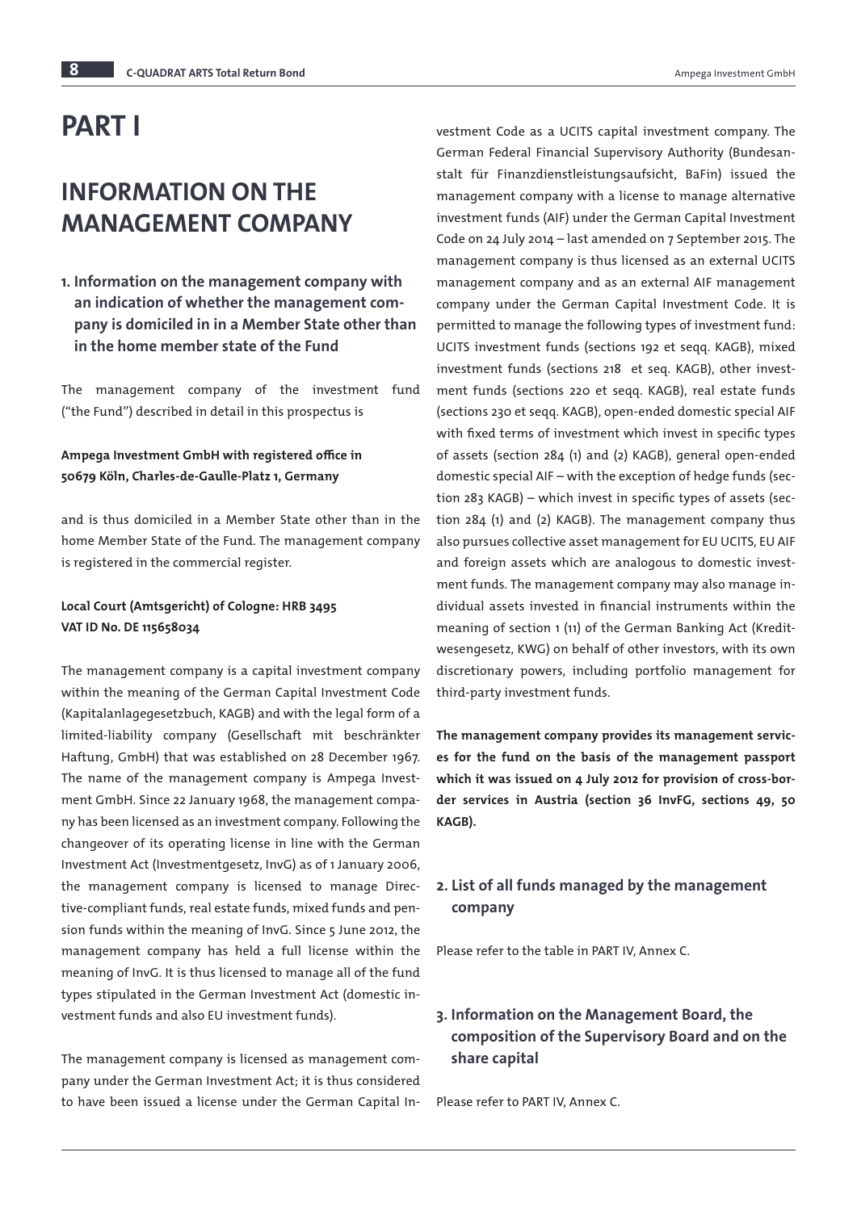# PART I

## INFORMATION ON THE MANAGEMENT COMPANY

### 1. Information on the management company with an indication of whether the management company is domiciled in in a Member State other than in the home member state of the Fund

The management company of the investment fund ("the Fund") described in detail in this prospectus is

**Ampega Investment GmbH with registered office in 50679 Köln, Charles-de-Gaulle-Platz 1, Germany**

and is thus domiciled in a Member State other than in the home Member State of the Fund. The management company is registered in the commercial register.

**Local Court (Amtsgericht) of Cologne: HRB 3495**
**VAT ID No. DE 115658034**

The management company is a capital investment company within the meaning of the German Capital Investment Code (Kapitalanlagegesetzbuch, KAGB) and with the legal form of a limited-liability company (Gesellschaft mit beschränkter Haftung, GmbH) that was established on 28 December 1967. The name of the management company is Ampega Investment GmbH. Since 22 January 1968, the management company has been licensed as an investment company. Following the changeover of its operating license in line with the German Investment Act (Investmentgesetz, InvG) as of 1 January 2006, the management company is licensed to manage Directive-compliant funds, real estate funds, mixed funds and pension funds within the meaning of InvG. Since 5 June 2012, the management company has held a full license within the meaning of InvG. It is thus licensed to manage all of the fund types stipulated in the German Investment Act (domestic investment funds and also EU investment funds).

The management company is licensed as management company under the German Investment Act; it is thus considered to have been issued a license under the German Capital Investment Code as a UCITS capital investment company. The German Federal Financial Supervisory Authority (Bundesanstalt für Finanzdienstleistungsaufsicht, BaFin) issued the management company with a license to manage alternative investment funds (AIF) under the German Capital Investment Code on 24 July 2014 – last amended on 7 September 2015. The management company is thus licensed as an external UCITS management company and as an external AIF management company under the German Capital Investment Code. It is permitted to manage the following types of investment fund: UCITS investment funds (sections 192 et seqq. KAGB), mixed investment funds (sections 218 et seq. KAGB), other investment funds (sections 220 et seqq. KAGB), real estate funds (sections 230 et seqq. KAGB), open-ended domestic special AIF with fixed terms of investment which invest in specific types of assets (section 284 (1) and (2) KAGB), general open-ended domestic special AIF – with the exception of hedge funds (section 283 KAGB) – which invest in specific types of assets (section 284 (1) and (2) KAGB). The management company thus also pursues collective asset management for EU UCITS, EU AIF and foreign assets which are analogous to domestic investment funds. The management company may also manage individual assets invested in financial instruments within the meaning of section 1 (11) of the German Banking Act (Kreditwesengesetz, KWG) on behalf of other investors, with its own discretionary powers, including portfolio management for third-party investment funds.

**The management company provides its management services for the fund on the basis of the management passport which it was issued on 4 July 2012 for provision of cross-border services in Austria (section 36 InvFG, sections 49, 50 KAGB).**

### 2. List of all funds managed by the management company

Please refer to the table in PART IV, Annex C.

### 3. Information on the Management Board, the composition of the Supervisory Board and on the share capital

Please refer to PART IV, Annex C.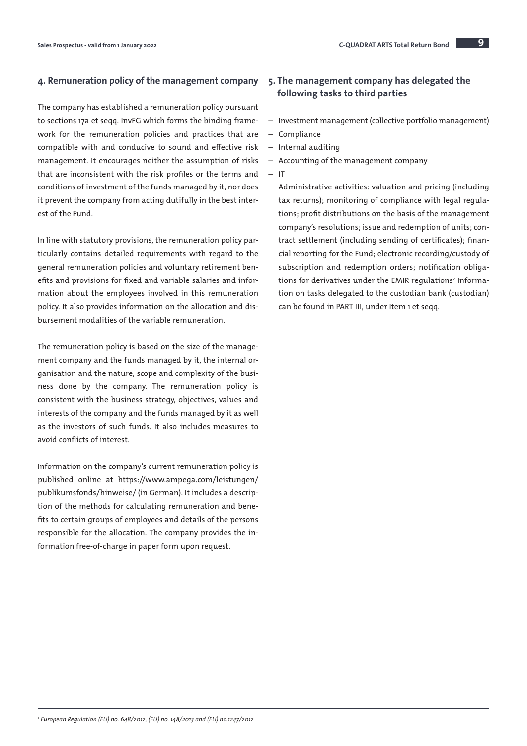## 4. Remuneration policy of the management company

The company has established a remuneration policy pursuant to sections 17a et seqq. InvFG which forms the binding framework for the remuneration policies and practices that are compatible with and conducive to sound and effective risk management. It encourages neither the assumption of risks that are inconsistent with the risk profiles or the terms and conditions of investment of the funds managed by it, nor does it prevent the company from acting dutifully in the best interest of the Fund.

In line with statutory provisions, the remuneration policy particularly contains detailed requirements with regard to the general remuneration policies and voluntary retirement benefits and provisions for fixed and variable salaries and information about the employees involved in this remuneration policy. It also provides information on the allocation and disbursement modalities of the variable remuneration.

The remuneration policy is based on the size of the management company and the funds managed by it, the internal organisation and the nature, scope and complexity of the business done by the company. The remuneration policy is consistent with the business strategy, objectives, values and interests of the company and the funds managed by it as well as the investors of such funds. It also includes measures to avoid conflicts of interest.

Information on the company's current remuneration policy is published online at https://www.ampega.com/leistungen/publikumsfonds/hinweise/ (in German). It includes a description of the methods for calculating remuneration and benefits to certain groups of employees and details of the persons responsible for the allocation. The company provides the information free-of-charge in paper form upon request.

## 5. The management company has delegated the following tasks to third parties

- Investment management (collective portfolio management)
- Compliance
- Internal auditing
- Accounting of the management company
- IT
- Administrative activities: valuation and pricing (including tax returns); monitoring of compliance with legal regulations; profit distributions on the basis of the management company's resolutions; issue and redemption of units; contract settlement (including sending of certificates); financial reporting for the Fund; electronic recording/custody of subscription and redemption orders; notification obligations for derivatives under the EMIR regulations[2] Information on tasks delegated to the custodian bank (custodian) can be found in PART III, under Item 1 et seqq.

*[2] European Regulation (EU) no. 648/2012, (EU) no. 148/2013 and (EU) no.1247/2012*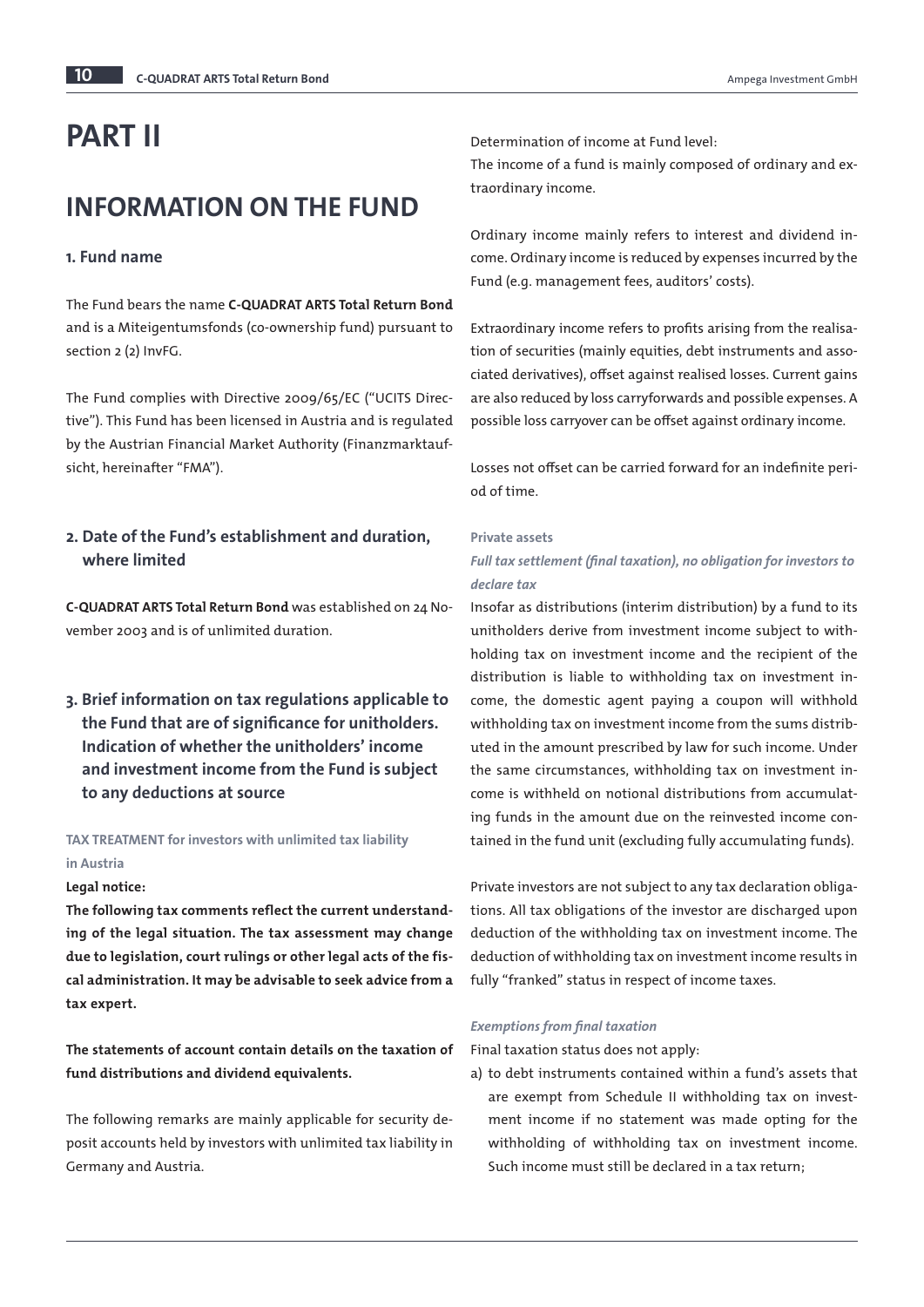# PART II

## INFORMATION ON THE FUND

### 1. Fund name

The Fund bears the name **C-QUADRAT ARTS Total Return Bond** and is a Miteigentumsfonds (co-ownership fund) pursuant to section 2 (2) InvFG.

The Fund complies with Directive 2009/65/EC ("UCITS Directive"). This Fund has been licensed in Austria and is regulated by the Austrian Financial Market Authority (Finanzmarktaufsicht, hereinafter "FMA").

### 2. Date of the Fund's establishment and duration, where limited

**C-QUADRAT ARTS Total Return Bond** was established on 24 November 2003 and is of unlimited duration.

### 3. Brief information on tax regulations applicable to the Fund that are of significance for unitholders. Indication of whether the unitholders' income and investment income from the Fund is subject to any deductions at source

**TAX TREATMENT for investors with unlimited tax liability in Austria**

**Legal notice:**

**The following tax comments reflect the current understanding of the legal situation. The tax assessment may change due to legislation, court rulings or other legal acts of the fiscal administration. It may be advisable to seek advice from a tax expert.**

**The statements of account contain details on the taxation of fund distributions and dividend equivalents.**

The following remarks are mainly applicable for security deposit accounts held by investors with unlimited tax liability in Germany and Austria.

Determination of income at Fund level:
The income of a fund is mainly composed of ordinary and extraordinary income.

Ordinary income mainly refers to interest and dividend income. Ordinary income is reduced by expenses incurred by the Fund (e.g. management fees, auditors' costs).

Extraordinary income refers to profits arising from the realisation of securities (mainly equities, debt instruments and associated derivatives), offset against realised losses. Current gains are also reduced by loss carryforwards and possible expenses. A possible loss carryover can be offset against ordinary income.

Losses not offset can be carried forward for an indefinite period of time.

**Private assets**

***Full tax settlement (final taxation), no obligation for investors to declare tax***

Insofar as distributions (interim distribution) by a fund to its unitholders derive from investment income subject to withholding tax on investment income and the recipient of the distribution is liable to withholding tax on investment income, the domestic agent paying a coupon will withhold withholding tax on investment income from the sums distributed in the amount prescribed by law for such income. Under the same circumstances, withholding tax on investment income is withheld on notional distributions from accumulating funds in the amount due on the reinvested income contained in the fund unit (excluding fully accumulating funds).

Private investors are not subject to any tax declaration obligations. All tax obligations of the investor are discharged upon deduction of the withholding tax on investment income. The deduction of withholding tax on investment income results in fully "franked" status in respect of income taxes.

***Exemptions from final taxation***

Final taxation status does not apply:

a) to debt instruments contained within a fund's assets that are exempt from Schedule II withholding tax on investment income if no statement was made opting for the withholding of withholding tax on investment income. Such income must still be declared in a tax return;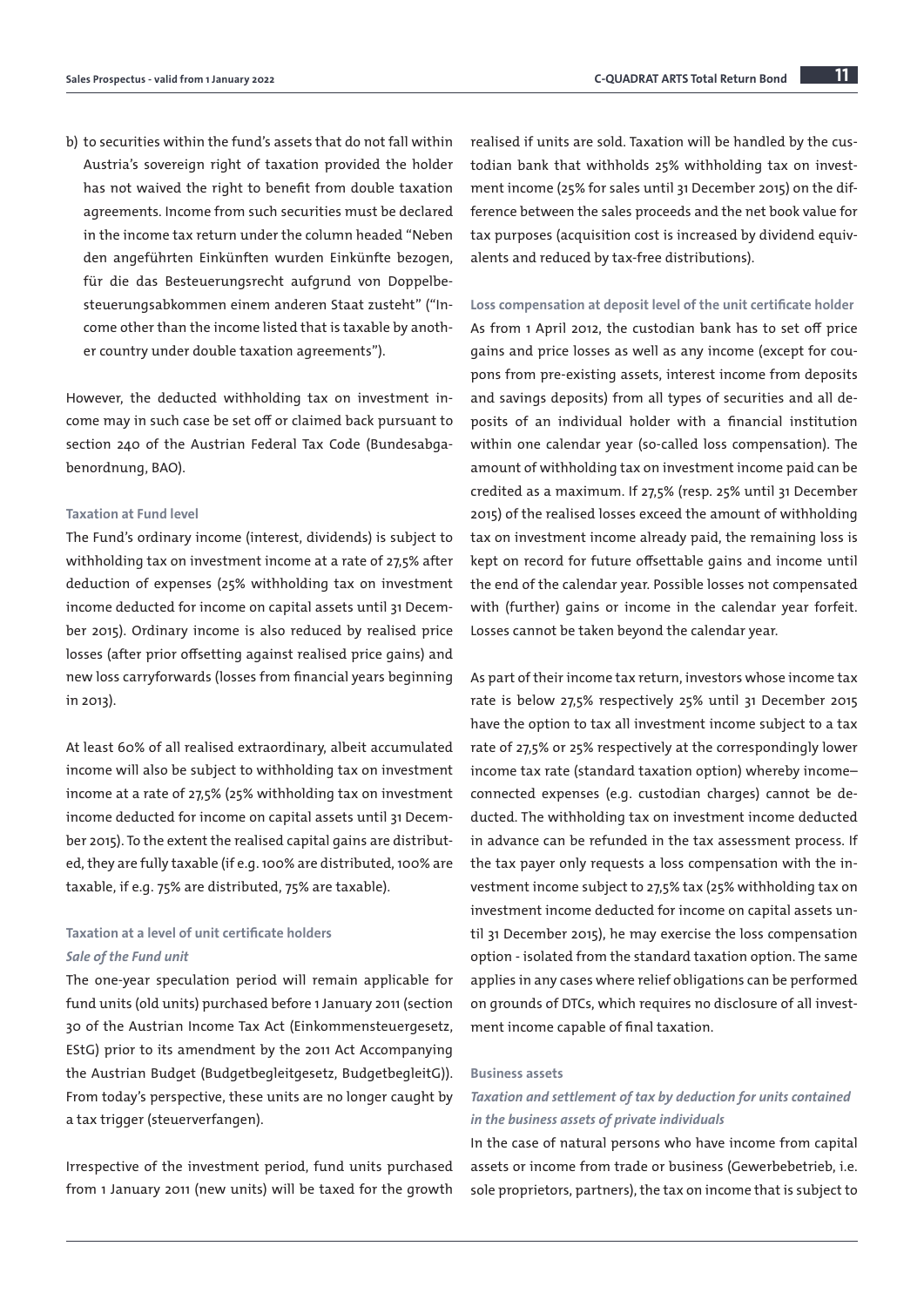b) to securities within the fund's assets that do not fall within Austria's sovereign right of taxation provided the holder has not waived the right to benefit from double taxation agreements. Income from such securities must be declared in the income tax return under the column headed "Neben den angeführten Einkünften wurden Einkünfte bezogen, für die das Besteuerungsrecht aufgrund von Doppelbesteuerungsabkommen einem anderen Staat zusteht" ("Income other than the income listed that is taxable by another country under double taxation agreements").

However, the deducted withholding tax on investment income may in such case be set off or claimed back pursuant to section 240 of the Austrian Federal Tax Code (Bundesabgabenordnung, BAO).

#### Taxation at Fund level

The Fund's ordinary income (interest, dividends) is subject to withholding tax on investment income at a rate of 27,5% after deduction of expenses (25% withholding tax on investment income deducted for income on capital assets until 31 December 2015). Ordinary income is also reduced by realised price losses (after prior offsetting against realised price gains) and new loss carryforwards (losses from financial years beginning in 2013).

At least 60% of all realised extraordinary, albeit accumulated income will also be subject to withholding tax on investment income at a rate of 27,5% (25% withholding tax on investment income deducted for income on capital assets until 31 December 2015). To the extent the realised capital gains are distributed, they are fully taxable (if e.g. 100% are distributed, 100% are taxable, if e.g. 75% are distributed, 75% are taxable).

#### Taxation at a level of unit certificate holders

*Sale of the Fund unit*

The one-year speculation period will remain applicable for fund units (old units) purchased before 1 January 2011 (section 30 of the Austrian Income Tax Act (Einkommensteuergesetz, EStG) prior to its amendment by the 2011 Act Accompanying the Austrian Budget (Budgetbegleitgesetz, BudgetbegleitG)). From today's perspective, these units are no longer caught by a tax trigger (steuerverfangen).

Irrespective of the investment period, fund units purchased from 1 January 2011 (new units) will be taxed for the growth realised if units are sold. Taxation will be handled by the custodian bank that withholds 25% withholding tax on investment income (25% for sales until 31 December 2015) on the difference between the sales proceeds and the net book value for tax purposes (acquisition cost is increased by dividend equivalents and reduced by tax-free distributions).

#### Loss compensation at deposit level of the unit certificate holder

As from 1 April 2012, the custodian bank has to set off price gains and price losses as well as any income (except for coupons from pre-existing assets, interest income from deposits and savings deposits) from all types of securities and all deposits of an individual holder with a financial institution within one calendar year (so-called loss compensation). The amount of withholding tax on investment income paid can be credited as a maximum. If 27,5% (resp. 25% until 31 December 2015) of the realised losses exceed the amount of withholding tax on investment income already paid, the remaining loss is kept on record for future offsettable gains and income until the end of the calendar year. Possible losses not compensated with (further) gains or income in the calendar year forfeit. Losses cannot be taken beyond the calendar year.

As part of their income tax return, investors whose income tax rate is below 27,5% respectively 25% until 31 December 2015 have the option to tax all investment income subject to a tax rate of 27,5% or 25% respectively at the correspondingly lower income tax rate (standard taxation option) whereby income–connected expenses (e.g. custodian charges) cannot be deducted. The withholding tax on investment income deducted in advance can be refunded in the tax assessment process. If the tax payer only requests a loss compensation with the investment income subject to 27,5% tax (25% withholding tax on investment income deducted for income on capital assets until 31 December 2015), he may exercise the loss compensation option - isolated from the standard taxation option. The same applies in any cases where relief obligations can be performed on grounds of DTCs, which requires no disclosure of all investment income capable of final taxation.

#### Business assets

*Taxation and settlement of tax by deduction for units contained in the business assets of private individuals*

In the case of natural persons who have income from capital assets or income from trade or business (Gewerbebetrieb, i.e. sole proprietors, partners), the tax on income that is subject to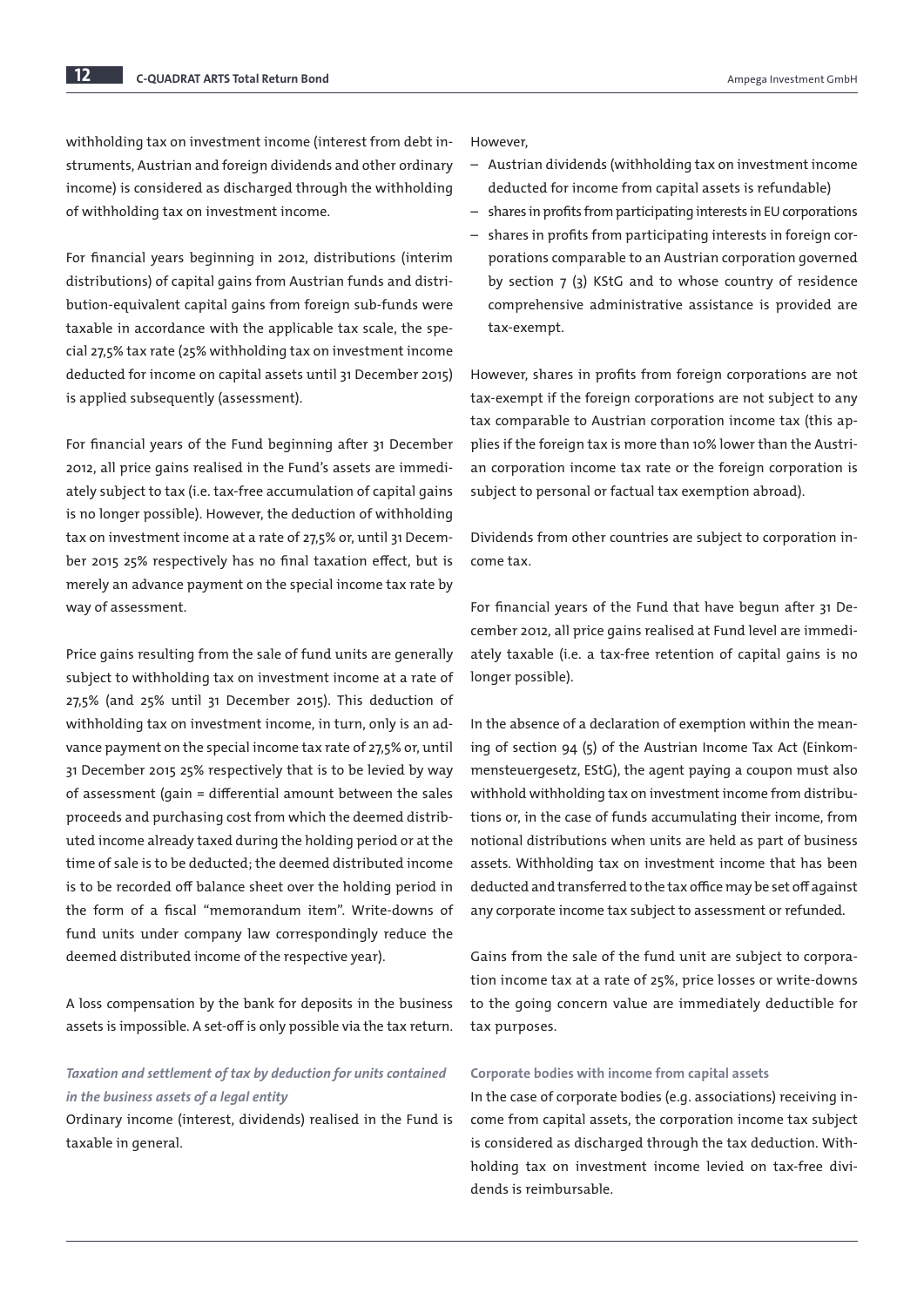withholding tax on investment income (interest from debt instruments, Austrian and foreign dividends and other ordinary income) is considered as discharged through the withholding of withholding tax on investment income.

For financial years beginning in 2012, distributions (interim distributions) of capital gains from Austrian funds and distribution-equivalent capital gains from foreign sub-funds were taxable in accordance with the applicable tax scale, the special 27,5% tax rate (25% withholding tax on investment income deducted for income on capital assets until 31 December 2015) is applied subsequently (assessment).

For financial years of the Fund beginning after 31 December 2012, all price gains realised in the Fund's assets are immediately subject to tax (i.e. tax-free accumulation of capital gains is no longer possible). However, the deduction of withholding tax on investment income at a rate of 27,5% or, until 31 December 2015 25% respectively has no final taxation effect, but is merely an advance payment on the special income tax rate by way of assessment.

Price gains resulting from the sale of fund units are generally subject to withholding tax on investment income at a rate of 27,5% (and 25% until 31 December 2015). This deduction of withholding tax on investment income, in turn, only is an advance payment on the special income tax rate of 27,5% or, until 31 December 2015 25% respectively that is to be levied by way of assessment (gain = differential amount between the sales proceeds and purchasing cost from which the deemed distributed income already taxed during the holding period or at the time of sale is to be deducted; the deemed distributed income is to be recorded off balance sheet over the holding period in the form of a fiscal "memorandum item". Write-downs of fund units under company law correspondingly reduce the deemed distributed income of the respective year).

A loss compensation by the bank for deposits in the business assets is impossible. A set-off is only possible via the tax return.

***Taxation and settlement of tax by deduction for units contained in the business assets of a legal entity***

Ordinary income (interest, dividends) realised in the Fund is taxable in general.

However,

- Austrian dividends (withholding tax on investment income deducted for income from capital assets is refundable)
- shares in profits from participating interests in EU corporations
- shares in profits from participating interests in foreign corporations comparable to an Austrian corporation governed by section 7 (3) KStG and to whose country of residence comprehensive administrative assistance is provided are tax-exempt.

However, shares in profits from foreign corporations are not tax-exempt if the foreign corporations are not subject to any tax comparable to Austrian corporation income tax (this applies if the foreign tax is more than 10% lower than the Austrian corporation income tax rate or the foreign corporation is subject to personal or factual tax exemption abroad).

Dividends from other countries are subject to corporation income tax.

For financial years of the Fund that have begun after 31 December 2012, all price gains realised at Fund level are immediately taxable (i.e. a tax-free retention of capital gains is no longer possible).

In the absence of a declaration of exemption within the meaning of section 94 (5) of the Austrian Income Tax Act (Einkommensteuergesetz, EStG), the agent paying a coupon must also withhold withholding tax on investment income from distributions or, in the case of funds accumulating their income, from notional distributions when units are held as part of business assets. Withholding tax on investment income that has been deducted and transferred to the tax office may be set off against any corporate income tax subject to assessment or refunded.

Gains from the sale of the fund unit are subject to corporation income tax at a rate of 25%, price losses or write-downs to the going concern value are immediately deductible for tax purposes.

**Corporate bodies with income from capital assets**

In the case of corporate bodies (e.g. associations) receiving income from capital assets, the corporation income tax subject is considered as discharged through the tax deduction. Withholding tax on investment income levied on tax-free dividends is reimbursable.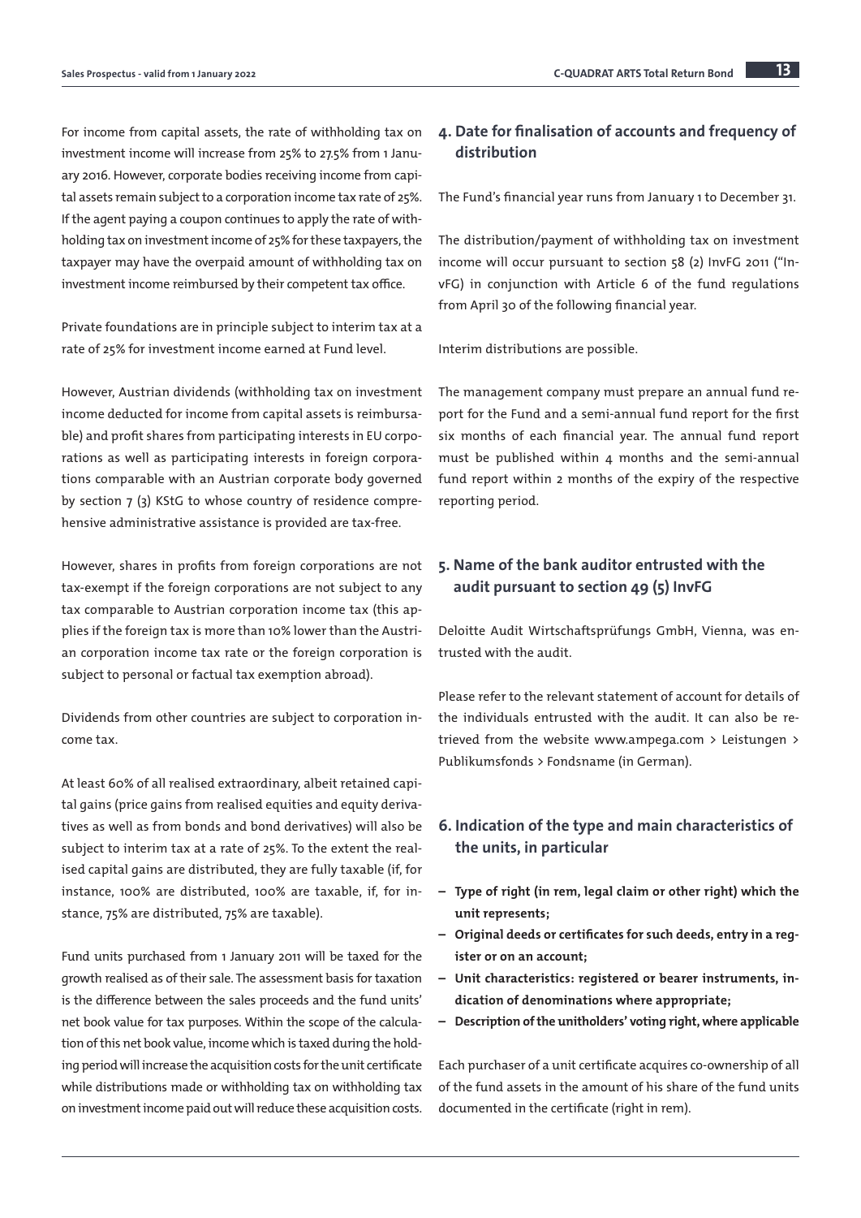For income from capital assets, the rate of withholding tax on investment income will increase from 25% to 27.5% from 1 January 2016. However, corporate bodies receiving income from capital assets remain subject to a corporation income tax rate of 25%. If the agent paying a coupon continues to apply the rate of withholding tax on investment income of 25% for these taxpayers, the taxpayer may have the overpaid amount of withholding tax on investment income reimbursed by their competent tax office.

Private foundations are in principle subject to interim tax at a rate of 25% for investment income earned at Fund level.

However, Austrian dividends (withholding tax on investment income deducted for income from capital assets is reimbursable) and profit shares from participating interests in EU corporations as well as participating interests in foreign corporations comparable with an Austrian corporate body governed by section 7 (3) KStG to whose country of residence comprehensive administrative assistance is provided are tax-free.

However, shares in profits from foreign corporations are not tax-exempt if the foreign corporations are not subject to any tax comparable to Austrian corporation income tax (this applies if the foreign tax is more than 10% lower than the Austrian corporation income tax rate or the foreign corporation is subject to personal or factual tax exemption abroad).

Dividends from other countries are subject to corporation income tax.

At least 60% of all realised extraordinary, albeit retained capital gains (price gains from realised equities and equity derivatives as well as from bonds and bond derivatives) will also be subject to interim tax at a rate of 25%. To the extent the realised capital gains are distributed, they are fully taxable (if, for instance, 100% are distributed, 100% are taxable, if, for instance, 75% are distributed, 75% are taxable).

Fund units purchased from 1 January 2011 will be taxed for the growth realised as of their sale. The assessment basis for taxation is the difference between the sales proceeds and the fund units' net book value for tax purposes. Within the scope of the calculation of this net book value, income which is taxed during the holding period will increase the acquisition costs for the unit certificate while distributions made or withholding tax on withholding tax on investment income paid out will reduce these acquisition costs.

## 4. Date for finalisation of accounts and frequency of distribution

The Fund's financial year runs from January 1 to December 31.

The distribution/payment of withholding tax on investment income will occur pursuant to section 58 (2) InvFG 2011 ("InvFG) in conjunction with Article 6 of the fund regulations from April 30 of the following financial year.

Interim distributions are possible.

The management company must prepare an annual fund report for the Fund and a semi-annual fund report for the first six months of each financial year. The annual fund report must be published within 4 months and the semi-annual fund report within 2 months of the expiry of the respective reporting period.

## 5. Name of the bank auditor entrusted with the audit pursuant to section 49 (5) InvFG

Deloitte Audit Wirtschaftsprüfungs GmbH, Vienna, was entrusted with the audit.

Please refer to the relevant statement of account for details of the individuals entrusted with the audit. It can also be retrieved from the website www.ampega.com > Leistungen > Publikumsfonds > Fondsname (in German).

## 6. Indication of the type and main characteristics of the units, in particular

- **Type of right (in rem, legal claim or other right) which the unit represents;**
- **Original deeds or certificates for such deeds, entry in a register or on an account;**
- **Unit characteristics: registered or bearer instruments, indication of denominations where appropriate;**
- **Description of the unitholders' voting right, where applicable**

Each purchaser of a unit certificate acquires co-ownership of all of the fund assets in the amount of his share of the fund units documented in the certificate (right in rem).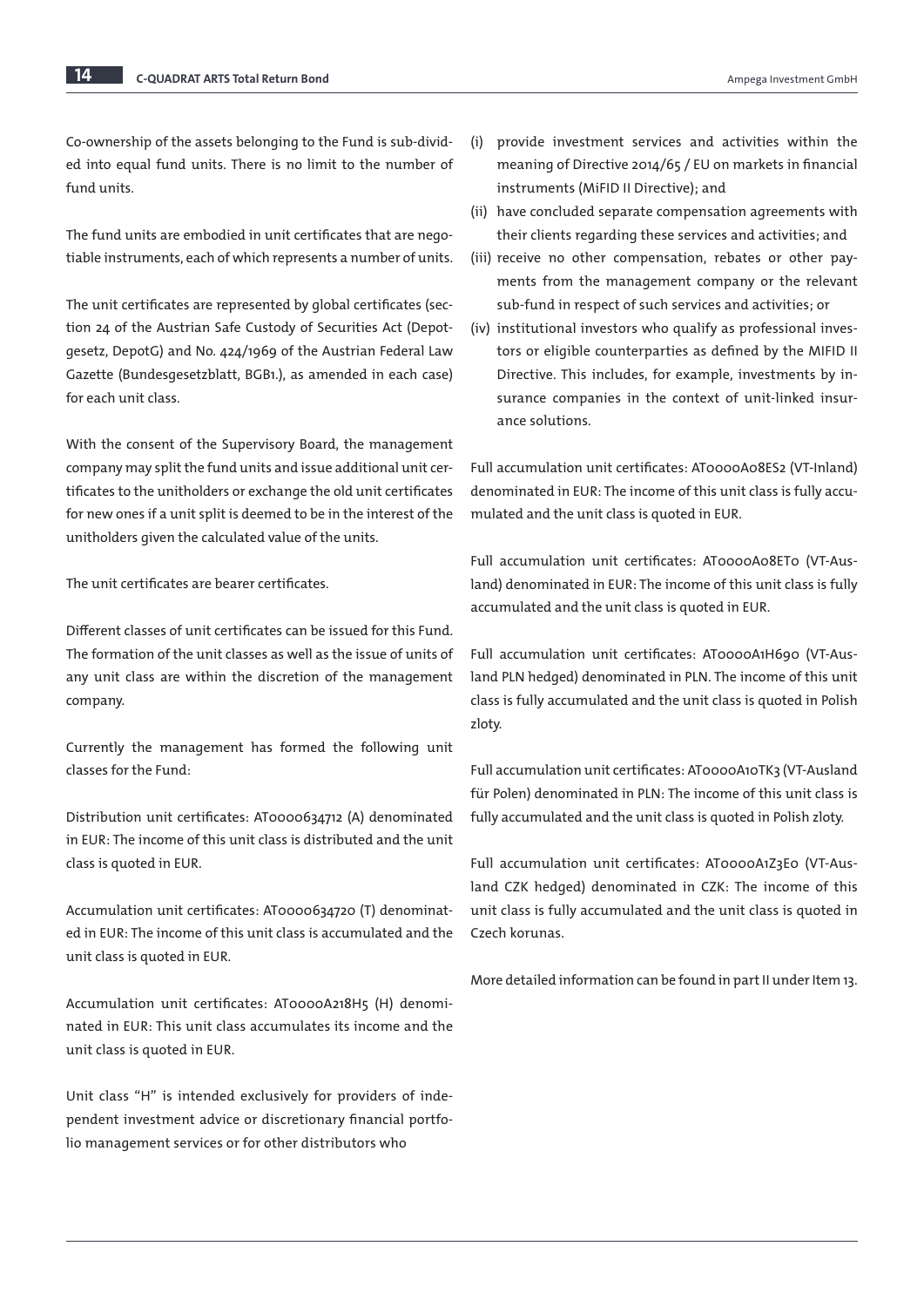Co-ownership of the assets belonging to the Fund is sub-divided into equal fund units. There is no limit to the number of fund units.

The fund units are embodied in unit certificates that are negotiable instruments, each of which represents a number of units.

The unit certificates are represented by global certificates (section 24 of the Austrian Safe Custody of Securities Act (Depotgesetz, DepotG) and No. 424/1969 of the Austrian Federal Law Gazette (Bundesgesetzblatt, BGB1.), as amended in each case) for each unit class.

With the consent of the Supervisory Board, the management company may split the fund units and issue additional unit certificates to the unitholders or exchange the old unit certificates for new ones if a unit split is deemed to be in the interest of the unitholders given the calculated value of the units.

The unit certificates are bearer certificates.

Different classes of unit certificates can be issued for this Fund. The formation of the unit classes as well as the issue of units of any unit class are within the discretion of the management company.

Currently the management has formed the following unit classes for the Fund:

Distribution unit certificates: AT0000634712 (A) denominated in EUR: The income of this unit class is distributed and the unit class is quoted in EUR.

Accumulation unit certificates: AT0000634720 (T) denominated in EUR: The income of this unit class is accumulated and the unit class is quoted in EUR.

Accumulation unit certificates: AT0000A218H5 (H) denominated in EUR: This unit class accumulates its income and the unit class is quoted in EUR.

Unit class "H" is intended exclusively for providers of independent investment advice or discretionary financial portfolio management services or for other distributors who

(i) provide investment services and activities within the meaning of Directive 2014/65 / EU on markets in financial instruments (MiFID II Directive); and
(ii) have concluded separate compensation agreements with their clients regarding these services and activities; and
(iii) receive no other compensation, rebates or other payments from the management company or the relevant sub-fund in respect of such services and activities; or
(iv) institutional investors who qualify as professional investors or eligible counterparties as defined by the MIFID II Directive. This includes, for example, investments by insurance companies in the context of unit-linked insurance solutions.

Full accumulation unit certificates: AT0000A08ES2 (VT-Inland) denominated in EUR: The income of this unit class is fully accumulated and the unit class is quoted in EUR.

Full accumulation unit certificates: AT0000A08ET0 (VT-Ausland) denominated in EUR: The income of this unit class is fully accumulated and the unit class is quoted in EUR.

Full accumulation unit certificates: AT0000A1H690 (VT-Ausland PLN hedged) denominated in PLN. The income of this unit class is fully accumulated and the unit class is quoted in Polish zloty.

Full accumulation unit certificates: AT0000A10TK3 (VT-Ausland für Polen) denominated in PLN: The income of this unit class is fully accumulated and the unit class is quoted in Polish zloty.

Full accumulation unit certificates: AT0000A1Z3E0 (VT-Ausland CZK hedged) denominated in CZK: The income of this unit class is fully accumulated and the unit class is quoted in Czech korunas.

More detailed information can be found in part II under Item 13.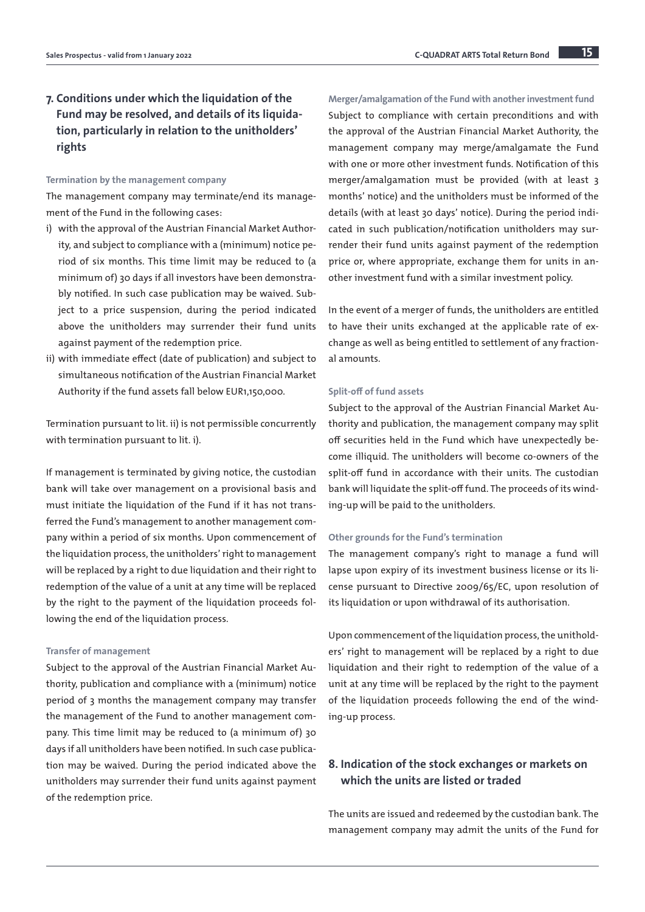## 7. Conditions under which the liquidation of the Fund may be resolved, and details of its liquidation, particularly in relation to the unitholders' rights

**Termination by the management company**

The management company may terminate/end its management of the Fund in the following cases:

i) with the approval of the Austrian Financial Market Authority, and subject to compliance with a (minimum) notice period of six months. This time limit may be reduced to (a minimum of) 30 days if all investors have been demonstrably notified. In such case publication may be waived. Subject to a price suspension, during the period indicated above the unitholders may surrender their fund units against payment of the redemption price.
ii) with immediate effect (date of publication) and subject to simultaneous notification of the Austrian Financial Market Authority if the fund assets fall below EUR1,150,000.

Termination pursuant to lit. ii) is not permissible concurrently with termination pursuant to lit. i).

If management is terminated by giving notice, the custodian bank will take over management on a provisional basis and must initiate the liquidation of the Fund if it has not transferred the Fund's management to another management company within a period of six months. Upon commencement of the liquidation process, the unitholders' right to management will be replaced by a right to due liquidation and their right to redemption of the value of a unit at any time will be replaced by the right to the payment of the liquidation proceeds following the end of the liquidation process.

**Transfer of management**

Subject to the approval of the Austrian Financial Market Authority, publication and compliance with a (minimum) notice period of 3 months the management company may transfer the management of the Fund to another management company. This time limit may be reduced to (a minimum of) 30 days if all unitholders have been notified. In such case publication may be waived. During the period indicated above the unitholders may surrender their fund units against payment of the redemption price.

**Merger/amalgamation of the Fund with another investment fund**

Subject to compliance with certain preconditions and with the approval of the Austrian Financial Market Authority, the management company may merge/amalgamate the Fund with one or more other investment funds. Notification of this merger/amalgamation must be provided (with at least 3 months' notice) and the unitholders must be informed of the details (with at least 30 days' notice). During the period indicated in such publication/notification unitholders may surrender their fund units against payment of the redemption price or, where appropriate, exchange them for units in another investment fund with a similar investment policy.

In the event of a merger of funds, the unitholders are entitled to have their units exchanged at the applicable rate of exchange as well as being entitled to settlement of any fractional amounts.

**Split-off of fund assets**

Subject to the approval of the Austrian Financial Market Authority and publication, the management company may split off securities held in the Fund which have unexpectedly become illiquid. The unitholders will become co-owners of the split-off fund in accordance with their units. The custodian bank will liquidate the split-off fund. The proceeds of its winding-up will be paid to the unitholders.

**Other grounds for the Fund's termination**

The management company's right to manage a fund will lapse upon expiry of its investment business license or its license pursuant to Directive 2009/65/EC, upon resolution of its liquidation or upon withdrawal of its authorisation.

Upon commencement of the liquidation process, the unitholders' right to management will be replaced by a right to due liquidation and their right to redemption of the value of a unit at any time will be replaced by the right to the payment of the liquidation proceeds following the end of the winding-up process.

## 8. Indication of the stock exchanges or markets on which the units are listed or traded

The units are issued and redeemed by the custodian bank. The management company may admit the units of the Fund for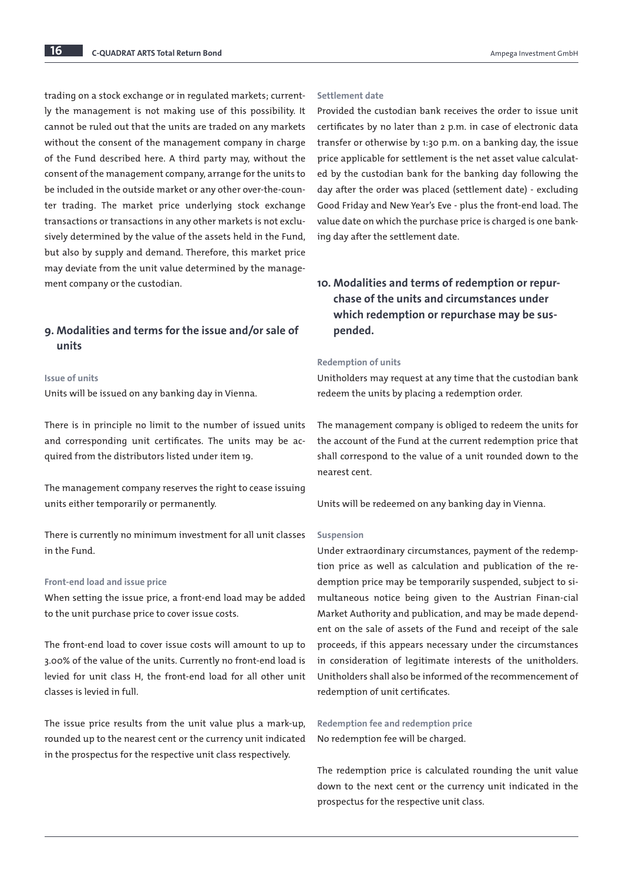trading on a stock exchange or in regulated markets; currently the management is not making use of this possibility. It cannot be ruled out that the units are traded on any markets without the consent of the management company in charge of the Fund described here. A third party may, without the consent of the management company, arrange for the units to be included in the outside market or any other over-the-counter trading. The market price underlying stock exchange transactions or transactions in any other markets is not exclusively determined by the value of the assets held in the Fund, but also by supply and demand. Therefore, this market price may deviate from the unit value determined by the management company or the custodian.

## 9. Modalities and terms for the issue and/or sale of units

#### Issue of units

Units will be issued on any banking day in Vienna.

There is in principle no limit to the number of issued units and corresponding unit certificates. The units may be acquired from the distributors listed under item 19.

The management company reserves the right to cease issuing units either temporarily or permanently.

There is currently no minimum investment for all unit classes in the Fund.

#### Front-end load and issue price

When setting the issue price, a front-end load may be added to the unit purchase price to cover issue costs.

The front-end load to cover issue costs will amount to up to 3.00% of the value of the units. Currently no front-end load is levied for unit class H, the front-end load for all other unit classes is levied in full.

The issue price results from the unit value plus a mark-up, rounded up to the nearest cent or the currency unit indicated in the prospectus for the respective unit class respectively.

#### Settlement date

Provided the custodian bank receives the order to issue unit certificates by no later than 2 p.m. in case of electronic data transfer or otherwise by 1:30 p.m. on a banking day, the issue price applicable for settlement is the net asset value calculated by the custodian bank for the banking day following the day after the order was placed (settlement date) - excluding Good Friday and New Year's Eve - plus the front-end load. The value date on which the purchase price is charged is one banking day after the settlement date.

## 10. Modalities and terms of redemption or repurchase of the units and circumstances under which redemption or repurchase may be suspended.

#### Redemption of units

Unitholders may request at any time that the custodian bank redeem the units by placing a redemption order.

The management company is obliged to redeem the units for the account of the Fund at the current redemption price that shall correspond to the value of a unit rounded down to the nearest cent.

Units will be redeemed on any banking day in Vienna.

#### Suspension

Under extraordinary circumstances, payment of the redemption price as well as calculation and publication of the redemption price may be temporarily suspended, subject to simultaneous notice being given to the Austrian Finan-cial Market Authority and publication, and may be made dependent on the sale of assets of the Fund and receipt of the sale proceeds, if this appears necessary under the circumstances in consideration of legitimate interests of the unitholders. Unitholders shall also be informed of the recommencement of redemption of unit certificates.

#### Redemption fee and redemption price

No redemption fee will be charged.

The redemption price is calculated rounding the unit value down to the next cent or the currency unit indicated in the prospectus for the respective unit class.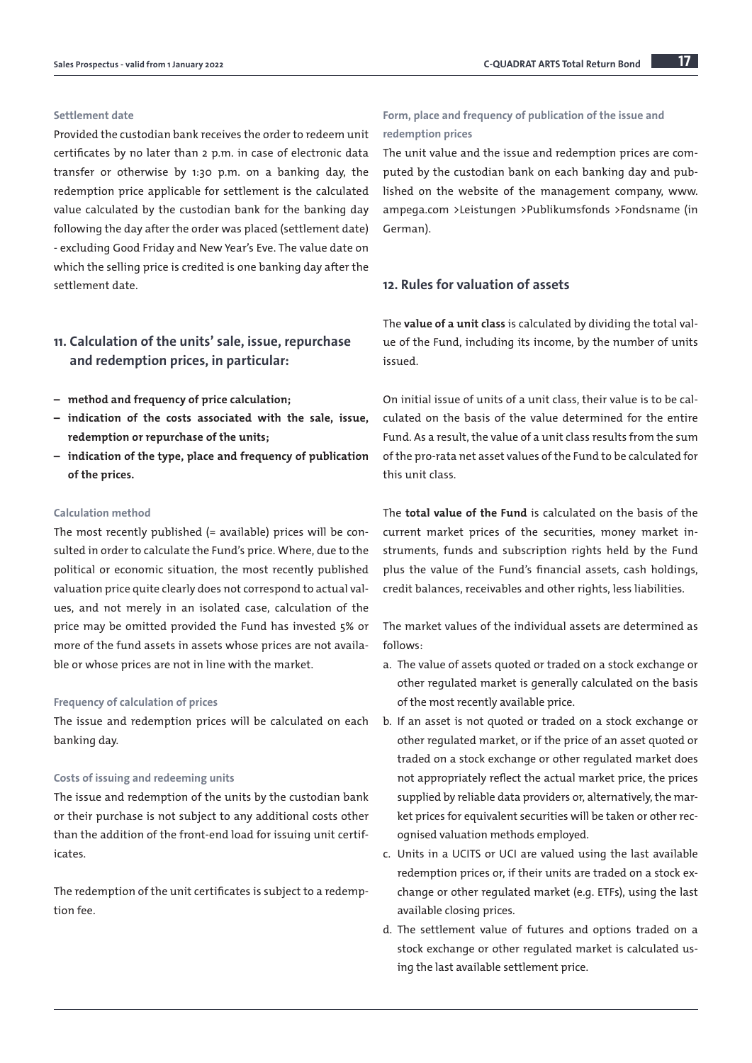#### Settlement date

Provided the custodian bank receives the order to redeem unit certificates by no later than 2 p.m. in case of electronic data transfer or otherwise by 1:30 p.m. on a banking day, the redemption price applicable for settlement is the calculated value calculated by the custodian bank for the banking day following the day after the order was placed (settlement date) - excluding Good Friday and New Year's Eve. The value date on which the selling price is credited is one banking day after the settlement date.

## 11. Calculation of the units' sale, issue, repurchase and redemption prices, in particular:

- **method and frequency of price calculation;**
- **indication of the costs associated with the sale, issue, redemption or repurchase of the units;**
- **indication of the type, place and frequency of publication of the prices.**

#### Calculation method

The most recently published (= available) prices will be consulted in order to calculate the Fund's price. Where, due to the political or economic situation, the most recently published valuation price quite clearly does not correspond to actual values, and not merely in an isolated case, calculation of the price may be omitted provided the Fund has invested 5% or more of the fund assets in assets whose prices are not available or whose prices are not in line with the market.

#### Frequency of calculation of prices

The issue and redemption prices will be calculated on each banking day.

#### Costs of issuing and redeeming units

The issue and redemption of the units by the custodian bank or their purchase is not subject to any additional costs other than the addition of the front-end load for issuing unit certificates.

The redemption of the unit certificates is subject to a redemption fee.

#### Form, place and frequency of publication of the issue and redemption prices

The unit value and the issue and redemption prices are computed by the custodian bank on each banking day and published on the website of the management company, www.ampega.com >Leistungen >Publikumsfonds >Fondsname (in German).

## 12. Rules for valuation of assets

The **value of a unit class** is calculated by dividing the total value of the Fund, including its income, by the number of units issued.

On initial issue of units of a unit class, their value is to be calculated on the basis of the value determined for the entire Fund. As a result, the value of a unit class results from the sum of the pro-rata net asset values of the Fund to be calculated for this unit class.

The **total value of the Fund** is calculated on the basis of the current market prices of the securities, money market instruments, funds and subscription rights held by the Fund plus the value of the Fund's financial assets, cash holdings, credit balances, receivables and other rights, less liabilities.

The market values of the individual assets are determined as follows:

a. The value of assets quoted or traded on a stock exchange or other regulated market is generally calculated on the basis of the most recently available price.
b. If an asset is not quoted or traded on a stock exchange or other regulated market, or if the price of an asset quoted or traded on a stock exchange or other regulated market does not appropriately reflect the actual market price, the prices supplied by reliable data providers or, alternatively, the market prices for equivalent securities will be taken or other recognised valuation methods employed.
c. Units in a UCITS or UCI are valued using the last available redemption prices or, if their units are traded on a stock exchange or other regulated market (e.g. ETFs), using the last available closing prices.
d. The settlement value of futures and options traded on a stock exchange or other regulated market is calculated using the last available settlement price.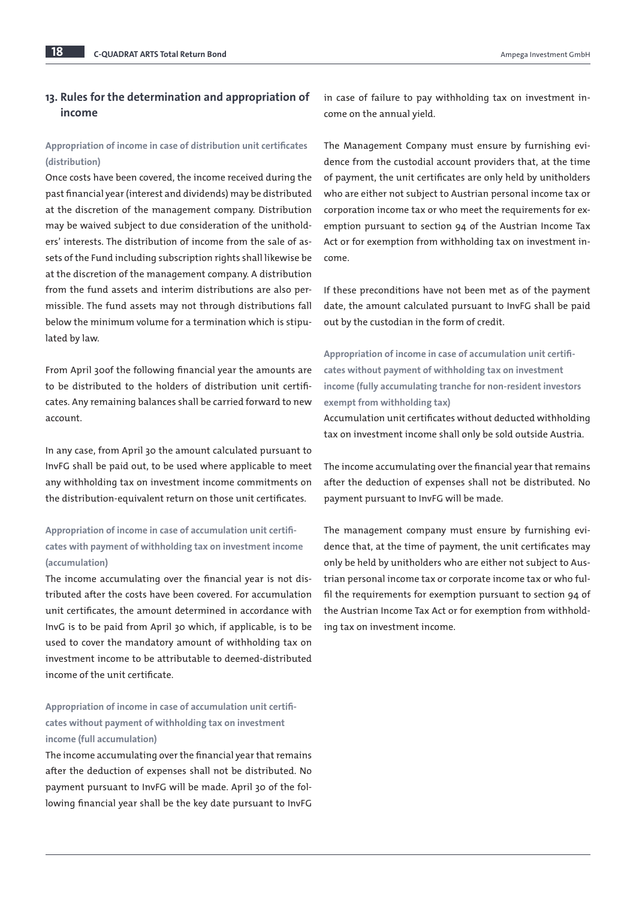## 13. Rules for the determination and appropriation of income

### Appropriation of income in case of distribution unit certificates (distribution)

Once costs have been covered, the income received during the past financial year (interest and dividends) may be distributed at the discretion of the management company. Distribution may be waived subject to due consideration of the unitholders' interests. The distribution of income from the sale of assets of the Fund including subscription rights shall likewise be at the discretion of the management company. A distribution from the fund assets and interim distributions are also permissible. The fund assets may not through distributions fall below the minimum volume for a termination which is stipulated by law.

From April 30of the following financial year the amounts are to be distributed to the holders of distribution unit certificates. Any remaining balances shall be carried forward to new account.

In any case, from April 30 the amount calculated pursuant to InvFG shall be paid out, to be used where applicable to meet any withholding tax on investment income commitments on the distribution-equivalent return on those unit certificates.

### Appropriation of income in case of accumulation unit certificates with payment of withholding tax on investment income (accumulation)

The income accumulating over the financial year is not distributed after the costs have been covered. For accumulation unit certificates, the amount determined in accordance with InvG is to be paid from April 30 which, if applicable, is to be used to cover the mandatory amount of withholding tax on investment income to be attributable to deemed-distributed income of the unit certificate.

### Appropriation of income in case of accumulation unit certificates without payment of withholding tax on investment income (full accumulation)

The income accumulating over the financial year that remains after the deduction of expenses shall not be distributed. No payment pursuant to InvFG will be made. April 30 of the following financial year shall be the key date pursuant to InvFG in case of failure to pay withholding tax on investment income on the annual yield.

The Management Company must ensure by furnishing evidence from the custodial account providers that, at the time of payment, the unit certificates are only held by unitholders who are either not subject to Austrian personal income tax or corporation income tax or who meet the requirements for exemption pursuant to section 94 of the Austrian Income Tax Act or for exemption from withholding tax on investment income.

If these preconditions have not been met as of the payment date, the amount calculated pursuant to InvFG shall be paid out by the custodian in the form of credit.

### Appropriation of income in case of accumulation unit certificates without payment of withholding tax on investment income (fully accumulating tranche for non-resident investors exempt from withholding tax)

Accumulation unit certificates without deducted withholding tax on investment income shall only be sold outside Austria.

The income accumulating over the financial year that remains after the deduction of expenses shall not be distributed. No payment pursuant to InvFG will be made.

The management company must ensure by furnishing evidence that, at the time of payment, the unit certificates may only be held by unitholders who are either not subject to Austrian personal income tax or corporate income tax or who fulfil the requirements for exemption pursuant to section 94 of the Austrian Income Tax Act or for exemption from withholding tax on investment income.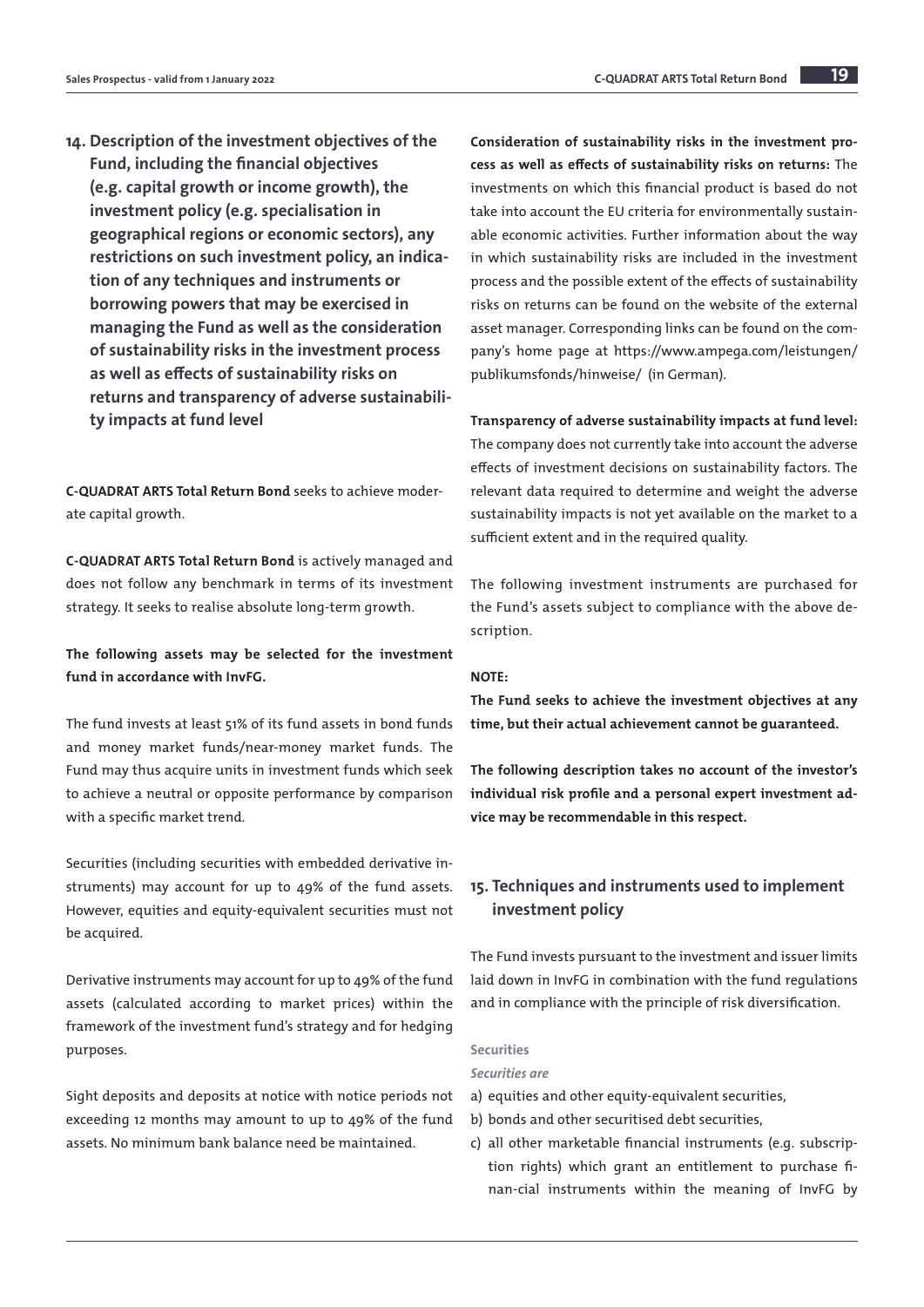## 14. Description of the investment objectives of the Fund, including the financial objectives (e.g. capital growth or income growth), the investment policy (e.g. specialisation in geographical regions or economic sectors), any restrictions on such investment policy, an indication of any techniques and instruments or borrowing powers that may be exercised in managing the Fund as well as the consideration of sustainability risks in the investment process as well as effects of sustainability risks on returns and transparency of adverse sustainability impacts at fund level

**C-QUADRAT ARTS Total Return Bond** seeks to achieve moderate capital growth.

**C-QUADRAT ARTS Total Return Bond** is actively managed and does not follow any benchmark in terms of its investment strategy. It seeks to realise absolute long-term growth.

**The following assets may be selected for the investment fund in accordance with InvFG.**

The fund invests at least 51% of its fund assets in bond funds and money market funds/near-money market funds. The Fund may thus acquire units in investment funds which seek to achieve a neutral or opposite performance by comparison with a specific market trend.

Securities (including securities with embedded derivative instruments) may account for up to 49% of the fund assets. However, equities and equity-equivalent securities must not be acquired.

Derivative instruments may account for up to 49% of the fund assets (calculated according to market prices) within the framework of the investment fund's strategy and for hedging purposes.

Sight deposits and deposits at notice with notice periods not exceeding 12 months may amount to up to 49% of the fund assets. No minimum bank balance need be maintained.

**Consideration of sustainability risks in the investment process as well as effects of sustainability risks on returns:** The investments on which this financial product is based do not take into account the EU criteria for environmentally sustainable economic activities. Further information about the way in which sustainability risks are included in the investment process and the possible extent of the effects of sustainability risks on returns can be found on the website of the external asset manager. Corresponding links can be found on the company's home page at https://www.ampega.com/leistungen/publikumsfonds/hinweise/ (in German).

**Transparency of adverse sustainability impacts at fund level:** The company does not currently take into account the adverse effects of investment decisions on sustainability factors. The relevant data required to determine and weight the adverse sustainability impacts is not yet available on the market to a sufficient extent and in the required quality.

The following investment instruments are purchased for the Fund's assets subject to compliance with the above description.

**NOTE:**

**The Fund seeks to achieve the investment objectives at any time, but their actual achievement cannot be guaranteed.**

**The following description takes no account of the investor's individual risk profile and a personal expert investment advice may be recommendable in this respect.**

## 15. Techniques and instruments used to implement investment policy

The Fund invests pursuant to the investment and issuer limits laid down in InvFG in combination with the fund regulations and in compliance with the principle of risk diversification.

**Securities**

*Securities are*

a) equities and other equity-equivalent securities,
b) bonds and other securitised debt securities,
c) all other marketable financial instruments (e.g. subscription rights) which grant an entitlement to purchase financial instruments within the meaning of InvFG by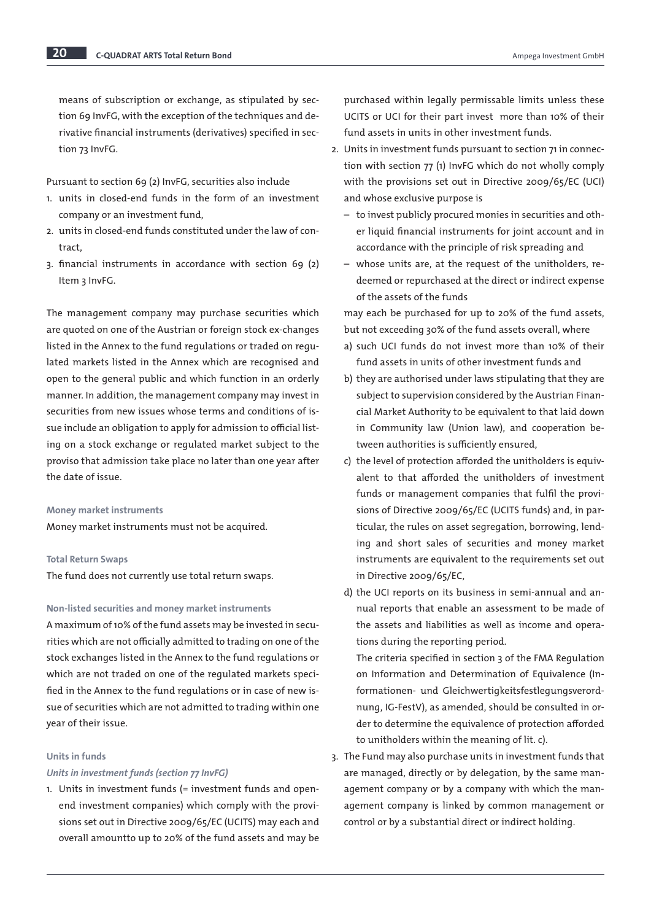means of subscription or exchange, as stipulated by section 69 InvFG, with the exception of the techniques and derivative financial instruments (derivatives) specified in section 73 InvFG.

Pursuant to section 69 (2) InvFG, securities also include

1. units in closed-end funds in the form of an investment company or an investment fund,
2. units in closed-end funds constituted under the law of contract,
3. financial instruments in accordance with section 69 (2) Item 3 InvFG.

The management company may purchase securities which are quoted on one of the Austrian or foreign stock ex-changes listed in the Annex to the fund regulations or traded on regulated markets listed in the Annex which are recognised and open to the general public and which function in an orderly manner. In addition, the management company may invest in securities from new issues whose terms and conditions of issue include an obligation to apply for admission to official listing on a stock exchange or regulated market subject to the proviso that admission take place no later than one year after the date of issue.

#### Money market instruments

Money market instruments must not be acquired.

#### Total Return Swaps

The fund does not currently use total return swaps.

#### Non-listed securities and money market instruments

A maximum of 10% of the fund assets may be invested in securities which are not officially admitted to trading on one of the stock exchanges listed in the Annex to the fund regulations or which are not traded on one of the regulated markets specified in the Annex to the fund regulations or in case of new issue of securities which are not admitted to trading within one year of their issue.

#### Units in funds

*Units in investment funds (section 77 InvFG)*

1. Units in investment funds (= investment funds and open-end investment companies) which comply with the provisions set out in Directive 2009/65/EC (UCITS) may each and overall amountto up to 20% of the fund assets and may be purchased within legally permissable limits unless these UCITS or UCI for their part invest  more than 10% of their fund assets in units in other investment funds.
2. Units in investment funds pursuant to section 71 in connection with section 77 (1) InvFG which do not wholly comply with the provisions set out in Directive 2009/65/EC (UCI) and whose exclusive purpose is
   - to invest publicly procured monies in securities and other liquid financial instruments for joint account and in accordance with the principle of risk spreading and
   - whose units are, at the request of the unitholders, redeemed or repurchased at the direct or indirect expense of the assets of the funds

   may each be purchased for up to 20% of the fund assets, but not exceeding 30% of the fund assets overall, where

   a) such UCI funds do not invest more than 10% of their fund assets in units of other investment funds and
   b) they are authorised under laws stipulating that they are subject to supervision considered by the Austrian Financial Market Authority to be equivalent to that laid down in Community law (Union law), and cooperation between authorities is sufficiently ensured,
   c) the level of protection afforded the unitholders is equivalent to that afforded the unitholders of investment funds or management companies that fulfil the provisions of Directive 2009/65/EC (UCITS funds) and, in particular, the rules on asset segregation, borrowing, lending and short sales of securities and money market instruments are equivalent to the requirements set out in Directive 2009/65/EC,
   d) the UCI reports on its business in semi-annual and annual reports that enable an assessment to be made of the assets and liabilities as well as income and operations during the reporting period.

      The criteria specified in section 3 of the FMA Regulation on Information and Determination of Equivalence (Informationen- und Gleichwertigkeitsfestlegungsverordnung, IG-FestV), as amended, should be consulted in order to determine the equivalence of protection afforded to unitholders within the meaning of lit. c).
3. The Fund may also purchase units in investment funds that are managed, directly or by delegation, by the same management company or by a company with which the management company is linked by common management or control or by a substantial direct or indirect holding.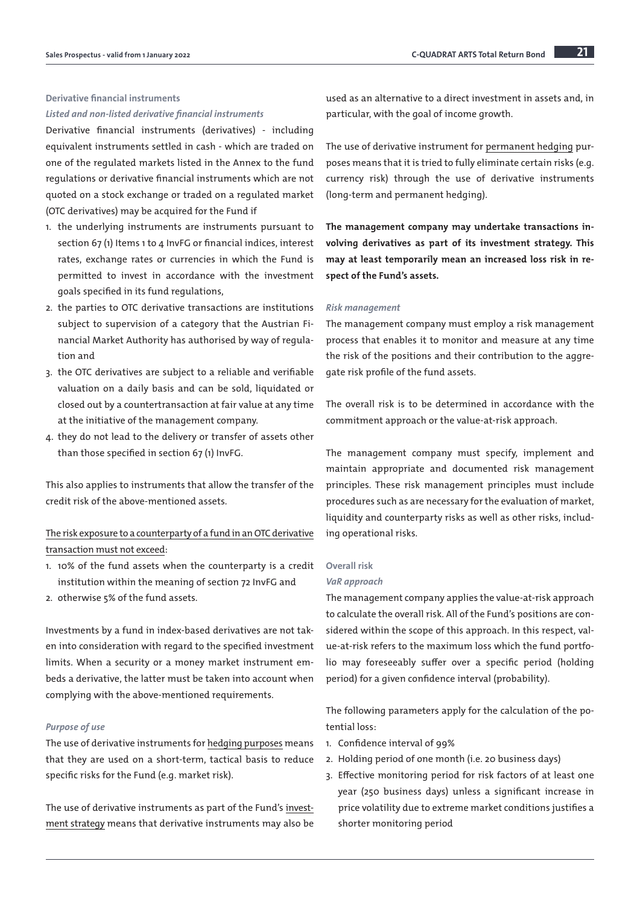### Derivative financial instruments

*Listed and non-listed derivative financial instruments*

Derivative financial instruments (derivatives) - including equivalent instruments settled in cash - which are traded on one of the regulated markets listed in the Annex to the fund regulations or derivative financial instruments which are not quoted on a stock exchange or traded on a regulated market (OTC derivatives) may be acquired for the Fund if

1. the underlying instruments are instruments pursuant to section 67 (1) Items 1 to 4 InvFG or financial indices, interest rates, exchange rates or currencies in which the Fund is permitted to invest in accordance with the investment goals specified in its fund regulations,
2. the parties to OTC derivative transactions are institutions subject to supervision of a category that the Austrian Financial Market Authority has authorised by way of regulation and
3. the OTC derivatives are subject to a reliable and verifiable valuation on a daily basis and can be sold, liquidated or closed out by a countertransaction at fair value at any time at the initiative of the management company.
4. they do not lead to the delivery or transfer of assets other than those specified in section 67 (1) InvFG.

This also applies to instruments that allow the transfer of the credit risk of the above-mentioned assets.

The risk exposure to a counterparty of a fund in an OTC derivative transaction must not exceed:

1. 10% of the fund assets when the counterparty is a credit institution within the meaning of section 72 InvFG and
2. otherwise 5% of the fund assets.

Investments by a fund in index-based derivatives are not taken into consideration with regard to the specified investment limits. When a security or a money market instrument embeds a derivative, the latter must be taken into account when complying with the above-mentioned requirements.

*Purpose of use*

The use of derivative instruments for hedging purposes means that they are used on a short-term, tactical basis to reduce specific risks for the Fund (e.g. market risk).

The use of derivative instruments as part of the Fund's investment strategy means that derivative instruments may also be used as an alternative to a direct investment in assets and, in particular, with the goal of income growth.

The use of derivative instrument for permanent hedging purposes means that it is tried to fully eliminate certain risks (e.g. currency risk) through the use of derivative instruments (long-term and permanent hedging).

**The management company may undertake transactions involving derivatives as part of its investment strategy. This may at least temporarily mean an increased loss risk in respect of the Fund's assets.**

*Risk management*

The management company must employ a risk management process that enables it to monitor and measure at any time the risk of the positions and their contribution to the aggregate risk profile of the fund assets.

The overall risk is to be determined in accordance with the commitment approach or the value-at-risk approach.

The management company must specify, implement and maintain appropriate and documented risk management principles. These risk management principles must include procedures such as are necessary for the evaluation of market, liquidity and counterparty risks as well as other risks, including operational risks.

### Overall risk

*VaR approach*

The management company applies the value-at-risk approach to calculate the overall risk. All of the Fund's positions are considered within the scope of this approach. In this respect, value-at-risk refers to the maximum loss which the fund portfolio may foreseeably suffer over a specific period (holding period) for a given confidence interval (probability).

The following parameters apply for the calculation of the potential loss:

1. Confidence interval of 99%
2. Holding period of one month (i.e. 20 business days)
3. Effective monitoring period for risk factors of at least one year (250 business days) unless a significant increase in price volatility due to extreme market conditions justifies a shorter monitoring period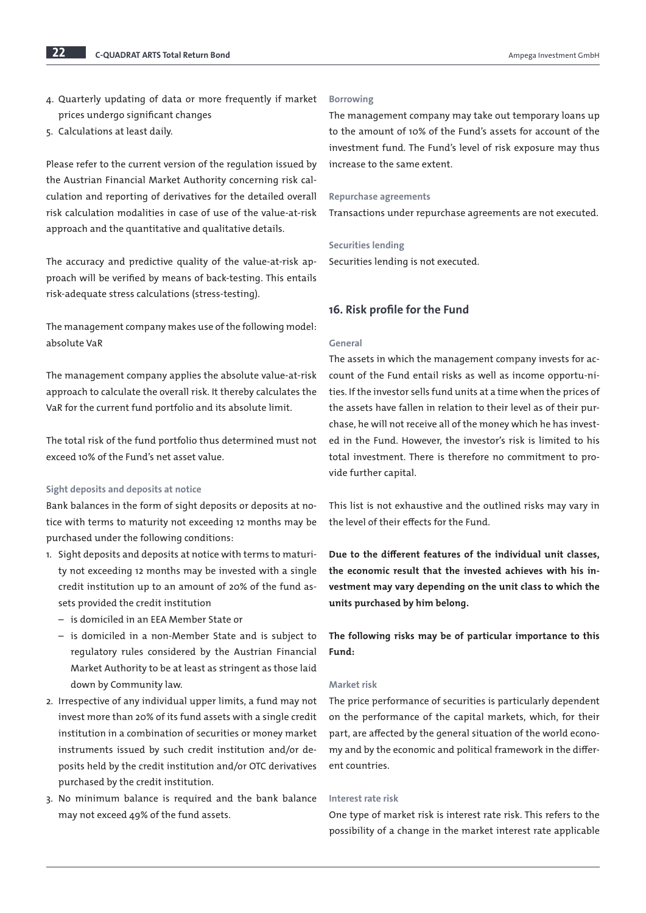4. Quarterly updating of data or more frequently if market prices undergo significant changes
5. Calculations at least daily.

Please refer to the current version of the regulation issued by the Austrian Financial Market Authority concerning risk calculation and reporting of derivatives for the detailed overall risk calculation modalities in case of use of the value-at-risk approach and the quantitative and qualitative details.

The accuracy and predictive quality of the value-at-risk approach will be verified by means of back-testing. This entails risk-adequate stress calculations (stress-testing).

The management company makes use of the following model: absolute VaR

The management company applies the absolute value-at-risk approach to calculate the overall risk. It thereby calculates the VaR for the current fund portfolio and its absolute limit.

The total risk of the fund portfolio thus determined must not exceed 10% of the Fund's net asset value.

#### Sight deposits and deposits at notice

Bank balances in the form of sight deposits or deposits at notice with terms to maturity not exceeding 12 months may be purchased under the following conditions:

1. Sight deposits and deposits at notice with terms to maturity not exceeding 12 months may be invested with a single credit institution up to an amount of 20% of the fund assets provided the credit institution
   – is domiciled in an EEA Member State or
   – is domiciled in a non-Member State and is subject to regulatory rules considered by the Austrian Financial Market Authority to be at least as stringent as those laid down by Community law.
2. Irrespective of any individual upper limits, a fund may not invest more than 20% of its fund assets with a single credit institution in a combination of securities or money market instruments issued by such credit institution and/or deposits held by the credit institution and/or OTC derivatives purchased by the credit institution.
3. No minimum balance is required and the bank balance may not exceed 49% of the fund assets.

#### Borrowing

The management company may take out temporary loans up to the amount of 10% of the Fund's assets for account of the investment fund. The Fund's level of risk exposure may thus increase to the same extent.

#### Repurchase agreements

Transactions under repurchase agreements are not executed.

#### Securities lending

Securities lending is not executed.

## 16. Risk profile for the Fund

#### General

The assets in which the management company invests for account of the Fund entail risks as well as income opportunities. If the investor sells fund units at a time when the prices of the assets have fallen in relation to their level as of their purchase, he will not receive all of the money which he has invested in the Fund. However, the investor's risk is limited to his total investment. There is therefore no commitment to provide further capital.

This list is not exhaustive and the outlined risks may vary in the level of their effects for the Fund.

**Due to the different features of the individual unit classes, the economic result that the invested achieves with his investment may vary depending on the unit class to which the units purchased by him belong.**

**The following risks may be of particular importance to this Fund:**

#### Market risk

The price performance of securities is particularly dependent on the performance of the capital markets, which, for their part, are affected by the general situation of the world economy and by the economic and political framework in the different countries.

#### Interest rate risk

One type of market risk is interest rate risk. This refers to the possibility of a change in the market interest rate applicable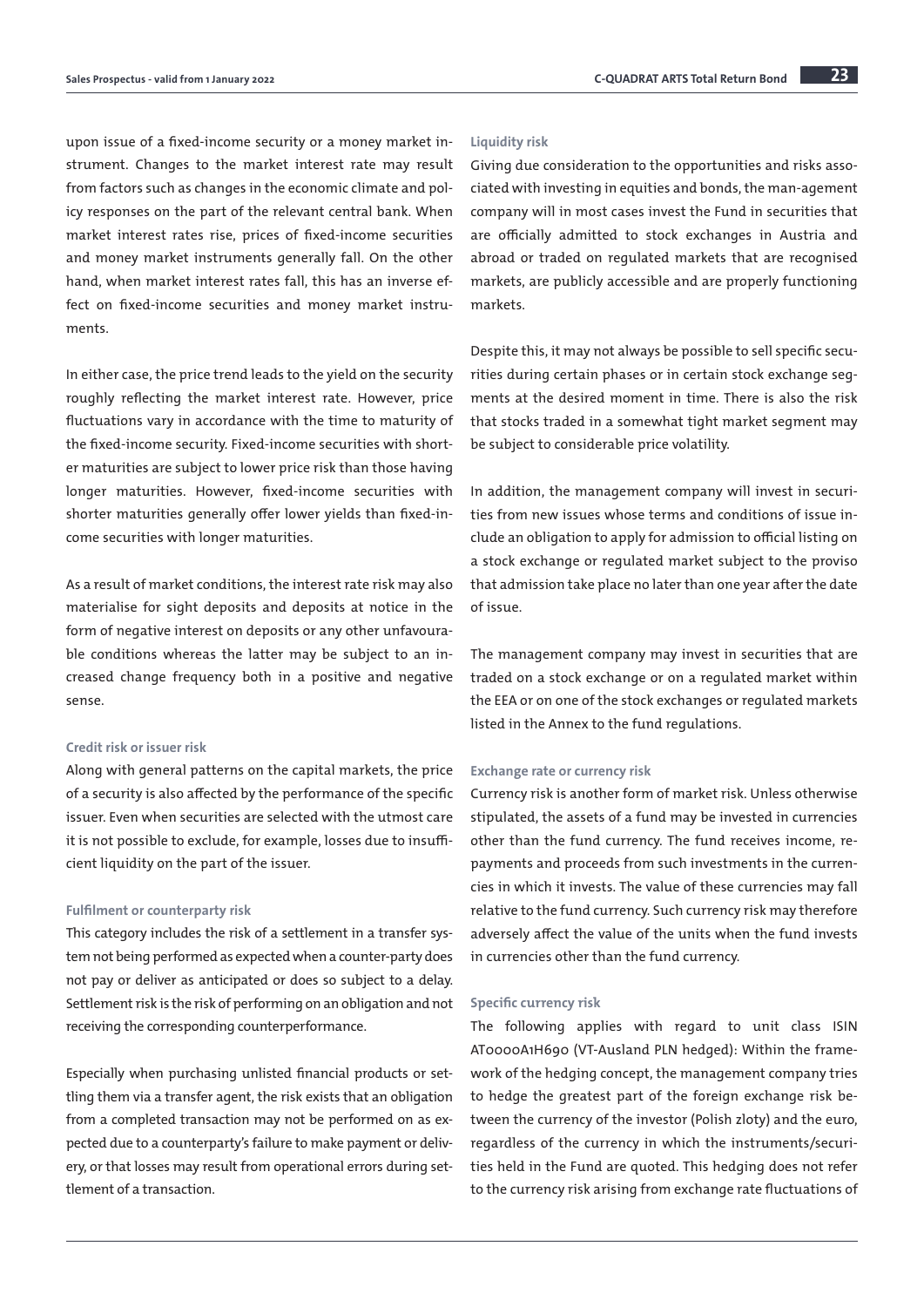upon issue of a fixed-income security or a money market instrument. Changes to the market interest rate may result from factors such as changes in the economic climate and policy responses on the part of the relevant central bank. When market interest rates rise, prices of fixed-income securities and money market instruments generally fall. On the other hand, when market interest rates fall, this has an inverse effect on fixed-income securities and money market instruments.

In either case, the price trend leads to the yield on the security roughly reflecting the market interest rate. However, price fluctuations vary in accordance with the time to maturity of the fixed-income security. Fixed-income securities with shorter maturities are subject to lower price risk than those having longer maturities. However, fixed-income securities with shorter maturities generally offer lower yields than fixed-income securities with longer maturities.

As a result of market conditions, the interest rate risk may also materialise for sight deposits and deposits at notice in the form of negative interest on deposits or any other unfavourable conditions whereas the latter may be subject to an increased change frequency both in a positive and negative sense.

#### Credit risk or issuer risk

Along with general patterns on the capital markets, the price of a security is also affected by the performance of the specific issuer. Even when securities are selected with the utmost care it is not possible to exclude, for example, losses due to insufficient liquidity on the part of the issuer.

#### Fulfilment or counterparty risk

This category includes the risk of a settlement in a transfer system not being performed as expected when a counter-party does not pay or deliver as anticipated or does so subject to a delay. Settlement risk is the risk of performing on an obligation and not receiving the corresponding counterperformance.

Especially when purchasing unlisted financial products or settling them via a transfer agent, the risk exists that an obligation from a completed transaction may not be performed on as expected due to a counterparty's failure to make payment or delivery, or that losses may result from operational errors during settlement of a transaction.

#### Liquidity risk

Giving due consideration to the opportunities and risks associated with investing in equities and bonds, the man-agement company will in most cases invest the Fund in securities that are officially admitted to stock exchanges in Austria and abroad or traded on regulated markets that are recognised markets, are publicly accessible and are properly functioning markets.

Despite this, it may not always be possible to sell specific securities during certain phases or in certain stock exchange segments at the desired moment in time. There is also the risk that stocks traded in a somewhat tight market segment may be subject to considerable price volatility.

In addition, the management company will invest in securities from new issues whose terms and conditions of issue include an obligation to apply for admission to official listing on a stock exchange or regulated market subject to the proviso that admission take place no later than one year after the date of issue.

The management company may invest in securities that are traded on a stock exchange or on a regulated market within the EEA or on one of the stock exchanges or regulated markets listed in the Annex to the fund regulations.

#### Exchange rate or currency risk

Currency risk is another form of market risk. Unless otherwise stipulated, the assets of a fund may be invested in currencies other than the fund currency. The fund receives income, repayments and proceeds from such investments in the currencies in which it invests. The value of these currencies may fall relative to the fund currency. Such currency risk may therefore adversely affect the value of the units when the fund invests in currencies other than the fund currency.

#### Specific currency risk

The following applies with regard to unit class ISIN AT0000A1H690 (VT-Ausland PLN hedged): Within the framework of the hedging concept, the management company tries to hedge the greatest part of the foreign exchange risk between the currency of the investor (Polish zloty) and the euro, regardless of the currency in which the instruments/securities held in the Fund are quoted. This hedging does not refer to the currency risk arising from exchange rate fluctuations of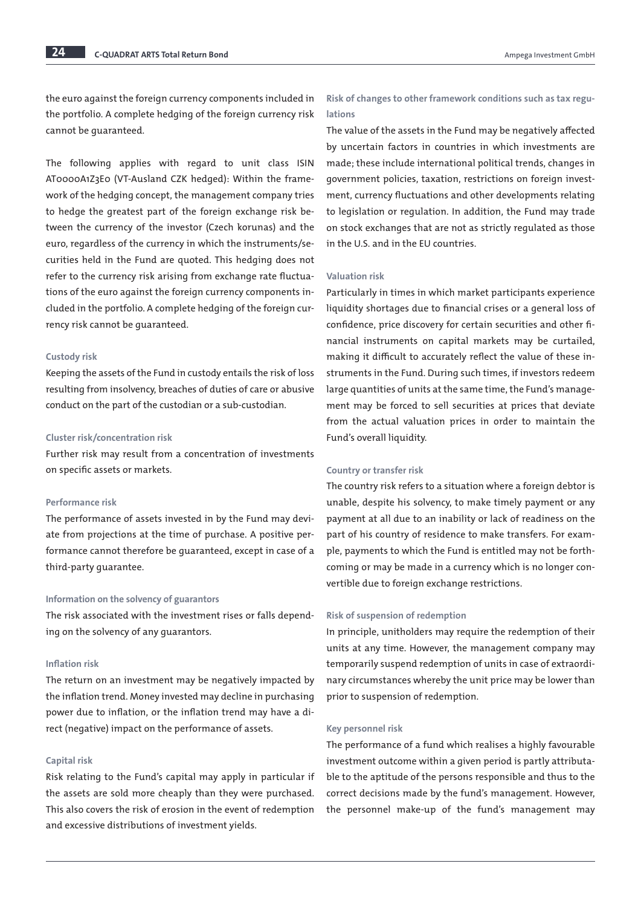the euro against the foreign currency components included in the portfolio. A complete hedging of the foreign currency risk cannot be guaranteed.

The following applies with regard to unit class ISIN AT0000A1Z3E0 (VT-Ausland CZK hedged): Within the framework of the hedging concept, the management company tries to hedge the greatest part of the foreign exchange risk between the currency of the investor (Czech korunas) and the euro, regardless of the currency in which the instruments/securities held in the Fund are quoted. This hedging does not refer to the currency risk arising from exchange rate fluctuations of the euro against the foreign currency components included in the portfolio. A complete hedging of the foreign currency risk cannot be guaranteed.

#### Custody risk

Keeping the assets of the Fund in custody entails the risk of loss resulting from insolvency, breaches of duties of care or abusive conduct on the part of the custodian or a sub-custodian.

#### Cluster risk/concentration risk

Further risk may result from a concentration of investments on specific assets or markets.

#### Performance risk

The performance of assets invested in by the Fund may deviate from projections at the time of purchase. A positive performance cannot therefore be guaranteed, except in case of a third-party guarantee.

#### Information on the solvency of guarantors

The risk associated with the investment rises or falls depending on the solvency of any guarantors.

#### Inflation risk

The return on an investment may be negatively impacted by the inflation trend. Money invested may decline in purchasing power due to inflation, or the inflation trend may have a direct (negative) impact on the performance of assets.

#### Capital risk

Risk relating to the Fund's capital may apply in particular if the assets are sold more cheaply than they were purchased. This also covers the risk of erosion in the event of redemption and excessive distributions of investment yields.

#### Risk of changes to other framework conditions such as tax regulations

The value of the assets in the Fund may be negatively affected by uncertain factors in countries in which investments are made; these include international political trends, changes in government policies, taxation, restrictions on foreign investment, currency fluctuations and other developments relating to legislation or regulation. In addition, the Fund may trade on stock exchanges that are not as strictly regulated as those in the U.S. and in the EU countries.

#### Valuation risk

Particularly in times in which market participants experience liquidity shortages due to financial crises or a general loss of confidence, price discovery for certain securities and other financial instruments on capital markets may be curtailed, making it difficult to accurately reflect the value of these instruments in the Fund. During such times, if investors redeem large quantities of units at the same time, the Fund's management may be forced to sell securities at prices that deviate from the actual valuation prices in order to maintain the Fund's overall liquidity.

#### Country or transfer risk

The country risk refers to a situation where a foreign debtor is unable, despite his solvency, to make timely payment or any payment at all due to an inability or lack of readiness on the part of his country of residence to make transfers. For example, payments to which the Fund is entitled may not be forthcoming or may be made in a currency which is no longer convertible due to foreign exchange restrictions.

#### Risk of suspension of redemption

In principle, unitholders may require the redemption of their units at any time. However, the management company may temporarily suspend redemption of units in case of extraordinary circumstances whereby the unit price may be lower than prior to suspension of redemption.

#### Key personnel risk

The performance of a fund which realises a highly favourable investment outcome within a given period is partly attributable to the aptitude of the persons responsible and thus to the correct decisions made by the fund's management. However, the personnel make-up of the fund's management may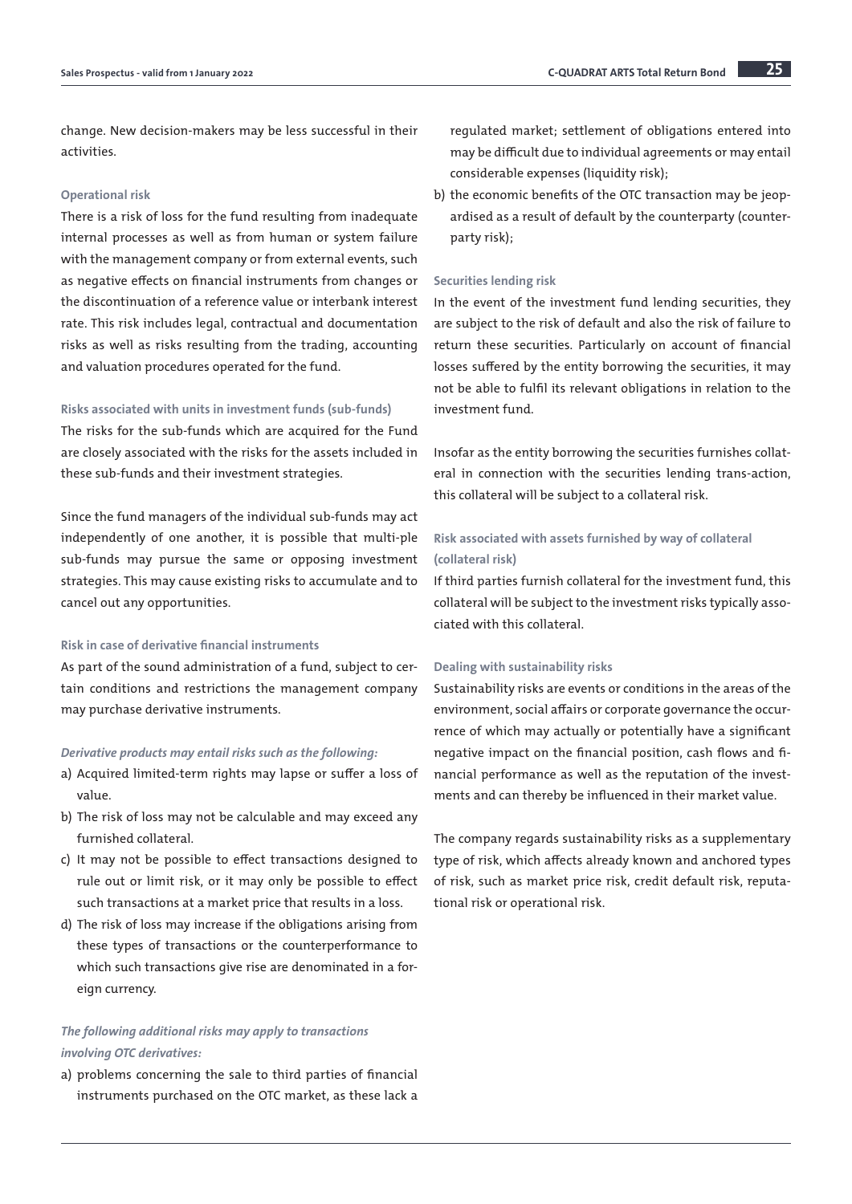change. New decision-makers may be less successful in their activities.

#### Operational risk

There is a risk of loss for the fund resulting from inadequate internal processes as well as from human or system failure with the management company or from external events, such as negative effects on financial instruments from changes or the discontinuation of a reference value or interbank interest rate. This risk includes legal, contractual and documentation risks as well as risks resulting from the trading, accounting and valuation procedures operated for the fund.

#### Risks associated with units in investment funds (sub-funds)

The risks for the sub-funds which are acquired for the Fund are closely associated with the risks for the assets included in these sub-funds and their investment strategies.

Since the fund managers of the individual sub-funds may act independently of one another, it is possible that multi-ple sub-funds may pursue the same or opposing investment strategies. This may cause existing risks to accumulate and to cancel out any opportunities.

#### Risk in case of derivative financial instruments

As part of the sound administration of a fund, subject to certain conditions and restrictions the management company may purchase derivative instruments.

*Derivative products may entail risks such as the following:*

a) Acquired limited-term rights may lapse or suffer a loss of value.
b) The risk of loss may not be calculable and may exceed any furnished collateral.
c) It may not be possible to effect transactions designed to rule out or limit risk, or it may only be possible to effect such transactions at a market price that results in a loss.
d) The risk of loss may increase if the obligations arising from these types of transactions or the counterperformance to which such transactions give rise are denominated in a foreign currency.

*The following additional risks may apply to transactions involving OTC derivatives:*

a) problems concerning the sale to third parties of financial instruments purchased on the OTC market, as these lack a regulated market; settlement of obligations entered into may be difficult due to individual agreements or may entail considerable expenses (liquidity risk);
b) the economic benefits of the OTC transaction may be jeopardised as a result of default by the counterparty (counterparty risk);

#### Securities lending risk

In the event of the investment fund lending securities, they are subject to the risk of default and also the risk of failure to return these securities. Particularly on account of financial losses suffered by the entity borrowing the securities, it may not be able to fulfil its relevant obligations in relation to the investment fund.

Insofar as the entity borrowing the securities furnishes collateral in connection with the securities lending trans-action, this collateral will be subject to a collateral risk.

#### Risk associated with assets furnished by way of collateral (collateral risk)

If third parties furnish collateral for the investment fund, this collateral will be subject to the investment risks typically associated with this collateral.

#### Dealing with sustainability risks

Sustainability risks are events or conditions in the areas of the environment, social affairs or corporate governance the occurrence of which may actually or potentially have a significant negative impact on the financial position, cash flows and financial performance as well as the reputation of the investments and can thereby be influenced in their market value.

The company regards sustainability risks as a supplementary type of risk, which affects already known and anchored types of risk, such as market price risk, credit default risk, reputational risk or operational risk.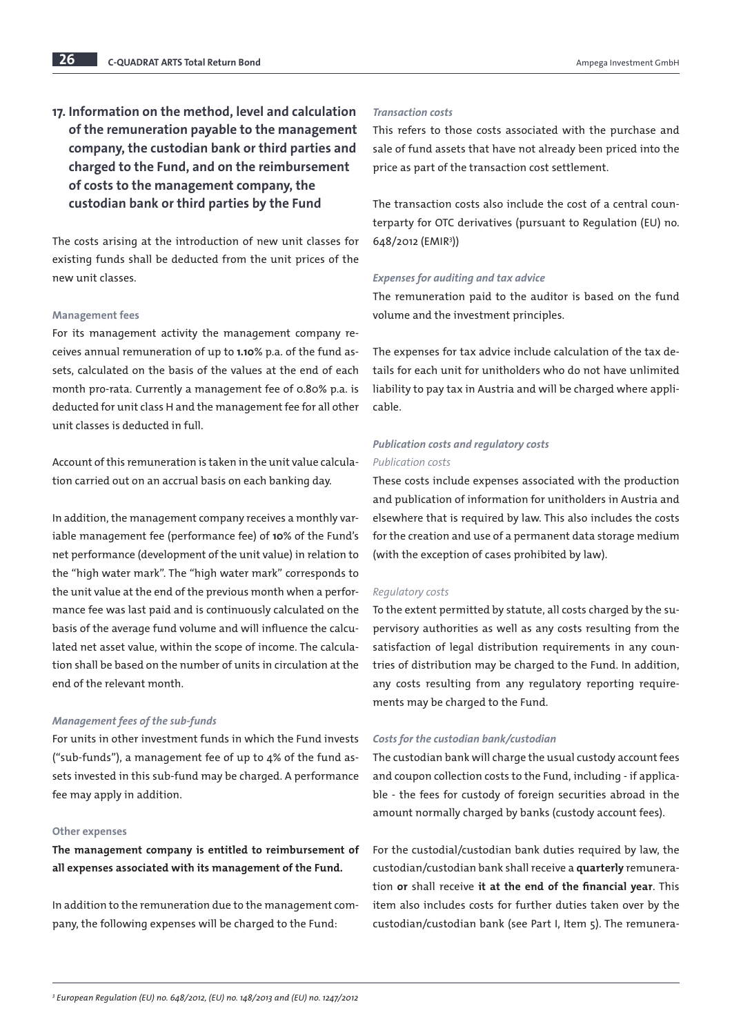## 17. Information on the method, level and calculation of the remuneration payable to the management company, the custodian bank or third parties and charged to the Fund, and on the reimbursement of costs to the management company, the custodian bank or third parties by the Fund

The costs arising at the introduction of new unit classes for existing funds shall be deducted from the unit prices of the new unit classes.

#### Management fees

For its management activity the management company receives annual remuneration of up to **1.10%** p.a. of the fund assets, calculated on the basis of the values at the end of each month pro-rata. Currently a management fee of 0.80% p.a. is deducted for unit class H and the management fee for all other unit classes is deducted in full.

Account of this remuneration is taken in the unit value calculation carried out on an accrual basis on each banking day.

In addition, the management company receives a monthly variable management fee (performance fee) of **10%** of the Fund's net performance (development of the unit value) in relation to the "high water mark". The "high water mark" corresponds to the unit value at the end of the previous month when a performance fee was last paid and is continuously calculated on the basis of the average fund volume and will influence the calculated net asset value, within the scope of income. The calculation shall be based on the number of units in circulation at the end of the relevant month.

#### *Management fees of the sub-funds*

For units in other investment funds in which the Fund invests ("sub-funds"), a management fee of up to 4% of the fund assets invested in this sub-fund may be charged. A performance fee may apply in addition.

#### Other expenses

**The management company is entitled to reimbursement of all expenses associated with its management of the Fund.**

In addition to the remuneration due to the management company, the following expenses will be charged to the Fund:

#### *Transaction costs*

This refers to those costs associated with the purchase and sale of fund assets that have not already been priced into the price as part of the transaction cost settlement.

The transaction costs also include the cost of a central counterparty for OTC derivatives (pursuant to Regulation (EU) no. 648/2012 (EMIR[3]))

#### *Expenses for auditing and tax advice*

The remuneration paid to the auditor is based on the fund volume and the investment principles.

The expenses for tax advice include calculation of the tax details for each unit for unitholders who do not have unlimited liability to pay tax in Austria and will be charged where applicable.

#### *Publication costs and regulatory costs*

*Publication costs*

These costs include expenses associated with the production and publication of information for unitholders in Austria and elsewhere that is required by law. This also includes the costs for the creation and use of a permanent data storage medium (with the exception of cases prohibited by law).

*Regulatory costs*

To the extent permitted by statute, all costs charged by the supervisory authorities as well as any costs resulting from the satisfaction of legal distribution requirements in any countries of distribution may be charged to the Fund. In addition, any costs resulting from any regulatory reporting requirements may be charged to the Fund.

#### *Costs for the custodian bank/custodian*

The custodian bank will charge the usual custody account fees and coupon collection costs to the Fund, including - if applicable - the fees for custody of foreign securities abroad in the amount normally charged by banks (custody account fees).

For the custodial/custodian bank duties required by law, the custodian/custodian bank shall receive a **quarterly** remuneration **or** shall receive **it at the end of the financial year**. This item also includes costs for further duties taken over by the custodian/custodian bank (see Part I, Item 5). The remunera-

---

*[3] European Regulation (EU) no. 648/2012, (EU) no. 148/2013 and (EU) no. 1247/2012*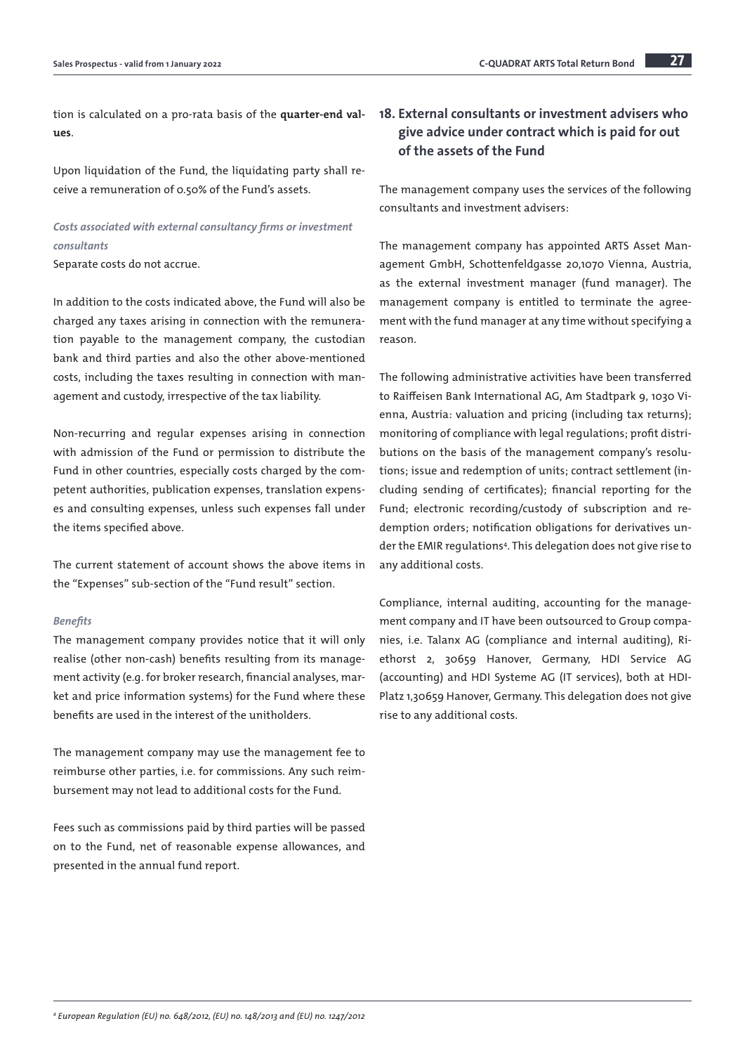tion is calculated on a pro-rata basis of the **quarter-end values**.

Upon liquidation of the Fund, the liquidating party shall receive a remuneration of 0.50% of the Fund's assets.

***Costs associated with external consultancy firms or investment consultants***

Separate costs do not accrue.

In addition to the costs indicated above, the Fund will also be charged any taxes arising in connection with the remuneration payable to the management company, the custodian bank and third parties and also the other above-mentioned costs, including the taxes resulting in connection with management and custody, irrespective of the tax liability.

Non-recurring and regular expenses arising in connection with admission of the Fund or permission to distribute the Fund in other countries, especially costs charged by the competent authorities, publication expenses, translation expenses and consulting expenses, unless such expenses fall under the items specified above.

The current statement of account shows the above items in the "Expenses" sub-section of the "Fund result" section.

***Benefits***

The management company provides notice that it will only realise (other non-cash) benefits resulting from its management activity (e.g. for broker research, financial analyses, market and price information systems) for the Fund where these benefits are used in the interest of the unitholders.

The management company may use the management fee to reimburse other parties, i.e. for commissions. Any such reimbursement may not lead to additional costs for the Fund.

Fees such as commissions paid by third parties will be passed on to the Fund, net of reasonable expense allowances, and presented in the annual fund report.

## 18. External consultants or investment advisers who give advice under contract which is paid for out of the assets of the Fund

The management company uses the services of the following consultants and investment advisers:

The management company has appointed ARTS Asset Management GmbH, Schottenfeldgasse 20,1070 Vienna, Austria, as the external investment manager (fund manager). The management company is entitled to terminate the agreement with the fund manager at any time without specifying a reason.

The following administrative activities have been transferred to Raiffeisen Bank International AG, Am Stadtpark 9, 1030 Vienna, Austria: valuation and pricing (including tax returns); monitoring of compliance with legal regulations; profit distributions on the basis of the management company's resolutions; issue and redemption of units; contract settlement (including sending of certificates); financial reporting for the Fund; electronic recording/custody of subscription and redemption orders; notification obligations for derivatives under the EMIR regulations[4]. This delegation does not give rise to any additional costs.

Compliance, internal auditing, accounting for the management company and IT have been outsourced to Group companies, i.e. Talanx AG (compliance and internal auditing), Riethorst 2, 30659 Hanover, Germany, HDI Service AG (accounting) and HDI Systeme AG (IT services), both at HDI-Platz 1,30659 Hanover, Germany. This delegation does not give rise to any additional costs.

---

[4] *European Regulation (EU) no. 648/2012, (EU) no. 148/2013 and (EU) no. 1247/2012*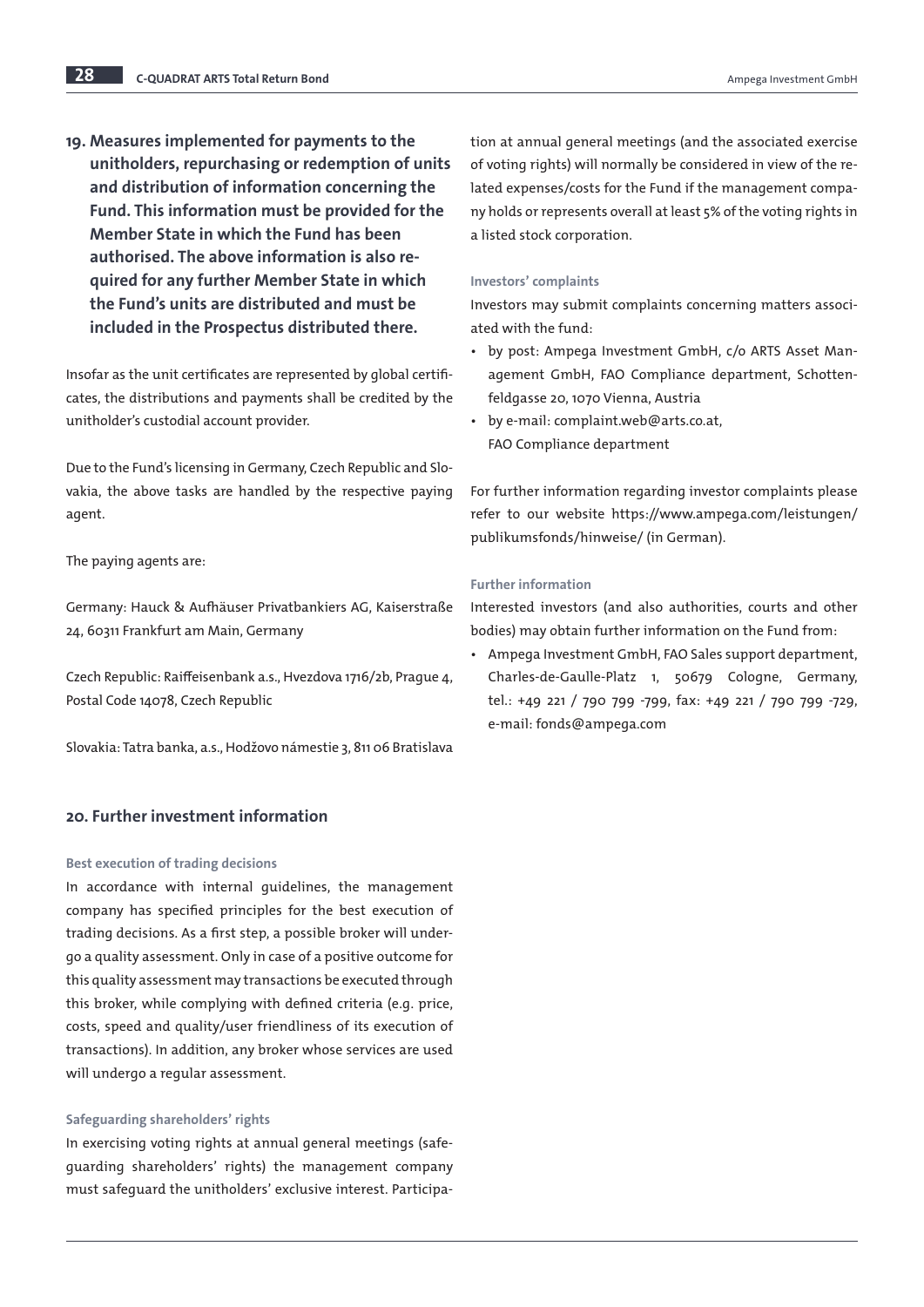## 19. Measures implemented for payments to the unitholders, repurchasing or redemption of units and distribution of information concerning the Fund. This information must be provided for the Member State in which the Fund has been authorised. The above information is also required for any further Member State in which the Fund's units are distributed and must be included in the Prospectus distributed there.

Insofar as the unit certificates are represented by global certificates, the distributions and payments shall be credited by the unitholder's custodial account provider.

Due to the Fund's licensing in Germany, Czech Republic and Slovakia, the above tasks are handled by the respective paying agent.

The paying agents are:

Germany: Hauck & Aufhäuser Privatbankiers AG, Kaiserstraße 24, 60311 Frankfurt am Main, Germany

Czech Republic: Raiffeisenbank a.s., Hvezdova 1716/2b, Prague 4, Postal Code 14078, Czech Republic

Slovakia: Tatra banka, a.s., Hodžovo námestie 3, 811 06 Bratislava

## 20. Further investment information

### Best execution of trading decisions

In accordance with internal guidelines, the management company has specified principles for the best execution of trading decisions. As a first step, a possible broker will undergo a quality assessment. Only in case of a positive outcome for this quality assessment may transactions be executed through this broker, while complying with defined criteria (e.g. price, costs, speed and quality/user friendliness of its execution of transactions). In addition, any broker whose services are used will undergo a regular assessment.

### Safeguarding shareholders' rights

In exercising voting rights at annual general meetings (safeguarding shareholders' rights) the management company must safeguard the unitholders' exclusive interest. Participation at annual general meetings (and the associated exercise of voting rights) will normally be considered in view of the related expenses/costs for the Fund if the management company holds or represents overall at least 5% of the voting rights in a listed stock corporation.

### Investors' complaints

Investors may submit complaints concerning matters associated with the fund:

- by post: Ampega Investment GmbH, c/o ARTS Asset Management GmbH, FAO Compliance department, Schottenfeldgasse 20, 1070 Vienna, Austria
- by e-mail: complaint.web@arts.co.at, FAO Compliance department

For further information regarding investor complaints please refer to our website https://www.ampega.com/leistungen/publikumsfonds/hinweise/ (in German).

### Further information

Interested investors (and also authorities, courts and other bodies) may obtain further information on the Fund from:

- Ampega Investment GmbH, FAO Sales support department, Charles-de-Gaulle-Platz 1, 50679 Cologne, Germany, tel.: +49 221 / 790 799 -799, fax: +49 221 / 790 799 -729, e-mail: fonds@ampega.com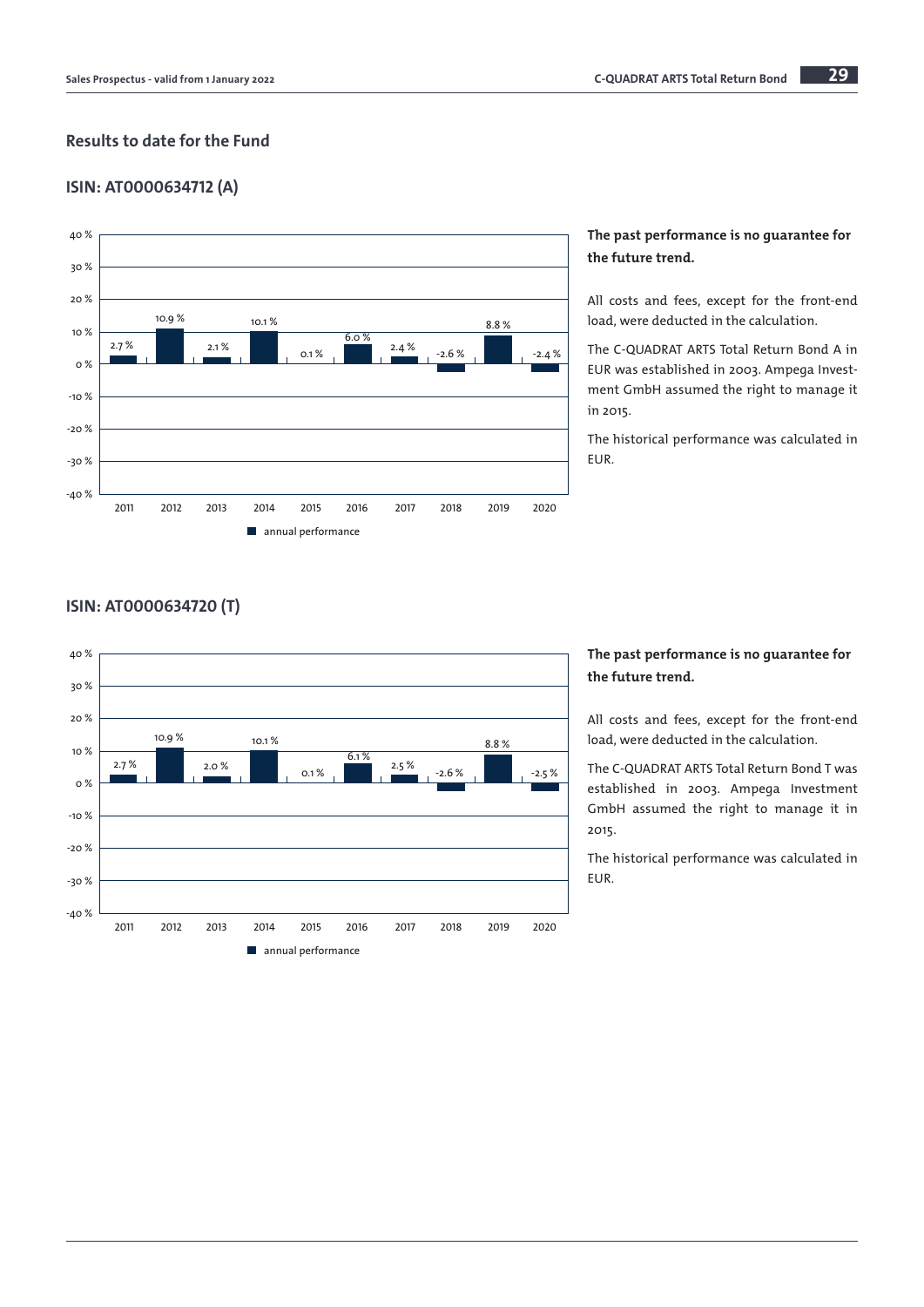## Results to date for the Fund

### ISIN: AT0000634712 (A)

| Year | annual performance |
|---|---|
| 2011 | 2.7 % |
| 2012 | 10.9 % |
| 2013 | 2.1 % |
| 2014 | 10.1 % |
| 2015 | 0.1 % |
| 2016 | 6.0 % |
| 2017 | 2.4 % |
| 2018 | -2.6 % |
| 2019 | 8.8 % |
| 2020 | -2.4 % |

**The past performance is no guarantee for the future trend.**

All costs and fees, except for the front-end load, were deducted in the calculation.

The C-QUADRAT ARTS Total Return Bond A in EUR was established in 2003. Ampega Investment GmbH assumed the right to manage it in 2015.

The historical performance was calculated in EUR.

### ISIN: AT0000634720 (T)

| Year | annual performance |
|---|---|
| 2011 | 2.7 % |
| 2012 | 10.9 % |
| 2013 | 2.0 % |
| 2014 | 10.1 % |
| 2015 | 0.1 % |
| 2016 | 6.1 % |
| 2017 | 2.5 % |
| 2018 | -2.6 % |
| 2019 | 8.8 % |
| 2020 | -2.5 % |

**The past performance is no guarantee for the future trend.**

All costs and fees, except for the front-end load, were deducted in the calculation.

The C-QUADRAT ARTS Total Return Bond T was established in 2003. Ampega Investment GmbH assumed the right to manage it in 2015.

The historical performance was calculated in EUR.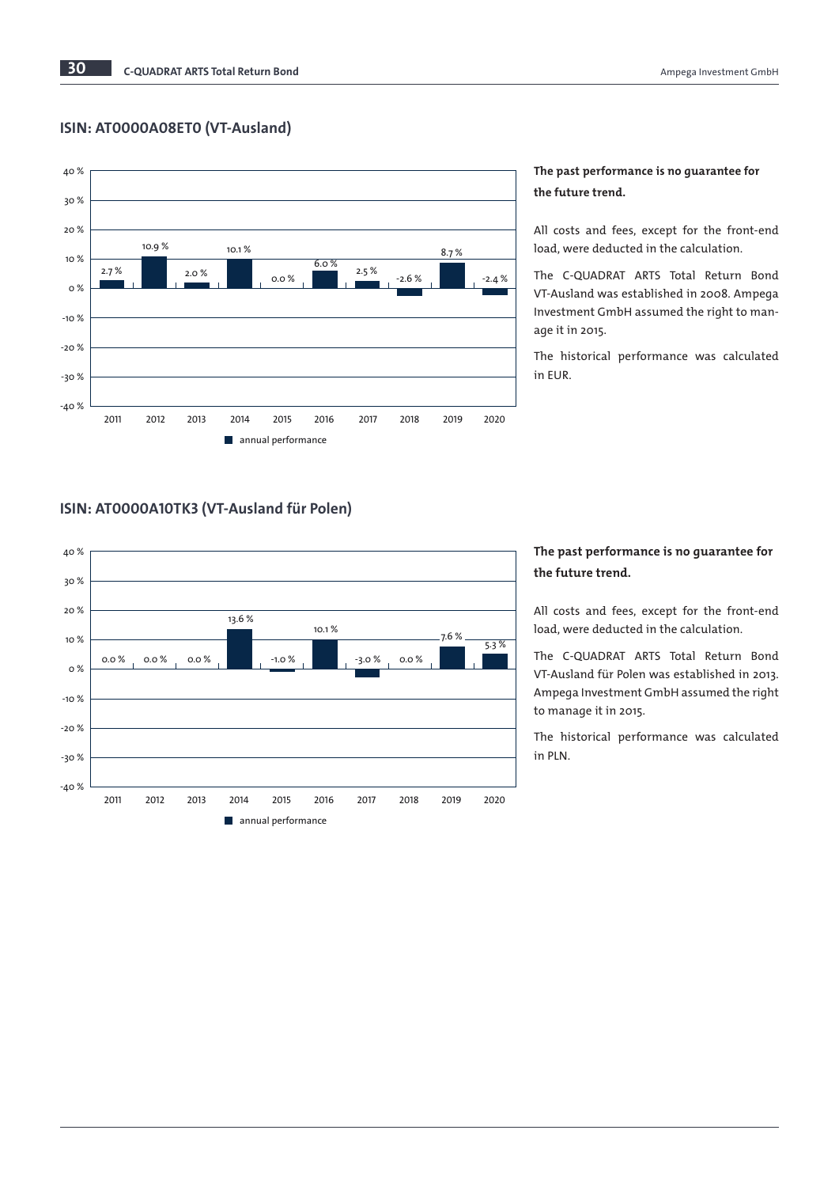## ISIN: AT0000A08ET0 (VT-Ausland)

| Year | Annual performance |
|---|---|
| 2011 | 2.7 % |
| 2012 | 10.9 % |
| 2013 | 2.0 % |
| 2014 | 10.1 % |
| 2015 | 0.0 % |
| 2016 | 6.0 % |
| 2017 | 2.5 % |
| 2018 | -2.6 % |
| 2019 | 8.7 % |
| 2020 | -2.4 % |

**The past performance is no guarantee for the future trend.**

All costs and fees, except for the front-end load, were deducted in the calculation.

The C-QUADRAT ARTS Total Return Bond VT-Ausland was established in 2008. Ampega Investment GmbH assumed the right to manage it in 2015.

The historical performance was calculated in EUR.

## ISIN: AT0000A10TK3 (VT-Ausland für Polen)

| Year | Annual performance |
|---|---|
| 2011 | 0.0 % |
| 2012 | 0.0 % |
| 2013 | 0.0 % |
| 2014 | 13.6 % |
| 2015 | -1.0 % |
| 2016 | 10.1 % |
| 2017 | -3.0 % |
| 2018 | 0.0 % |
| 2019 | 7.6 % |
| 2020 | 5.3 % |

**The past performance is no guarantee for the future trend.**

All costs and fees, except for the front-end load, were deducted in the calculation.

The C-QUADRAT ARTS Total Return Bond VT-Ausland für Polen was established in 2013. Ampega Investment GmbH assumed the right to manage it in 2015.

The historical performance was calculated in PLN.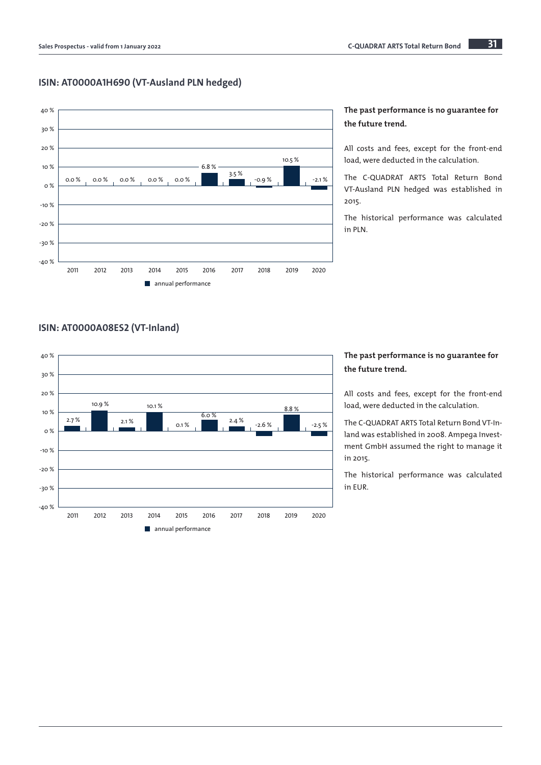## ISIN: AT0000A1H690 (VT-Ausland PLN hedged)

| Year | 2011 | 2012 | 2013 | 2014 | 2015 | 2016 | 2017 | 2018 | 2019 | 2020 |
|---|---|---|---|---|---|---|---|---|---|---|
| annual performance | 0.0 % | 0.0 % | 0.0 % | 0.0 % | 0.0 % | 6.8 % | 3.5 % | -0.9 % | 10.5 % | -2.1 % |

**The past performance is no guarantee for the future trend.**

All costs and fees, except for the front-end load, were deducted in the calculation.

The C-QUADRAT ARTS Total Return Bond VT-Ausland PLN hedged was established in 2015.

The historical performance was calculated in PLN.

## ISIN: AT0000A08ES2 (VT-Inland)

| Year | 2011 | 2012 | 2013 | 2014 | 2015 | 2016 | 2017 | 2018 | 2019 | 2020 |
|---|---|---|---|---|---|---|---|---|---|---|
| annual performance | 2.7 % | 10.9 % | 2.1 % | 10.1 % | 0.1 % | 6.0 % | 2.4 % | -2.6 % | 8.8 % | -2.5 % |

**The past performance is no guarantee for the future trend.**

All costs and fees, except for the front-end load, were deducted in the calculation.

The C-QUADRAT ARTS Total Return Bond VT-Inland was established in 2008. Ampega Investment GmbH assumed the right to manage it in 2015.

The historical performance was calculated in EUR.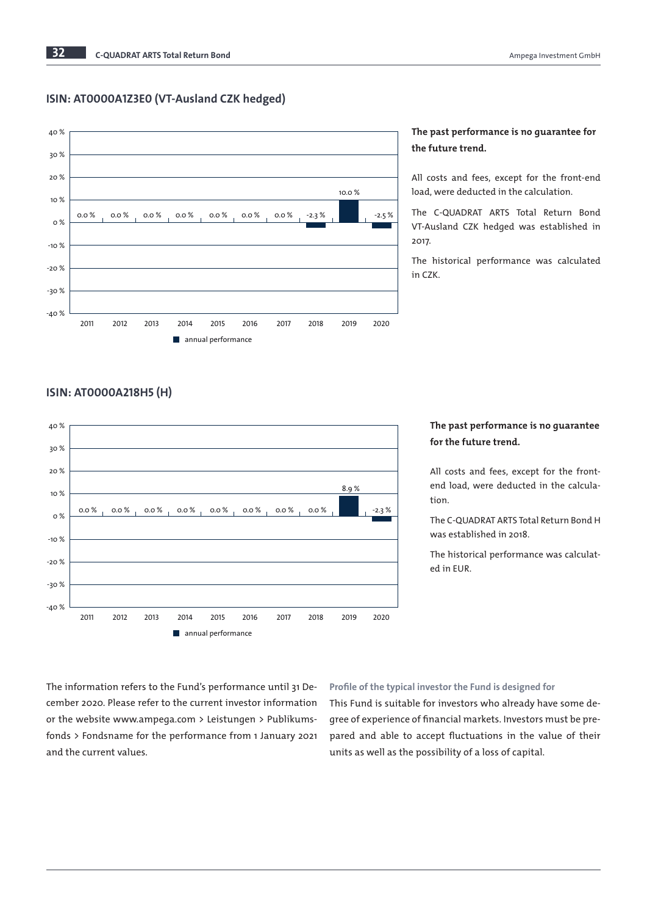## ISIN: AT0000A1Z3E0 (VT-Ausland CZK hedged)

| Year | 2011 | 2012 | 2013 | 2014 | 2015 | 2016 | 2017 | 2018 | 2019 | 2020 |
|---|---|---|---|---|---|---|---|---|---|---|
| annual performance | 0.0 % | 0.0 % | 0.0 % | 0.0 % | 0.0 % | 0.0 % | 0.0 % | -2.3 % | 10.0 % | -2.5 % |

**The past performance is no guarantee for the future trend.**

All costs and fees, except for the front-end load, were deducted in the calculation.

The C-QUADRAT ARTS Total Return Bond VT-Ausland CZK hedged was established in 2017.

The historical performance was calculated in CZK.

## ISIN: AT0000A218H5 (H)

| Year | 2011 | 2012 | 2013 | 2014 | 2015 | 2016 | 2017 | 2018 | 2019 | 2020 |
|---|---|---|---|---|---|---|---|---|---|---|
| annual performance | 0.0 % | 0.0 % | 0.0 % | 0.0 % | 0.0 % | 0.0 % | 0.0 % | 0.0 % | 8.9 % | -2.3 % |

**The past performance is no guarantee for the future trend.**

All costs and fees, except for the front-end load, were deducted in the calculation.

The C-QUADRAT ARTS Total Return Bond H was established in 2018.

The historical performance was calculated in EUR.

The information refers to the Fund's performance until 31 December 2020. Please refer to the current investor information or the website www.ampega.com > Leistungen > Publikumsfonds > Fondsname for the performance from 1 January 2021 and the current values.

**Profile of the typical investor the Fund is designed for**

This Fund is suitable for investors who already have some degree of experience of financial markets. Investors must be prepared and able to accept fluctuations in the value of their units as well as the possibility of a loss of capital.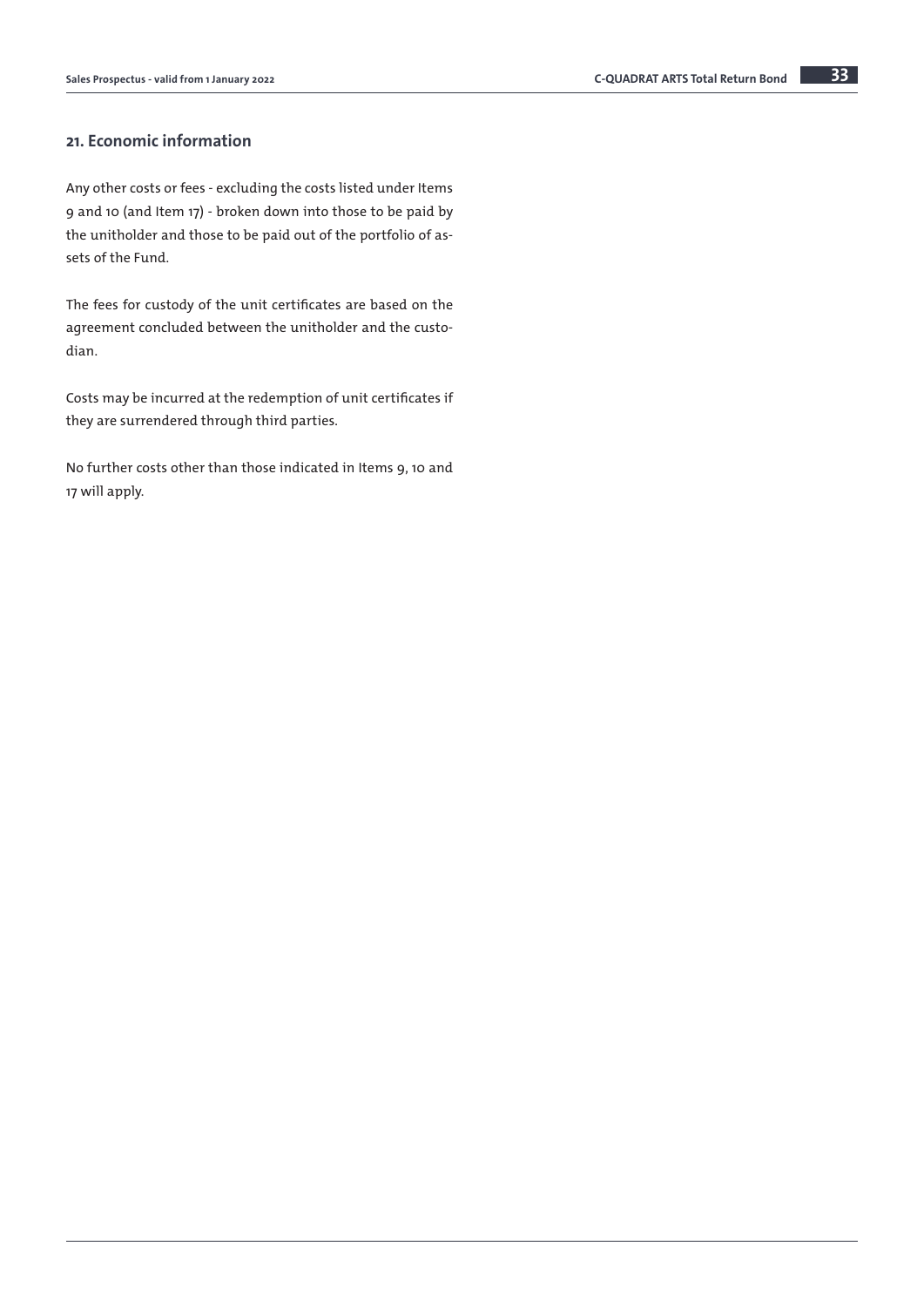## 21. Economic information

Any other costs or fees - excluding the costs listed under Items 9 and 10 (and Item 17) - broken down into those to be paid by the unitholder and those to be paid out of the portfolio of assets of the Fund.

The fees for custody of the unit certificates are based on the agreement concluded between the unitholder and the custodian.

Costs may be incurred at the redemption of unit certificates if they are surrendered through third parties.

No further costs other than those indicated in Items 9, 10 and 17 will apply.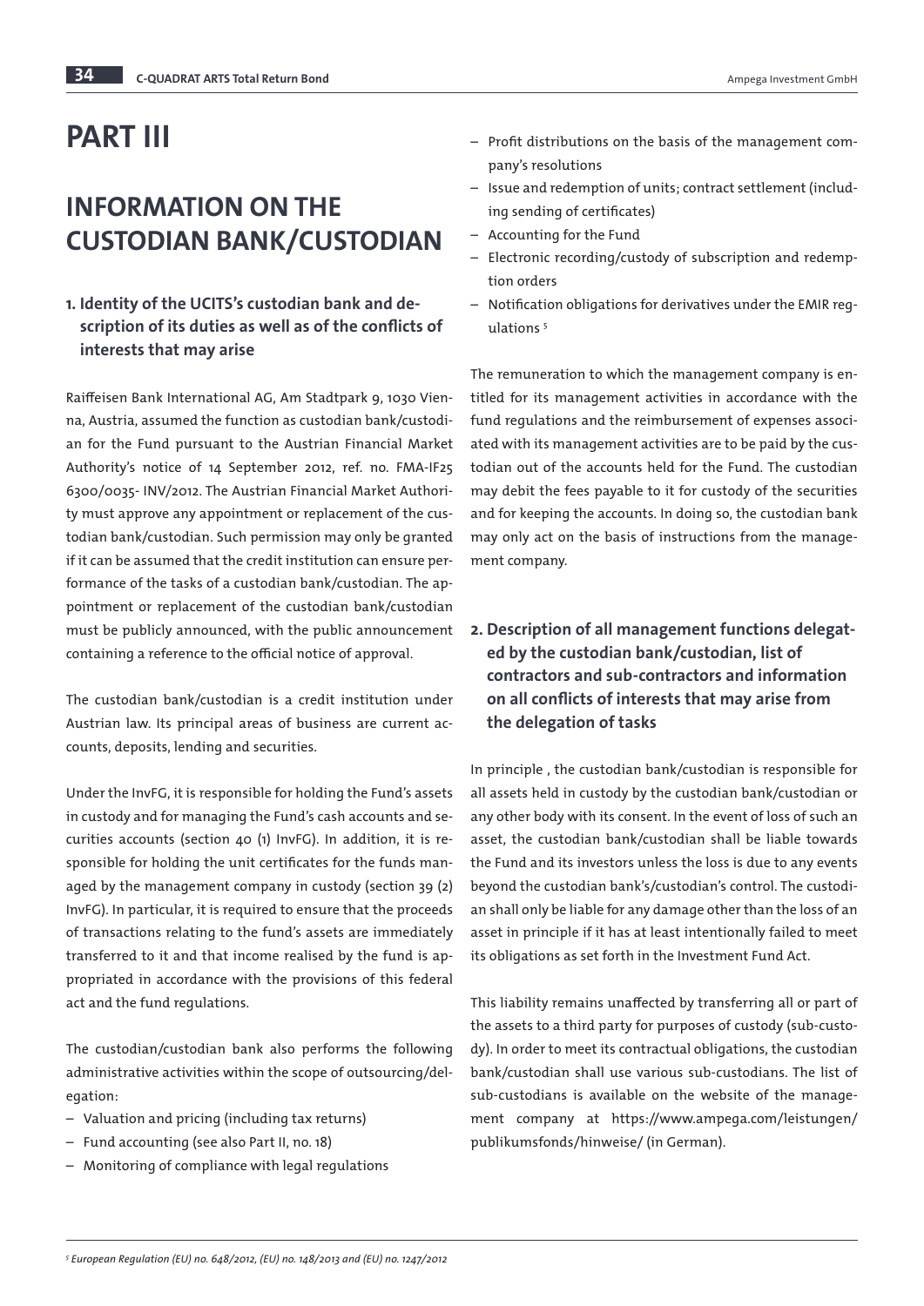# PART III

# INFORMATION ON THE CUSTODIAN BANK/CUSTODIAN

### 1. Identity of the UCITS's custodian bank and description of its duties as well as of the conflicts of interests that may arise

Raiffeisen Bank International AG, Am Stadtpark 9, 1030 Vienna, Austria, assumed the function as custodian bank/custodian for the Fund pursuant to the Austrian Financial Market Authority's notice of 14 September 2012, ref. no. FMA-IF25 6300/0035- INV/2012. The Austrian Financial Market Authority must approve any appointment or replacement of the custodian bank/custodian. Such permission may only be granted if it can be assumed that the credit institution can ensure performance of the tasks of a custodian bank/custodian. The appointment or replacement of the custodian bank/custodian must be publicly announced, with the public announcement containing a reference to the official notice of approval.

The custodian bank/custodian is a credit institution under Austrian law. Its principal areas of business are current accounts, deposits, lending and securities.

Under the InvFG, it is responsible for holding the Fund's assets in custody and for managing the Fund's cash accounts and securities accounts (section 40 (1) InvFG). In addition, it is responsible for holding the unit certificates for the funds managed by the management company in custody (section 39 (2) InvFG). In particular, it is required to ensure that the proceeds of transactions relating to the fund's assets are immediately transferred to it and that income realised by the fund is appropriated in accordance with the provisions of this federal act and the fund regulations.

The custodian/custodian bank also performs the following administrative activities within the scope of outsourcing/delegation:

- Valuation and pricing (including tax returns)
- Fund accounting (see also Part II, no. 18)
- Monitoring of compliance with legal regulations
- Profit distributions on the basis of the management company's resolutions
- Issue and redemption of units; contract settlement (including sending of certificates)
- Accounting for the Fund
- Electronic recording/custody of subscription and redemption orders
- Notification obligations for derivatives under the EMIR regulations [5]

The remuneration to which the management company is entitled for its management activities in accordance with the fund regulations and the reimbursement of expenses associated with its management activities are to be paid by the custodian out of the accounts held for the Fund. The custodian may debit the fees payable to it for custody of the securities and for keeping the accounts. In doing so, the custodian bank may only act on the basis of instructions from the management company.

### 2. Description of all management functions delegated by the custodian bank/custodian, list of contractors and sub-contractors and information on all conflicts of interests that may arise from the delegation of tasks

In principle , the custodian bank/custodian is responsible for all assets held in custody by the custodian bank/custodian or any other body with its consent. In the event of loss of such an asset, the custodian bank/custodian shall be liable towards the Fund and its investors unless the loss is due to any events beyond the custodian bank's/custodian's control. The custodian shall only be liable for any damage other than the loss of an asset in principle if it has at least intentionally failed to meet its obligations as set forth in the Investment Fund Act.

This liability remains unaffected by transferring all or part of the assets to a third party for purposes of custody (sub-custody). In order to meet its contractual obligations, the custodian bank/custodian shall use various sub-custodians. The list of sub-custodians is available on the website of the management company at https://www.ampega.com/leistungen/publikumsfonds/hinweise/ (in German).

*[5] European Regulation (EU) no. 648/2012, (EU) no. 148/2013 and (EU) no. 1247/2012*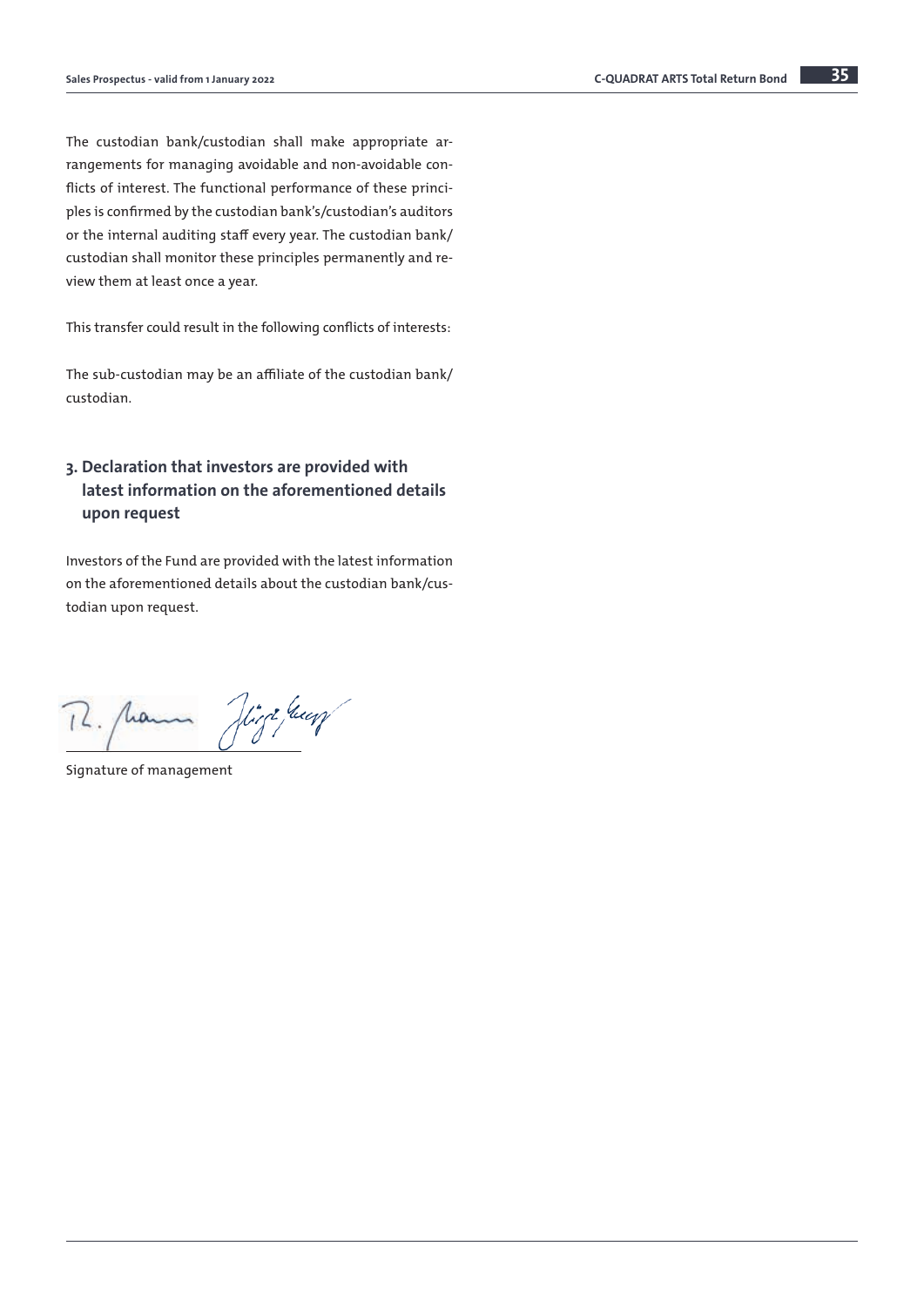The custodian bank/custodian shall make appropriate arrangements for managing avoidable and non-avoidable conflicts of interest. The functional performance of these principles is confirmed by the custodian bank's/custodian's auditors or the internal auditing staff every year. The custodian bank/custodian shall monitor these principles permanently and review them at least once a year.

This transfer could result in the following conflicts of interests:

The sub-custodian may be an affiliate of the custodian bank/custodian.

## 3. Declaration that investors are provided with latest information on the aforementioned details upon request

Investors of the Fund are provided with the latest information on the aforementioned details about the custodian bank/custodian upon request.

Signature of management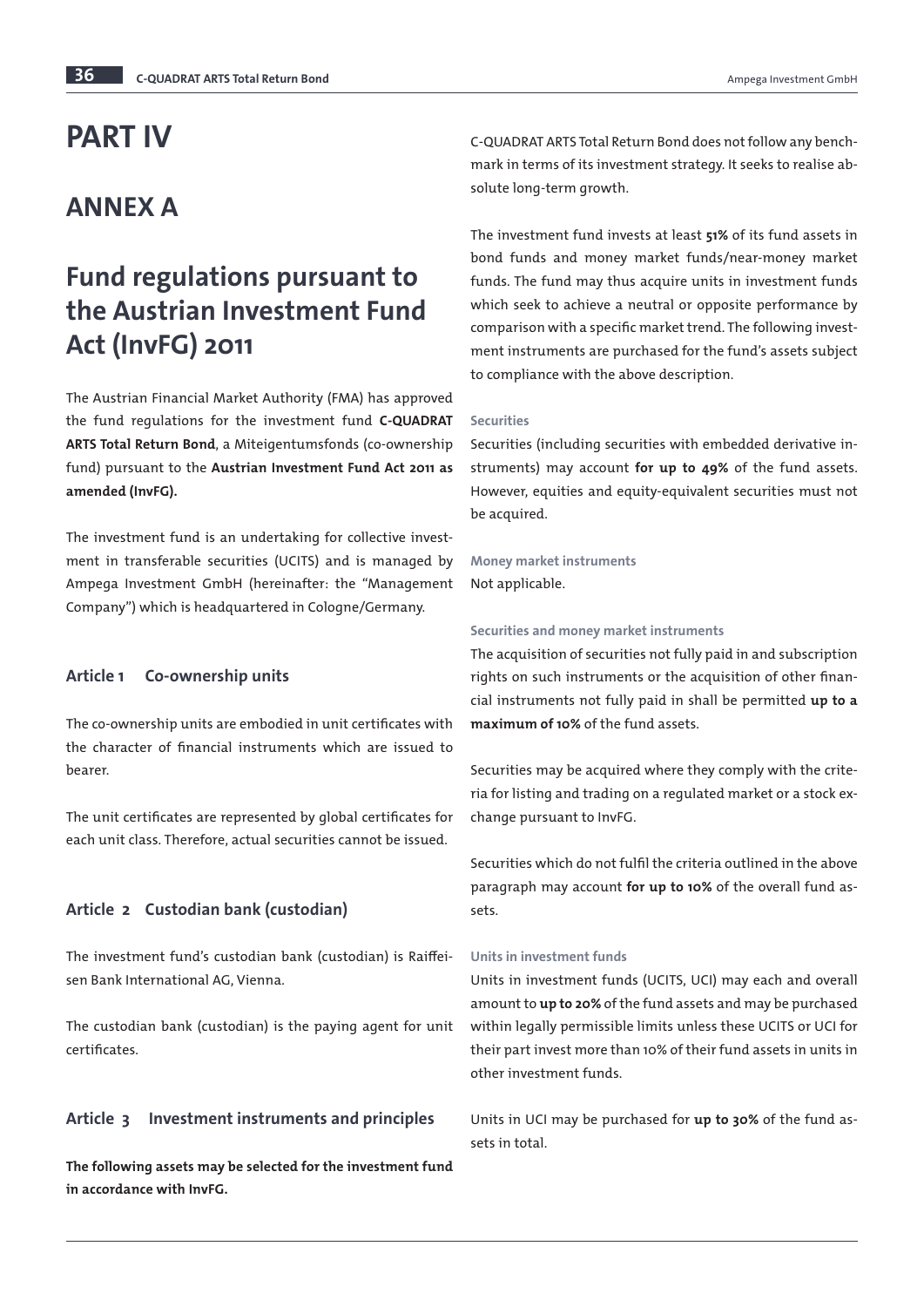# PART IV

## ANNEX A

## Fund regulations pursuant to the Austrian Investment Fund Act (InvFG) 2011

The Austrian Financial Market Authority (FMA) has approved the fund regulations for the investment fund **C-QUADRAT ARTS Total Return Bond**, a Miteigentumsfonds (co-ownership fund) pursuant to the **Austrian Investment Fund Act 2011 as amended (InvFG).**

The investment fund is an undertaking for collective investment in transferable securities (UCITS) and is managed by Ampega Investment GmbH (hereinafter: the "Management Company") which is headquartered in Cologne/Germany.

### Article 1 Co-ownership units

The co-ownership units are embodied in unit certificates with the character of financial instruments which are issued to bearer.

The unit certificates are represented by global certificates for each unit class. Therefore, actual securities cannot be issued.

### Article 2 Custodian bank (custodian)

The investment fund's custodian bank (custodian) is Raiffeisen Bank International AG, Vienna.

The custodian bank (custodian) is the paying agent for unit certificates.

### Article 3 Investment instruments and principles

**The following assets may be selected for the investment fund in accordance with InvFG.**

C-QUADRAT ARTS Total Return Bond does not follow any benchmark in terms of its investment strategy. It seeks to realise absolute long-term growth.

The investment fund invests at least **51%** of its fund assets in bond funds and money market funds/near-money market funds. The fund may thus acquire units in investment funds which seek to achieve a neutral or opposite performance by comparison with a specific market trend. The following investment instruments are purchased for the fund's assets subject to compliance with the above description.

#### Securities

Securities (including securities with embedded derivative instruments) may account **for up to 49%** of the fund assets. However, equities and equity-equivalent securities must not be acquired.

#### Money market instruments

Not applicable.

#### Securities and money market instruments

The acquisition of securities not fully paid in and subscription rights on such instruments or the acquisition of other financial instruments not fully paid in shall be permitted **up to a maximum of 10%** of the fund assets.

Securities may be acquired where they comply with the criteria for listing and trading on a regulated market or a stock exchange pursuant to InvFG.

Securities which do not fulfil the criteria outlined in the above paragraph may account **for up to 10%** of the overall fund assets.

#### Units in investment funds

Units in investment funds (UCITS, UCI) may each and overall amount to **up to 20%** of the fund assets and may be purchased within legally permissible limits unless these UCITS or UCI for their part invest more than 10% of their fund assets in units in other investment funds.

Units in UCI may be purchased for **up to 30%** of the fund assets in total.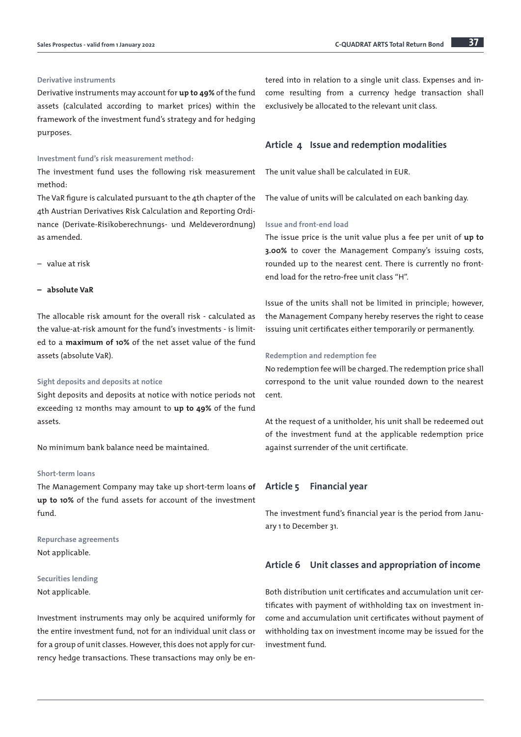**Derivative instruments**

Derivative instruments may account for **up to 49%** of the fund assets (calculated according to market prices) within the framework of the investment fund's strategy and for hedging purposes.

**Investment fund's risk measurement method:**

The investment fund uses the following risk measurement method:

The VaR figure is calculated pursuant to the 4th chapter of the 4th Austrian Derivatives Risk Calculation and Reporting Ordinance (Derivate-Risikoberechnungs- und Meldeverordnung) as amended.

– value at risk

– **absolute VaR**

The allocable risk amount for the overall risk - calculated as the value-at-risk amount for the fund's investments - is limited to a **maximum of 10%** of the net asset value of the fund assets (absolute VaR).

**Sight deposits and deposits at notice**

Sight deposits and deposits at notice with notice periods not exceeding 12 months may amount to **up to 49%** of the fund assets.

No minimum bank balance need be maintained.

**Short-term loans**

The Management Company may take up short-term loans **of up to 10%** of the fund assets for account of the investment fund.

**Repurchase agreements**

Not applicable.

**Securities lending**

Not applicable.

Investment instruments may only be acquired uniformly for the entire investment fund, not for an individual unit class or for a group of unit classes. However, this does not apply for currency hedge transactions. These transactions may only be entered into in relation to a single unit class. Expenses and income resulting from a currency hedge transaction shall exclusively be allocated to the relevant unit class.

## Article 4 Issue and redemption modalities

The unit value shall be calculated in EUR.

The value of units will be calculated on each banking day.

**Issue and front-end load**

The issue price is the unit value plus a fee per unit of **up to 3.00%** to cover the Management Company's issuing costs, rounded up to the nearest cent. There is currently no front-end load for the retro-free unit class "H".

Issue of the units shall not be limited in principle; however, the Management Company hereby reserves the right to cease issuing unit certificates either temporarily or permanently.

**Redemption and redemption fee**

No redemption fee will be charged. The redemption price shall correspond to the unit value rounded down to the nearest cent.

At the request of a unitholder, his unit shall be redeemed out of the investment fund at the applicable redemption price against surrender of the unit certificate.

## Article 5 Financial year

The investment fund's financial year is the period from January 1 to December 31.

## Article 6 Unit classes and appropriation of income

Both distribution unit certificates and accumulation unit certificates with payment of withholding tax on investment income and accumulation unit certificates without payment of withholding tax on investment income may be issued for the investment fund.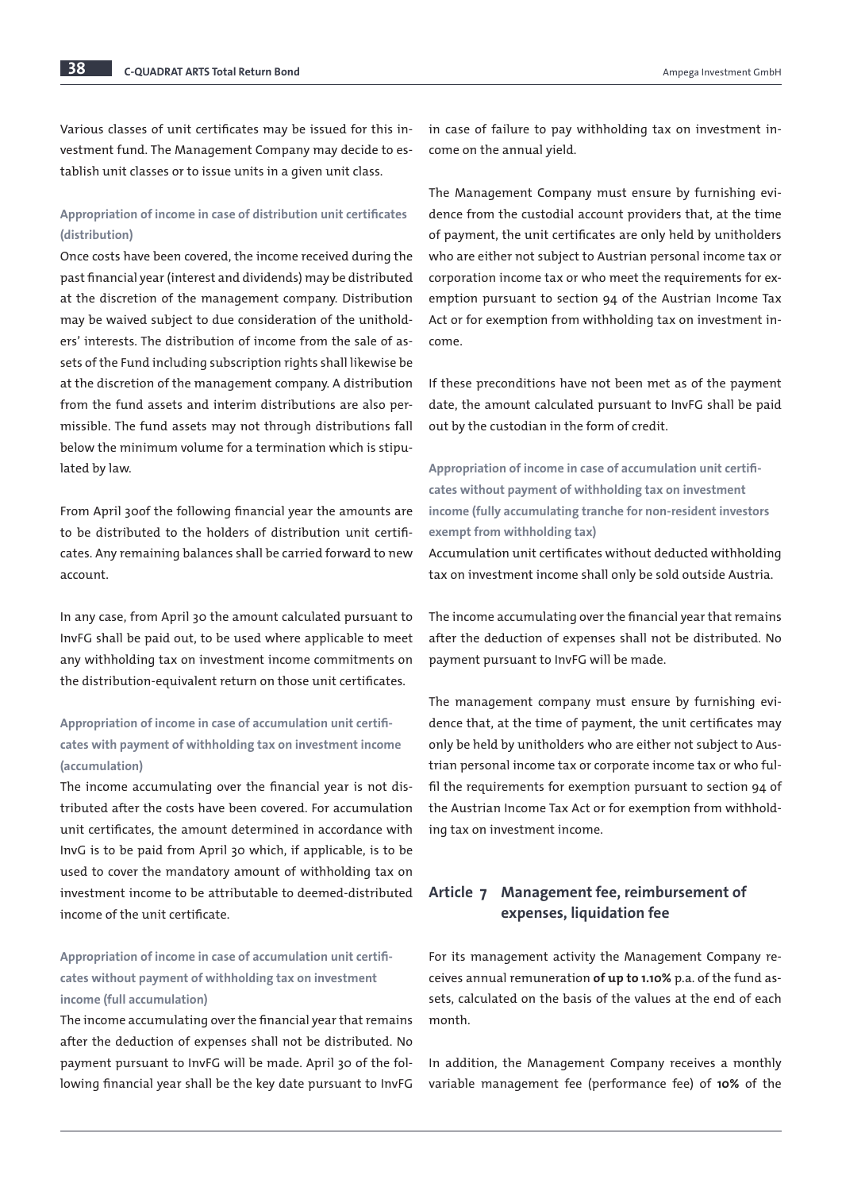Various classes of unit certificates may be issued for this investment fund. The Management Company may decide to establish unit classes or to issue units in a given unit class.

**Appropriation of income in case of distribution unit certificates (distribution)**

Once costs have been covered, the income received during the past financial year (interest and dividends) may be distributed at the discretion of the management company. Distribution may be waived subject to due consideration of the unitholders' interests. The distribution of income from the sale of assets of the Fund including subscription rights shall likewise be at the discretion of the management company. A distribution from the fund assets and interim distributions are also permissible. The fund assets may not through distributions fall below the minimum volume for a termination which is stipulated by law.

From April 30of the following financial year the amounts are to be distributed to the holders of distribution unit certificates. Any remaining balances shall be carried forward to new account.

In any case, from April 30 the amount calculated pursuant to InvFG shall be paid out, to be used where applicable to meet any withholding tax on investment income commitments on the distribution-equivalent return on those unit certificates.

**Appropriation of income in case of accumulation unit certificates with payment of withholding tax on investment income (accumulation)**

The income accumulating over the financial year is not distributed after the costs have been covered. For accumulation unit certificates, the amount determined in accordance with InvG is to be paid from April 30 which, if applicable, is to be used to cover the mandatory amount of withholding tax on investment income to be attributable to deemed-distributed income of the unit certificate.

**Appropriation of income in case of accumulation unit certificates without payment of withholding tax on investment income (full accumulation)**

The income accumulating over the financial year that remains after the deduction of expenses shall not be distributed. No payment pursuant to InvFG will be made. April 30 of the following financial year shall be the key date pursuant to InvFG in case of failure to pay withholding tax on investment income on the annual yield.

The Management Company must ensure by furnishing evidence from the custodial account providers that, at the time of payment, the unit certificates are only held by unitholders who are either not subject to Austrian personal income tax or corporation income tax or who meet the requirements for exemption pursuant to section 94 of the Austrian Income Tax Act or for exemption from withholding tax on investment income.

If these preconditions have not been met as of the payment date, the amount calculated pursuant to InvFG shall be paid out by the custodian in the form of credit.

**Appropriation of income in case of accumulation unit certificates without payment of withholding tax on investment income (fully accumulating tranche for non-resident investors exempt from withholding tax)**

Accumulation unit certificates without deducted withholding tax on investment income shall only be sold outside Austria.

The income accumulating over the financial year that remains after the deduction of expenses shall not be distributed. No payment pursuant to InvFG will be made.

The management company must ensure by furnishing evidence that, at the time of payment, the unit certificates may only be held by unitholders who are either not subject to Austrian personal income tax or corporate income tax or who fulfil the requirements for exemption pursuant to section 94 of the Austrian Income Tax Act or for exemption from withholding tax on investment income.

## Article 7 Management fee, reimbursement of expenses, liquidation fee

For its management activity the Management Company receives annual remuneration **of up to 1.10%** p.a. of the fund assets, calculated on the basis of the values at the end of each month.

In addition, the Management Company receives a monthly variable management fee (performance fee) of **10%** of the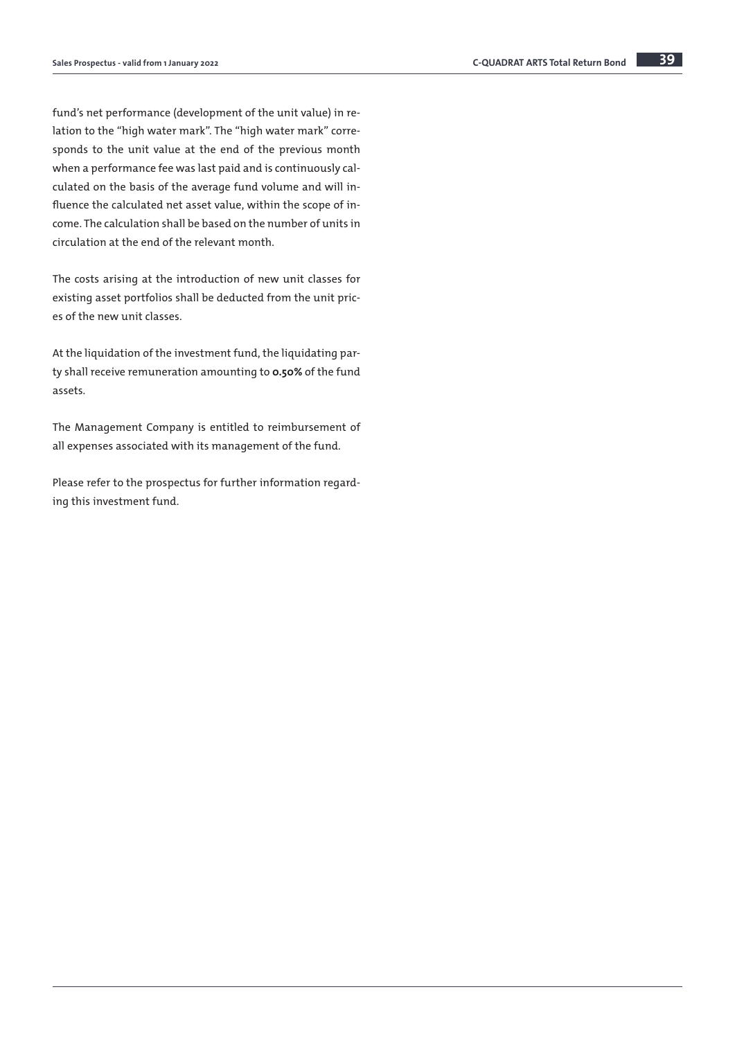fund's net performance (development of the unit value) in relation to the "high water mark". The "high water mark" corresponds to the unit value at the end of the previous month when a performance fee was last paid and is continuously calculated on the basis of the average fund volume and will influence the calculated net asset value, within the scope of income. The calculation shall be based on the number of units in circulation at the end of the relevant month.

The costs arising at the introduction of new unit classes for existing asset portfolios shall be deducted from the unit prices of the new unit classes.

At the liquidation of the investment fund, the liquidating party shall receive remuneration amounting to **0.50%** of the fund assets.

The Management Company is entitled to reimbursement of all expenses associated with its management of the fund.

Please refer to the prospectus for further information regarding this investment fund.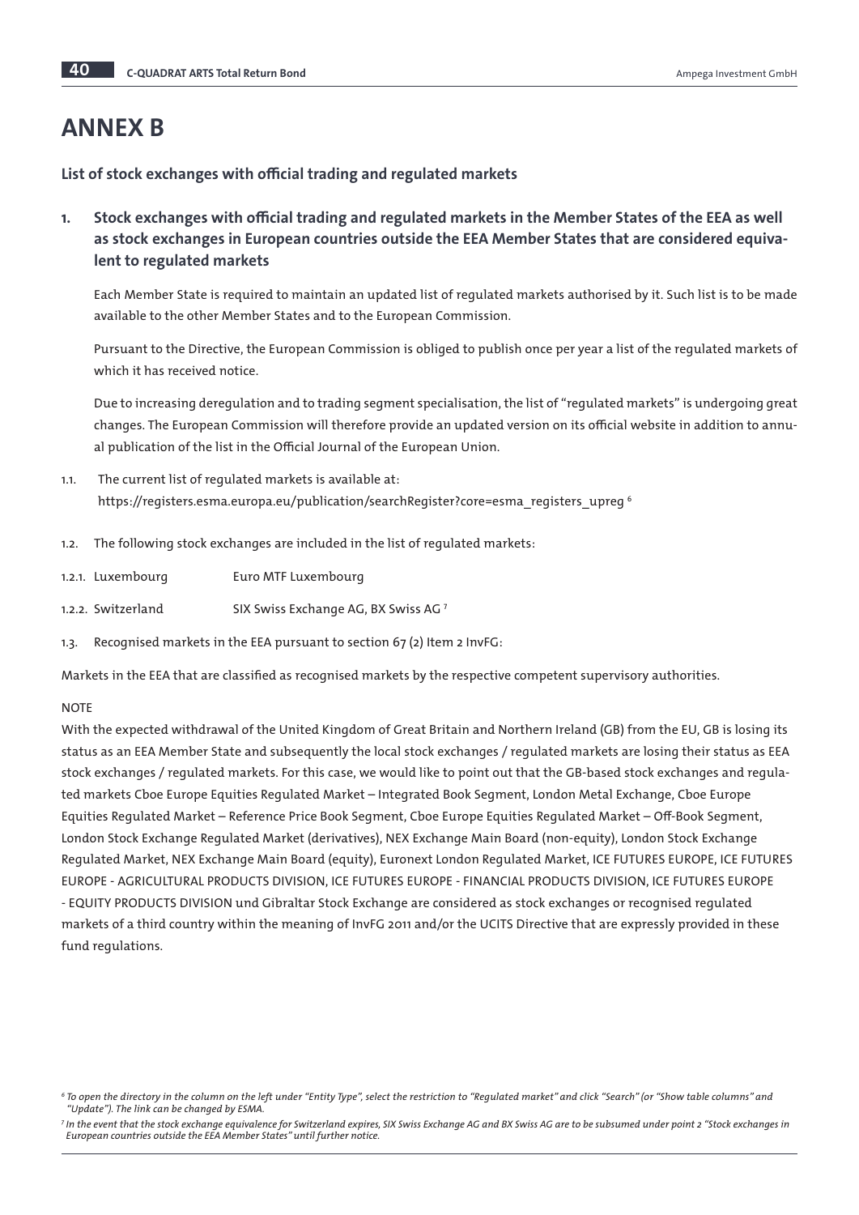# ANNEX B

**List of stock exchanges with official trading and regulated markets**

## 1. Stock exchanges with official trading and regulated markets in the Member States of the EEA as well as stock exchanges in European countries outside the EEA Member States that are considered equivalent to regulated markets

Each Member State is required to maintain an updated list of regulated markets authorised by it. Such list is to be made available to the other Member States and to the European Commission.

Pursuant to the Directive, the European Commission is obliged to publish once per year a list of the regulated markets of which it has received notice.

Due to increasing deregulation and to trading segment specialisation, the list of "regulated markets" is undergoing great changes. The European Commission will therefore provide an updated version on its official website in addition to annual publication of the list in the Official Journal of the European Union.

1.1. The current list of regulated markets is available at: https://registers.esma.europa.eu/publication/searchRegister?core=esma_registers_upreg [6]

1.2. The following stock exchanges are included in the list of regulated markets:

1.2.1. Luxembourg — Euro MTF Luxembourg

1.2.2. Switzerland — SIX Swiss Exchange AG, BX Swiss AG [7]

1.3. Recognised markets in the EEA pursuant to section 67 (2) Item 2 InvFG:

Markets in the EEA that are classified as recognised markets by the respective competent supervisory authorities.

NOTE

With the expected withdrawal of the United Kingdom of Great Britain and Northern Ireland (GB) from the EU, GB is losing its status as an EEA Member State and subsequently the local stock exchanges / regulated markets are losing their status as EEA stock exchanges / regulated markets. For this case, we would like to point out that the GB-based stock exchanges and regulated markets Cboe Europe Equities Regulated Market – Integrated Book Segment, London Metal Exchange, Cboe Europe Equities Regulated Market – Reference Price Book Segment, Cboe Europe Equities Regulated Market – Off-Book Segment, London Stock Exchange Regulated Market (derivatives), NEX Exchange Main Board (non-equity), London Stock Exchange Regulated Market, NEX Exchange Main Board (equity), Euronext London Regulated Market, ICE FUTURES EUROPE, ICE FUTURES EUROPE - AGRICULTURAL PRODUCTS DIVISION, ICE FUTURES EUROPE - FINANCIAL PRODUCTS DIVISION, ICE FUTURES EUROPE - EQUITY PRODUCTS DIVISION und Gibraltar Stock Exchange are considered as stock exchanges or recognised regulated markets of a third country within the meaning of InvFG 2011 and/or the UCITS Directive that are expressly provided in these fund regulations.

---

*[6] To open the directory in the column on the left under "Entity Type", select the restriction to "Regulated market" and click "Search" (or "Show table columns" and "Update"). The link can be changed by ESMA.*

*[7] In the event that the stock exchange equivalence for Switzerland expires, SIX Swiss Exchange AG and BX Swiss AG are to be subsumed under point 2 "Stock exchanges in European countries outside the EEA Member States" until further notice.*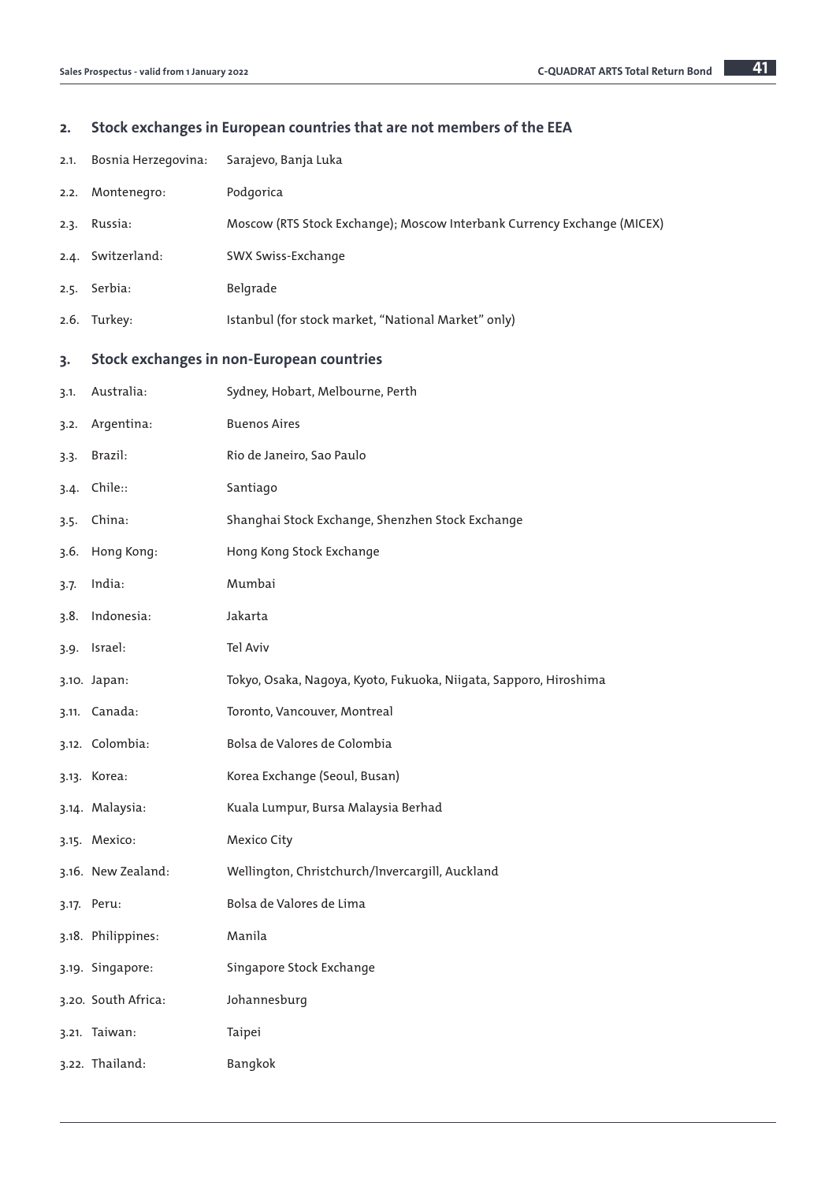## 2. Stock exchanges in European countries that are not members of the EEA

2.1. Bosnia Herzegovina: Sarajevo, Banja Luka

2.2. Montenegro: Podgorica

2.3. Russia: Moscow (RTS Stock Exchange); Moscow Interbank Currency Exchange (MICEX)

2.4. Switzerland: SWX Swiss-Exchange

2.5. Serbia: Belgrade

2.6. Turkey: Istanbul (for stock market, "National Market" only)

## 3. Stock exchanges in non-European countries

3.1. Australia: Sydney, Hobart, Melbourne, Perth

3.2. Argentina: Buenos Aires

3.3. Brazil: Rio de Janeiro, Sao Paulo

3.4. Chile:: Santiago

3.5. China: Shanghai Stock Exchange, Shenzhen Stock Exchange

3.6. Hong Kong: Hong Kong Stock Exchange

3.7. India: Mumbai

3.8. Indonesia: Jakarta

3.9. Israel: Tel Aviv

3.10. Japan: Tokyo, Osaka, Nagoya, Kyoto, Fukuoka, Niigata, Sapporo, Hiroshima

3.11. Canada: Toronto, Vancouver, Montreal

3.12. Colombia: Bolsa de Valores de Colombia

3.13. Korea: Korea Exchange (Seoul, Busan)

3.14. Malaysia: Kuala Lumpur, Bursa Malaysia Berhad

3.15. Mexico: Mexico City

3.16. New Zealand: Wellington, Christchurch/lnvercargill, Auckland

3.17. Peru: Bolsa de Valores de Lima

3.18. Philippines: Manila

3.19. Singapore: Singapore Stock Exchange

3.20. South Africa: Johannesburg

3.21. Taiwan: Taipei

3.22. Thailand: Bangkok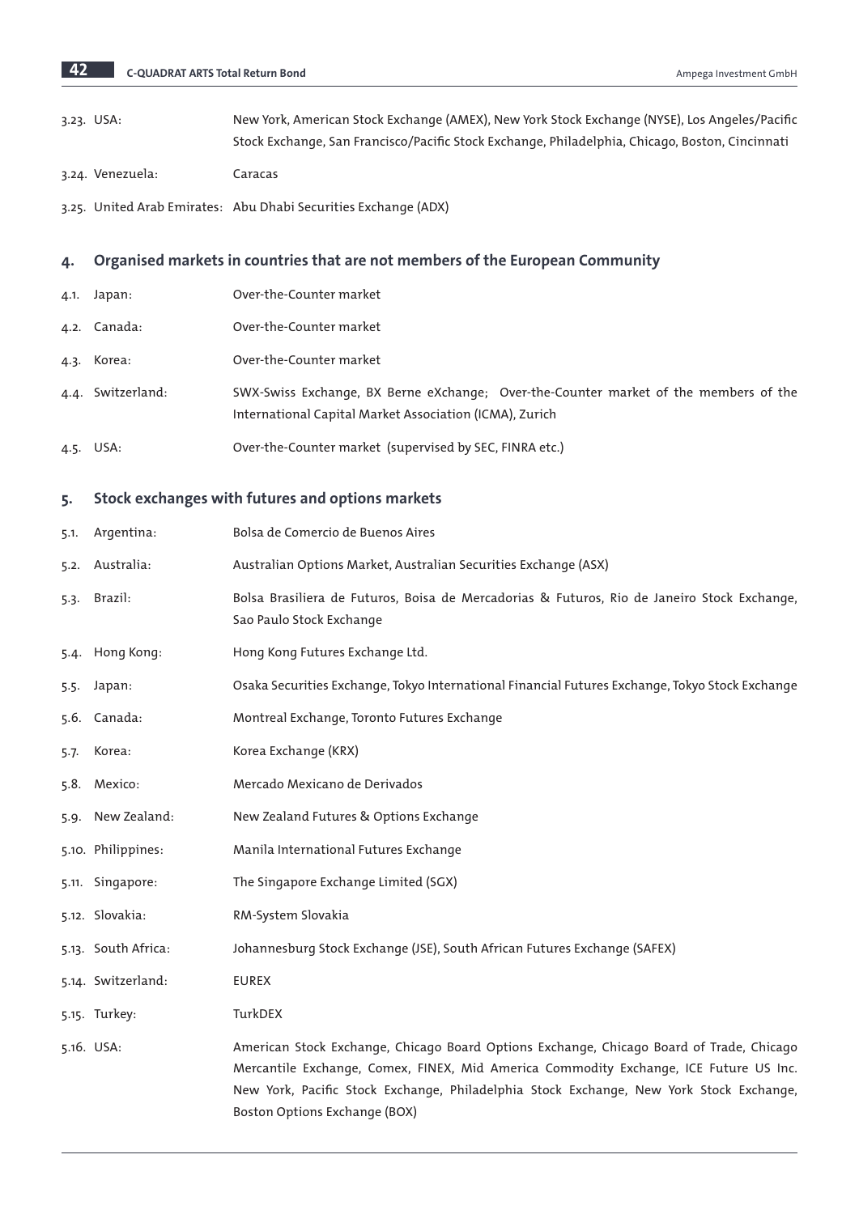| | | |
|---|---|---|
| 3.23. | USA: | New York, American Stock Exchange (AMEX), New York Stock Exchange (NYSE), Los Angeles/Pacific Stock Exchange, San Francisco/Pacific Stock Exchange, Philadelphia, Chicago, Boston, Cincinnati |
| 3.24. | Venezuela: | Caracas |
| 3.25. | United Arab Emirates: | Abu Dhabi Securities Exchange (ADX) |

## 4. Organised markets in countries that are not members of the European Community

| | | |
|---|---|---|
| 4.1. | Japan: | Over-the-Counter market |
| 4.2. | Canada: | Over-the-Counter market |
| 4.3. | Korea: | Over-the-Counter market |
| 4.4. | Switzerland: | SWX-Swiss Exchange, BX Berne eXchange; Over-the-Counter market of the members of the International Capital Market Association (ICMA), Zurich |
| 4.5. | USA: | Over-the-Counter market (supervised by SEC, FINRA etc.) |

## 5. Stock exchanges with futures and options markets

| | | |
|---|---|---|
| 5.1. | Argentina: | Bolsa de Comercio de Buenos Aires |
| 5.2. | Australia: | Australian Options Market, Australian Securities Exchange (ASX) |
| 5.3. | Brazil: | Bolsa Brasiliera de Futuros, Boisa de Mercadorias & Futuros, Rio de Janeiro Stock Exchange, Sao Paulo Stock Exchange |
| 5.4. | Hong Kong: | Hong Kong Futures Exchange Ltd. |
| 5.5. | Japan: | Osaka Securities Exchange, Tokyo International Financial Futures Exchange, Tokyo Stock Exchange |
| 5.6. | Canada: | Montreal Exchange, Toronto Futures Exchange |
| 5.7. | Korea: | Korea Exchange (KRX) |
| 5.8. | Mexico: | Mercado Mexicano de Derivados |
| 5.9. | New Zealand: | New Zealand Futures & Options Exchange |
| 5.10. | Philippines: | Manila International Futures Exchange |
| 5.11. | Singapore: | The Singapore Exchange Limited (SGX) |
| 5.12. | Slovakia: | RM-System Slovakia |
| 5.13. | South Africa: | Johannesburg Stock Exchange (JSE), South African Futures Exchange (SAFEX) |
| 5.14. | Switzerland: | EUREX |
| 5.15. | Turkey: | TurkDEX |
| 5.16. | USA: | American Stock Exchange, Chicago Board Options Exchange, Chicago Board of Trade, Chicago Mercantile Exchange, Comex, FINEX, Mid America Commodity Exchange, ICE Future US Inc. New York, Pacific Stock Exchange, Philadelphia Stock Exchange, New York Stock Exchange, Boston Options Exchange (BOX) |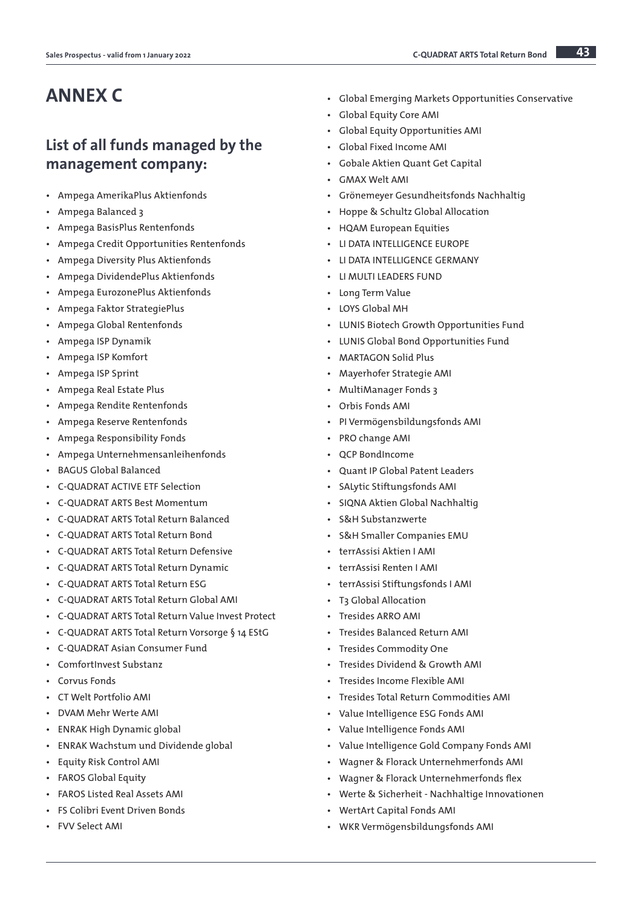# ANNEX C

## List of all funds managed by the management company:

- Ampega AmerikaPlus Aktienfonds
- Ampega Balanced 3
- Ampega BasisPlus Rentenfonds
- Ampega Credit Opportunities Rentenfonds
- Ampega Diversity Plus Aktienfonds
- Ampega DividendePlus Aktienfonds
- Ampega EurozonePlus Aktienfonds
- Ampega Faktor StrategiePlus
- Ampega Global Rentenfonds
- Ampega ISP Dynamik
- Ampega ISP Komfort
- Ampega ISP Sprint
- Ampega Real Estate Plus
- Ampega Rendite Rentenfonds
- Ampega Reserve Rentenfonds
- Ampega Responsibility Fonds
- Ampega Unternehmensanleihenfonds
- BAGUS Global Balanced
- C-QUADRAT ACTIVE ETF Selection
- C-QUADRAT ARTS Best Momentum
- C-QUADRAT ARTS Total Return Balanced
- C-QUADRAT ARTS Total Return Bond
- C-QUADRAT ARTS Total Return Defensive
- C-QUADRAT ARTS Total Return Dynamic
- C-QUADRAT ARTS Total Return ESG
- C-QUADRAT ARTS Total Return Global AMI
- C-QUADRAT ARTS Total Return Value Invest Protect
- C-QUADRAT ARTS Total Return Vorsorge § 14 EStG
- C-QUADRAT Asian Consumer Fund
- ComfortInvest Substanz
- Corvus Fonds
- CT Welt Portfolio AMI
- DVAM Mehr Werte AMI
- ENRAK High Dynamic global
- ENRAK Wachstum und Dividende global
- Equity Risk Control AMI
- FAROS Global Equity
- FAROS Listed Real Assets AMI
- FS Colibri Event Driven Bonds
- FVV Select AMI
- Global Emerging Markets Opportunities Conservative
- Global Equity Core AMI
- Global Equity Opportunities AMI
- Global Fixed Income AMI
- Gobale Aktien Quant Get Capital
- GMAX Welt AMI
- Grönemeyer Gesundheitsfonds Nachhaltig
- Hoppe & Schultz Global Allocation
- HQAM European Equities
- LI DATA INTELLIGENCE EUROPE
- LI DATA INTELLIGENCE GERMANY
- LI MULTI LEADERS FUND
- Long Term Value
- LOYS Global MH
- LUNIS Biotech Growth Opportunities Fund
- LUNIS Global Bond Opportunities Fund
- MARTAGON Solid Plus
- Mayerhofer Strategie AMI
- MultiManager Fonds 3
- Orbis Fonds AMI
- PI Vermögensbildungsfonds AMI
- PRO change AMI
- QCP BondIncome
- Quant IP Global Patent Leaders
- SALytic Stiftungsfonds AMI
- SIQNA Aktien Global Nachhaltig
- S&H Substanzwerte
- S&H Smaller Companies EMU
- terrAssisi Aktien I AMI
- terrAssisi Renten I AMI
- terrAssisi Stiftungsfonds I AMI
- T3 Global Allocation
- Tresides ARRO AMI
- Tresides Balanced Return AMI
- Tresides Commodity One
- Tresides Dividend & Growth AMI
- Tresides Income Flexible AMI
- Tresides Total Return Commodities AMI
- Value Intelligence ESG Fonds AMI
- Value Intelligence Fonds AMI
- Value Intelligence Gold Company Fonds AMI
- Wagner & Florack Unternehmerfonds AMI
- Wagner & Florack Unternehmerfonds flex
- Werte & Sicherheit - Nachhaltige Innovationen
- WertArt Capital Fonds AMI
- WKR Vermögensbildungsfonds AMI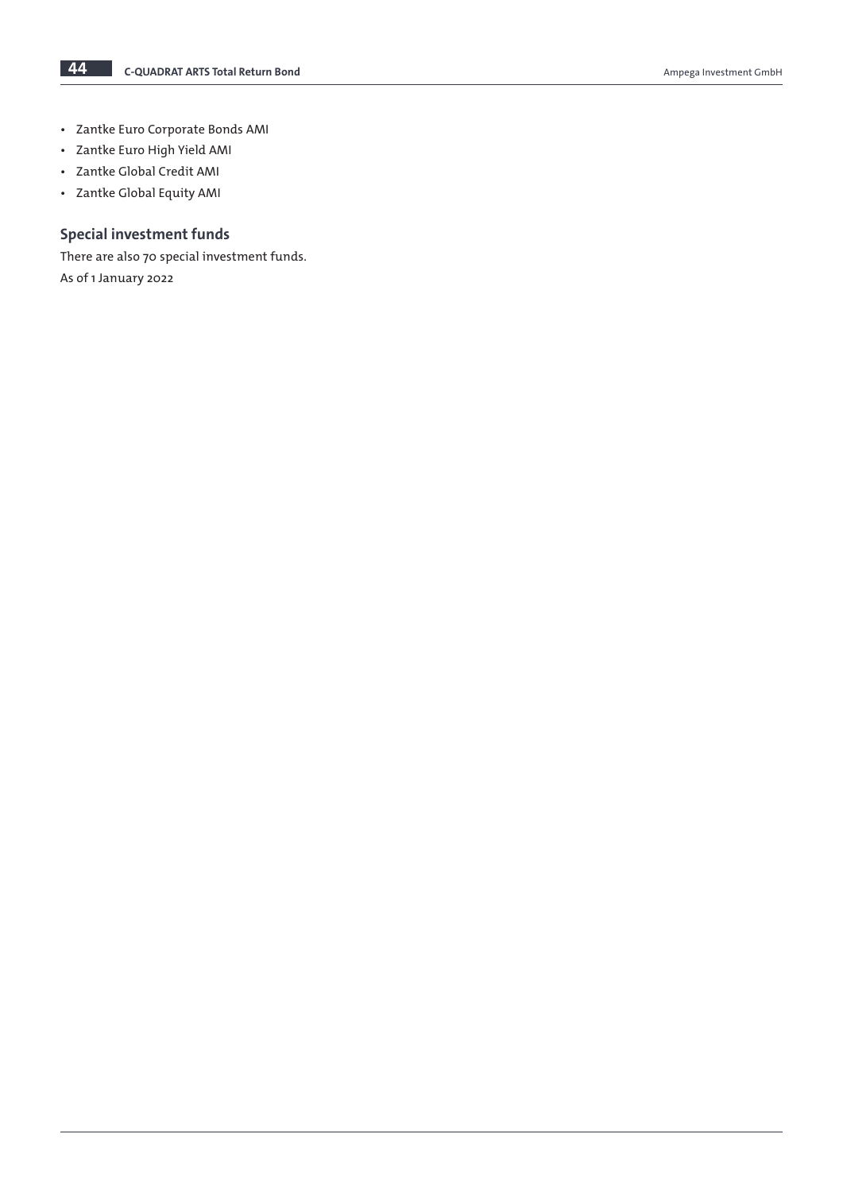- Zantke Euro Corporate Bonds AMI
- Zantke Euro High Yield AMI
- Zantke Global Credit AMI
- Zantke Global Equity AMI

## Special investment funds

There are also 70 special investment funds.

As of 1 January 2022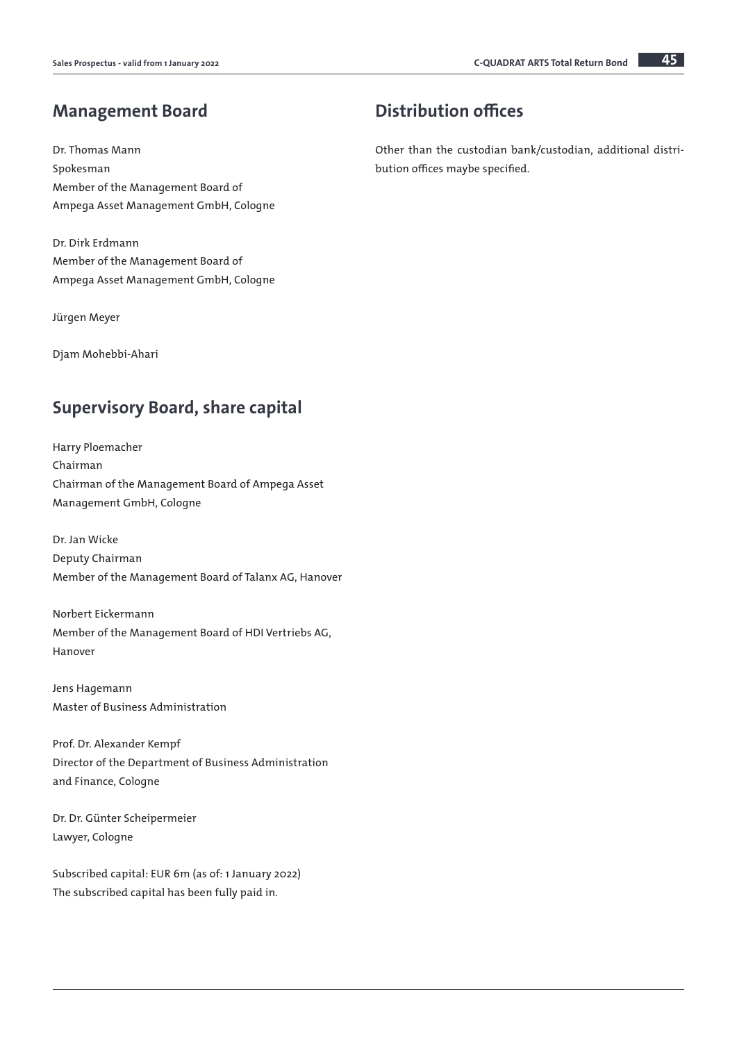## Management Board

Dr. Thomas Mann
Spokesman
Member of the Management Board of
Ampega Asset Management GmbH, Cologne

Dr. Dirk Erdmann
Member of the Management Board of
Ampega Asset Management GmbH, Cologne

Jürgen Meyer

Djam Mohebbi-Ahari

## Supervisory Board, share capital

Harry Ploemacher
Chairman
Chairman of the Management Board of Ampega Asset
Management GmbH, Cologne

Dr. Jan Wicke
Deputy Chairman
Member of the Management Board of Talanx AG, Hanover

Norbert Eickermann
Member of the Management Board of HDI Vertriebs AG,
Hanover

Jens Hagemann
Master of Business Administration

Prof. Dr. Alexander Kempf
Director of the Department of Business Administration
and Finance, Cologne

Dr. Dr. Günter Scheipermeier
Lawyer, Cologne

Subscribed capital: EUR 6m (as of: 1 January 2022)
The subscribed capital has been fully paid in.

## Distribution offices

Other than the custodian bank/custodian, additional distribution offices maybe specified.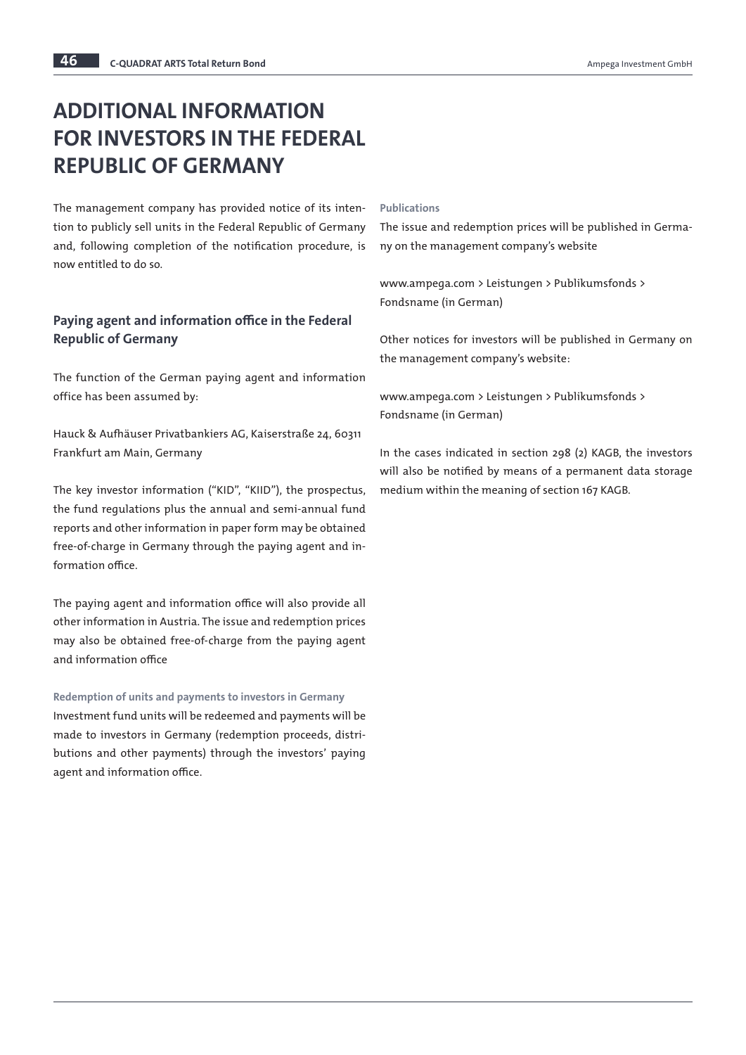# ADDITIONAL INFORMATION FOR INVESTORS IN THE FEDERAL REPUBLIC OF GERMANY

The management company has provided notice of its intention to publicly sell units in the Federal Republic of Germany and, following completion of the notification procedure, is now entitled to do so.

## Paying agent and information office in the Federal Republic of Germany

The function of the German paying agent and information office has been assumed by:

Hauck & Aufhäuser Privatbankiers AG, Kaiserstraße 24, 60311 Frankfurt am Main, Germany

The key investor information ("KID", "KIID"), the prospectus, the fund regulations plus the annual and semi-annual fund reports and other information in paper form may be obtained free-of-charge in Germany through the paying agent and information office.

The paying agent and information office will also provide all other information in Austria. The issue and redemption prices may also be obtained free-of-charge from the paying agent and information office

#### Redemption of units and payments to investors in Germany

Investment fund units will be redeemed and payments will be made to investors in Germany (redemption proceeds, distributions and other payments) through the investors' paying agent and information office.

#### Publications

The issue and redemption prices will be published in Germany on the management company's website

www.ampega.com > Leistungen > Publikumsfonds > Fondsname (in German)

Other notices for investors will be published in Germany on the management company's website:

www.ampega.com > Leistungen > Publikumsfonds > Fondsname (in German)

In the cases indicated in section 298 (2) KAGB, the investors will also be notified by means of a permanent data storage medium within the meaning of section 167 KAGB.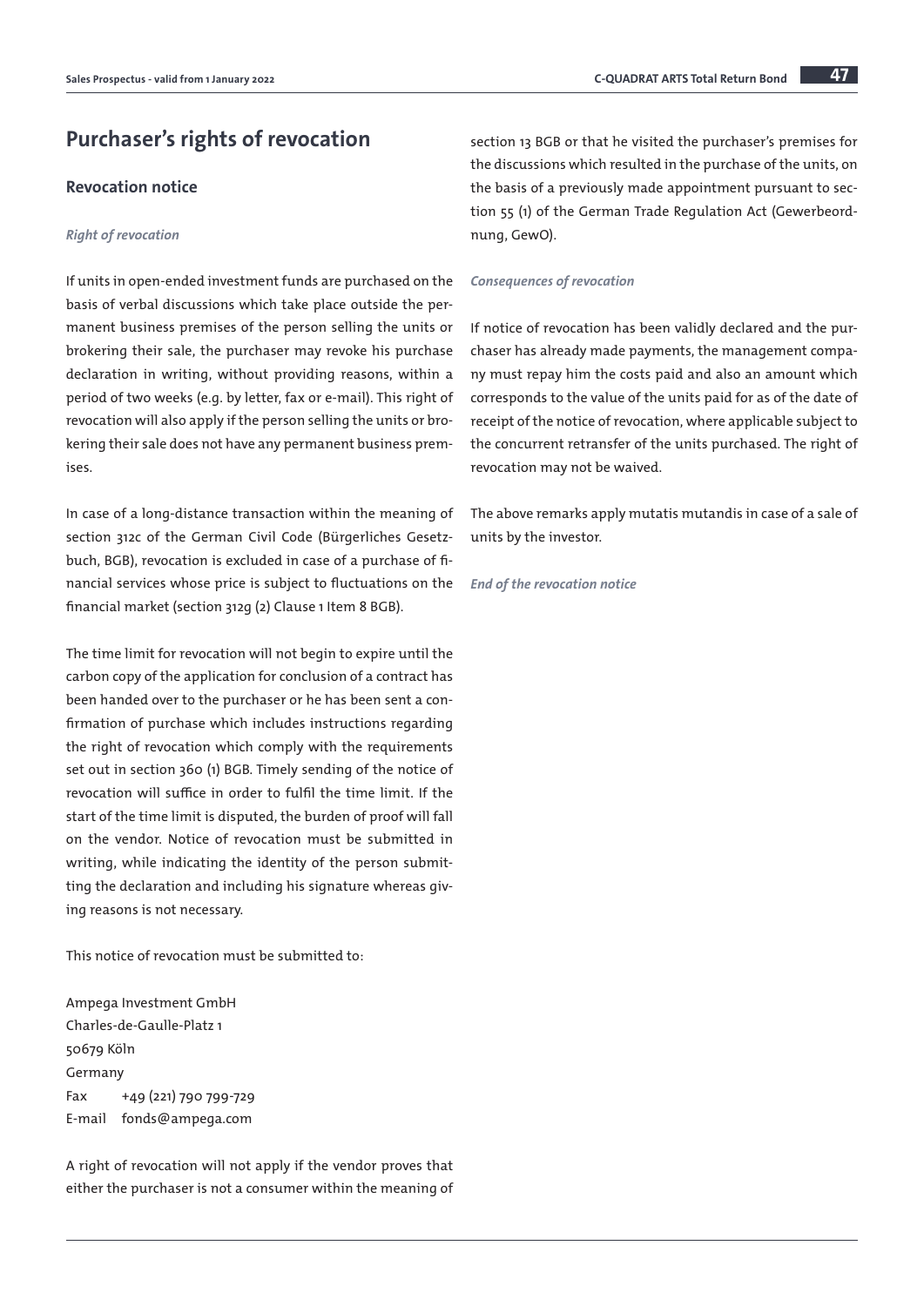# Purchaser's rights of revocation

## Revocation notice

*Right of revocation*

If units in open-ended investment funds are purchased on the basis of verbal discussions which take place outside the permanent business premises of the person selling the units or brokering their sale, the purchaser may revoke his purchase declaration in writing, without providing reasons, within a period of two weeks (e.g. by letter, fax or e-mail). This right of revocation will also apply if the person selling the units or brokering their sale does not have any permanent business premises.

In case of a long-distance transaction within the meaning of section 312c of the German Civil Code (Bürgerliches Gesetzbuch, BGB), revocation is excluded in case of a purchase of financial services whose price is subject to fluctuations on the financial market (section 312g (2) Clause 1 Item 8 BGB).

The time limit for revocation will not begin to expire until the carbon copy of the application for conclusion of a contract has been handed over to the purchaser or he has been sent a confirmation of purchase which includes instructions regarding the right of revocation which comply with the requirements set out in section 360 (1) BGB. Timely sending of the notice of revocation will suffice in order to fulfil the time limit. If the start of the time limit is disputed, the burden of proof will fall on the vendor. Notice of revocation must be submitted in writing, while indicating the identity of the person submitting the declaration and including his signature whereas giving reasons is not necessary.

This notice of revocation must be submitted to:

Ampega Investment GmbH  
Charles-de-Gaulle-Platz 1  
50679 Köln  
Germany  
Fax +49 (221) 790 799-729  
E-mail fonds@ampega.com

A right of revocation will not apply if the vendor proves that either the purchaser is not a consumer within the meaning of section 13 BGB or that he visited the purchaser's premises for the discussions which resulted in the purchase of the units, on the basis of a previously made appointment pursuant to section 55 (1) of the German Trade Regulation Act (Gewerbeordnung, GewO).

*Consequences of revocation*

If notice of revocation has been validly declared and the purchaser has already made payments, the management company must repay him the costs paid and also an amount which corresponds to the value of the units paid for as of the date of receipt of the notice of revocation, where applicable subject to the concurrent retransfer of the units purchased. The right of revocation may not be waived.

The above remarks apply mutatis mutandis in case of a sale of units by the investor.

*End of the revocation notice*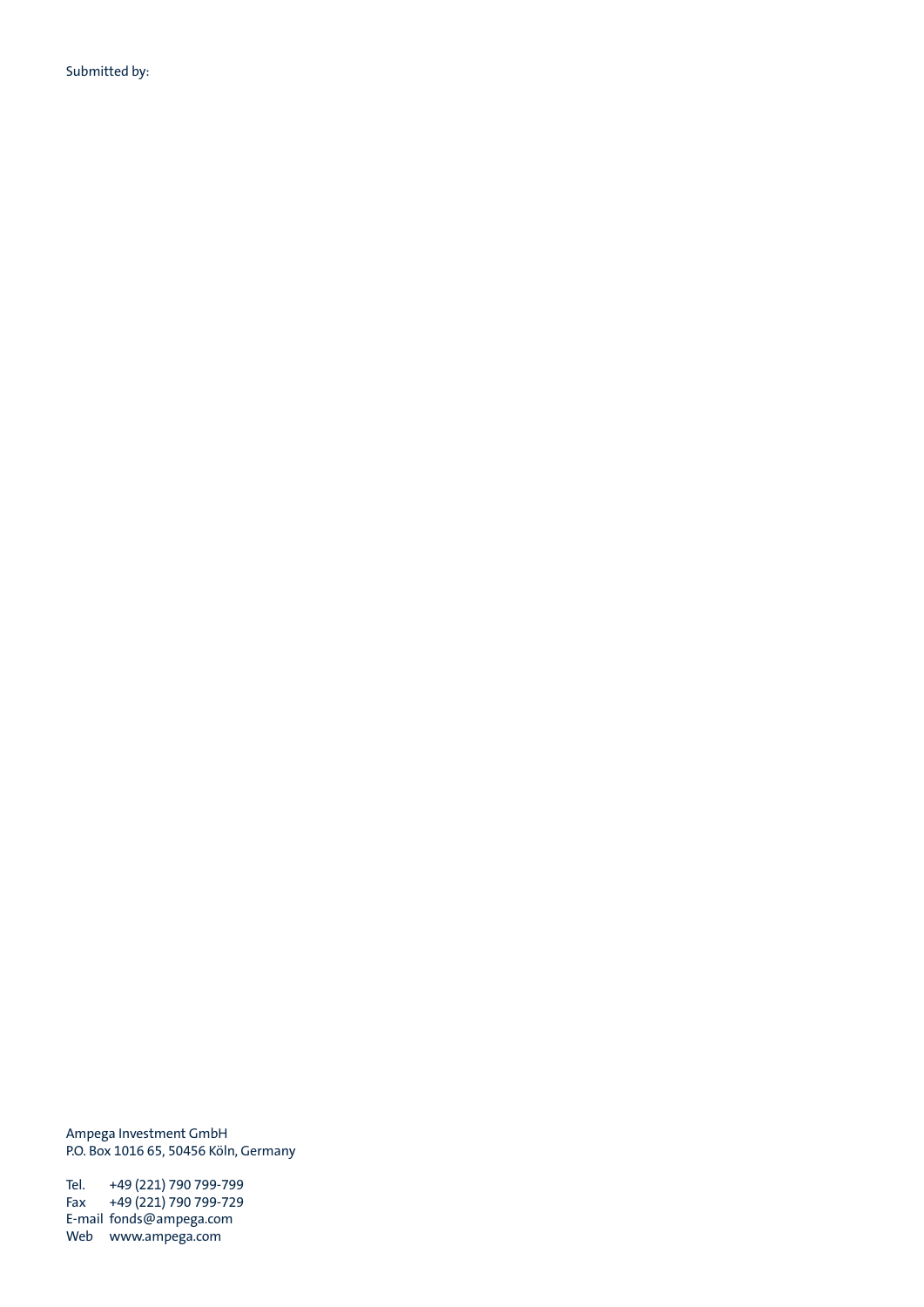Submitted by:

Ampega Investment GmbH
P.O. Box 1016 65, 50456 Köln, Germany

| | |
|---|---|
| Tel. | +49 (221) 790 799-799 |
| Fax | +49 (221) 790 799-729 |
| E-mail | fonds@ampega.com |
| Web | www.ampega.com |